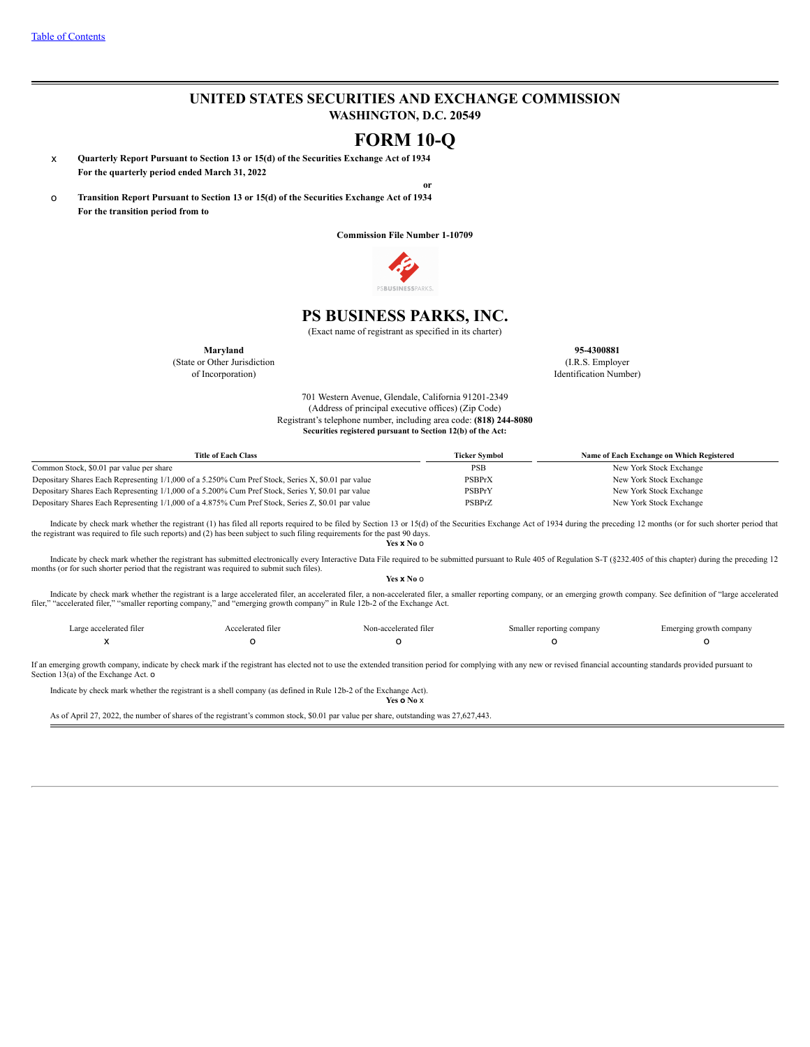[Table of Contents](#)

# UNITED STATES SECURITIES AND EXCHANGE COMMISSION
**WASHINGTON, D.C. 20549**

# FORM 10-Q

x **Quarterly Report Pursuant to Section 13 or 15(d) of the Securities Exchange Act of 1934**
**For the quarterly period ended March 31, 2022**

**or**

o **Transition Report Pursuant to Section 13 or 15(d) of the Securities Exchange Act of 1934**
**For the transition period from to**

**Commission File Number 1-10709**

# PS BUSINESS PARKS, INC.
(Exact name of registrant as specified in its charter)

| **Maryland** | **95-4300881** |
|---|---|
| (State or Other Jurisdiction of Incorporation) | (I.R.S. Employer Identification Number) |

701 Western Avenue, Glendale, California 91201-2349
(Address of principal executive offices) (Zip Code)
Registrant's telephone number, including area code: **(818) 244-8080**
**Securities registered pursuant to Section 12(b) of the Act:**

| Title of Each Class | Ticker Symbol | Name of Each Exchange on Which Registered |
|---|---|---|
| Common Stock, $0.01 par value per share | PSB | New York Stock Exchange |
| Depositary Shares Each Representing 1/1,000 of a 5.250% Cum Pref Stock, Series X, $0.01 par value | PSBPrX | New York Stock Exchange |
| Depositary Shares Each Representing 1/1,000 of a 5.200% Cum Pref Stock, Series Y, $0.01 par value | PSBPrY | New York Stock Exchange |
| Depositary Shares Each Representing 1/1,000 of a 4.875% Cum Pref Stock, Series Z, $0.01 par value | PSBPrZ | New York Stock Exchange |

Indicate by check mark whether the registrant (1) has filed all reports required to be filed by Section 13 or 15(d) of the Securities Exchange Act of 1934 during the preceding 12 months (or for such shorter period that the registrant was required to file such reports) and (2) has been subject to such filing requirements for the past 90 days.
**Yes x No o**

Indicate by check mark whether the registrant has submitted electronically every Interactive Data File required to be submitted pursuant to Rule 405 of Regulation S-T (§232.405 of this chapter) during the preceding 12 months (or for such shorter period that the registrant was required to submit such files).
**Yes x No o**

Indicate by check mark whether the registrant is a large accelerated filer, an accelerated filer, a non-accelerated filer, a smaller reporting company, or an emerging growth company. See definition of "large accelerated filer," "accelerated filer," "smaller reporting company," and "emerging growth company" in Rule 12b-2 of the Exchange Act.

| Large accelerated filer | Accelerated filer | Non-accelerated filer | Smaller reporting company | Emerging growth company |
|---|---|---|---|---|
| x | o | o | o | o |

If an emerging growth company, indicate by check mark if the registrant has elected not to use the extended transition period for complying with any new or revised financial accounting standards provided pursuant to Section 13(a) of the Exchange Act. o

Indicate by check mark whether the registrant is a shell company (as defined in Rule 12b-2 of the Exchange Act).
**Yes o No x**

As of April 27, 2022, the number of shares of the registrant's common stock, $0.01 par value per share, outstanding was 27,627,443.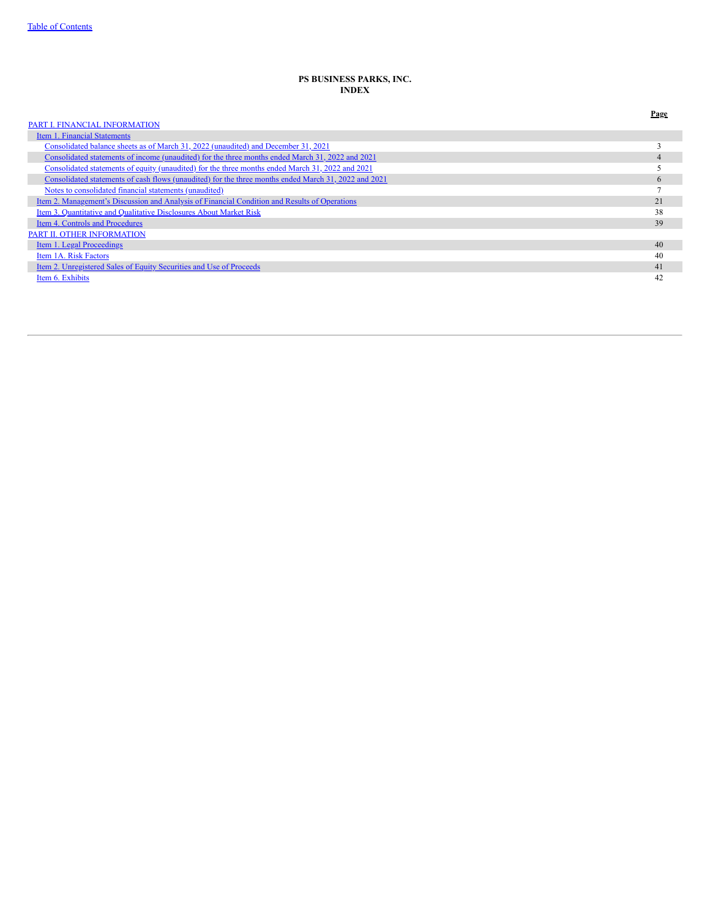**PS BUSINESS PARKS, INC.**
**INDEX**

| | Page |
|---|---|
| PART I. FINANCIAL INFORMATION | |
| Item 1. Financial Statements | |
| Consolidated balance sheets as of March 31, 2022 (unaudited) and December 31, 2021 | 3 |
| Consolidated statements of income (unaudited) for the three months ended March 31, 2022 and 2021 | 4 |
| Consolidated statements of equity (unaudited) for the three months ended March 31, 2022 and 2021 | 5 |
| Consolidated statements of cash flows (unaudited) for the three months ended March 31, 2022 and 2021 | 6 |
| Notes to consolidated financial statements (unaudited) | 7 |
| Item 2. Management's Discussion and Analysis of Financial Condition and Results of Operations | 21 |
| Item 3. Quantitative and Qualitative Disclosures About Market Risk | 38 |
| Item 4. Controls and Procedures | 39 |
| PART II. OTHER INFORMATION | |
| Item 1. Legal Proceedings | 40 |
| Item 1A. Risk Factors | 40 |
| Item 2. Unregistered Sales of Equity Securities and Use of Proceeds | 41 |
| Item 6. Exhibits | 42 |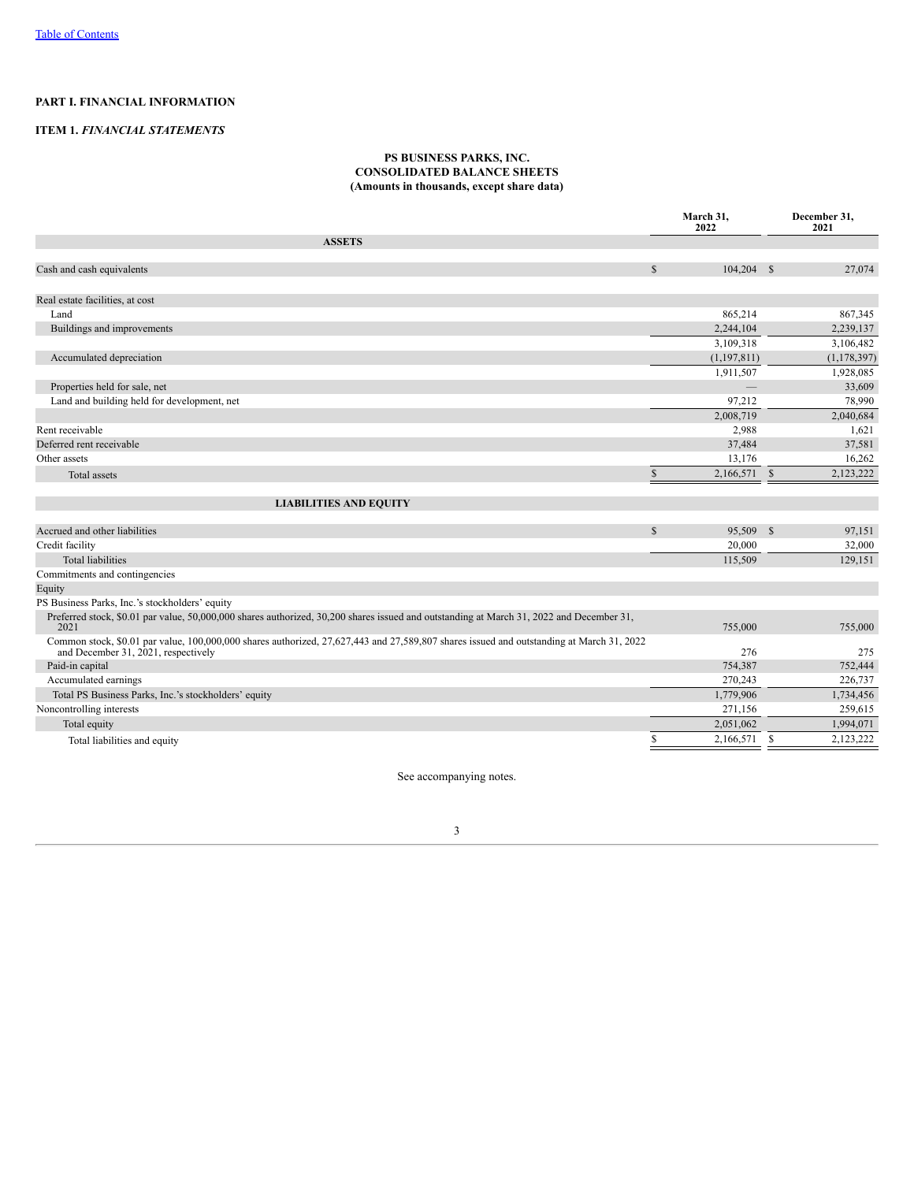[Table of Contents](#)

**PART I. FINANCIAL INFORMATION**

**ITEM 1. *FINANCIAL STATEMENTS***

**PS BUSINESS PARKS, INC.**
**CONSOLIDATED BALANCE SHEETS**
**(Amounts in thousands, except share data)**

| | March 31, 2022 | December 31, 2021 |
|---|---|---|
| **ASSETS** | | |
| Cash and cash equivalents | $ 104,204 | $ 27,074 |
| Real estate facilities, at cost | | |
| Land | 865,214 | 867,345 |
| Buildings and improvements | 2,244,104 | 2,239,137 |
| | 3,109,318 | 3,106,482 |
| Accumulated depreciation | (1,197,811) | (1,178,397) |
| | 1,911,507 | 1,928,085 |
| Properties held for sale, net | — | 33,609 |
| Land and building held for development, net | 97,212 | 78,990 |
| | 2,008,719 | 2,040,684 |
| Rent receivable | 2,988 | 1,621 |
| Deferred rent receivable | 37,484 | 37,581 |
| Other assets | 13,176 | 16,262 |
| Total assets | $ 2,166,571 | $ 2,123,222 |
| **LIABILITIES AND EQUITY** | | |
| Accrued and other liabilities | $ 95,509 | $ 97,151 |
| Credit facility | 20,000 | 32,000 |
| Total liabilities | 115,509 | 129,151 |
| Commitments and contingencies | | |
| Equity | | |
| PS Business Parks, Inc.'s stockholders' equity | | |
| Preferred stock, $0.01 par value, 50,000,000 shares authorized, 30,200 shares issued and outstanding at March 31, 2022 and December 31, 2021 | 755,000 | 755,000 |
| Common stock, $0.01 par value, 100,000,000 shares authorized, 27,627,443 and 27,589,807 shares issued and outstanding at March 31, 2022 and December 31, 2021, respectively | 276 | 275 |
| Paid-in capital | 754,387 | 752,444 |
| Accumulated earnings | 270,243 | 226,737 |
| Total PS Business Parks, Inc.'s stockholders' equity | 1,779,906 | 1,734,456 |
| Noncontrolling interests | 271,156 | 259,615 |
| Total equity | 2,051,062 | 1,994,071 |
| Total liabilities and equity | $ 2,166,571 | $ 2,123,222 |

See accompanying notes.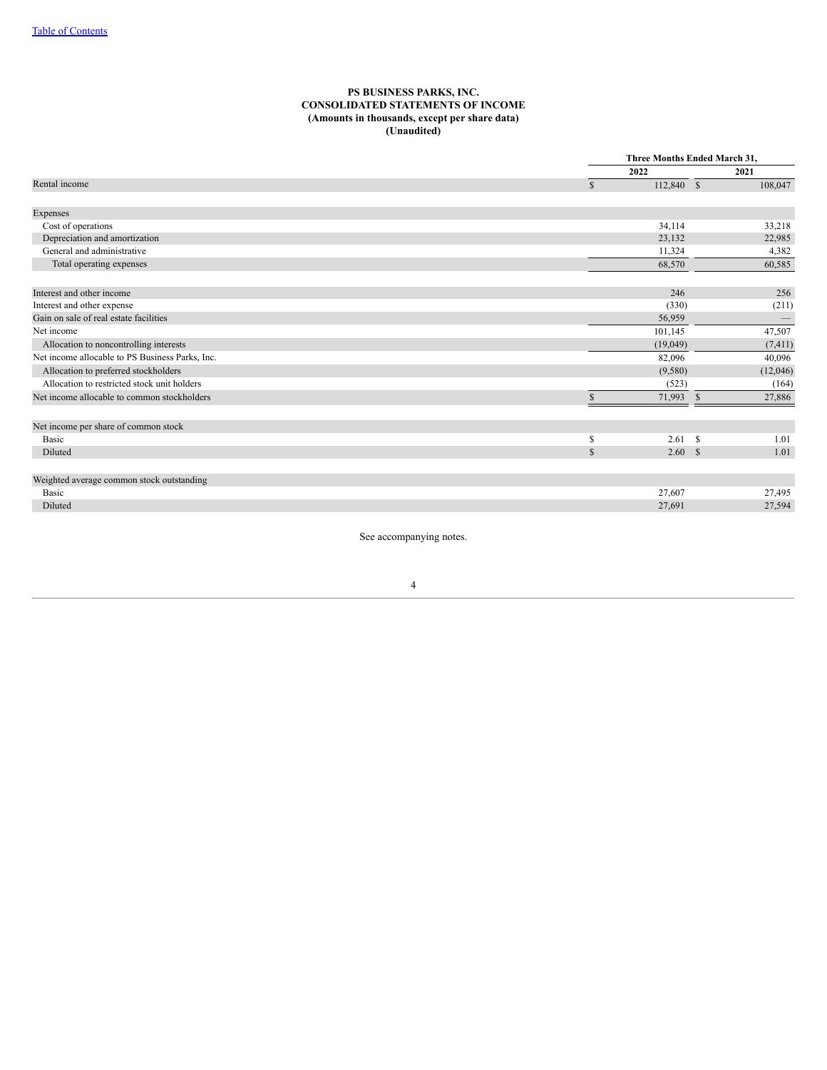# PS BUSINESS PARKS, INC.
## CONSOLIDATED STATEMENTS OF INCOME
### (Amounts in thousands, except per share data)
### (Unaudited)

| | Three Months Ended March 31, | |
|---|---|---|
| | 2022 | 2021 |
| Rental income | $ 112,840 | $ 108,047 |
| | | |
| Expenses | | |
| Cost of operations | 34,114 | 33,218 |
| Depreciation and amortization | 23,132 | 22,985 |
| General and administrative | 11,324 | 4,382 |
| Total operating expenses | 68,570 | 60,585 |
| | | |
| Interest and other income | 246 | 256 |
| Interest and other expense | (330) | (211) |
| Gain on sale of real estate facilities | 56,959 | — |
| Net income | 101,145 | 47,507 |
| Allocation to noncontrolling interests | (19,049) | (7,411) |
| Net income allocable to PS Business Parks, Inc. | 82,096 | 40,096 |
| Allocation to preferred stockholders | (9,580) | (12,046) |
| Allocation to restricted stock unit holders | (523) | (164) |
| Net income allocable to common stockholders | $ 71,993 | $ 27,886 |
| | | |
| Net income per share of common stock | | |
| Basic | $ 2.61 | $ 1.01 |
| Diluted | $ 2.60 | $ 1.01 |
| | | |
| Weighted average common stock outstanding | | |
| Basic | 27,607 | 27,495 |
| Diluted | 27,691 | 27,594 |

See accompanying notes.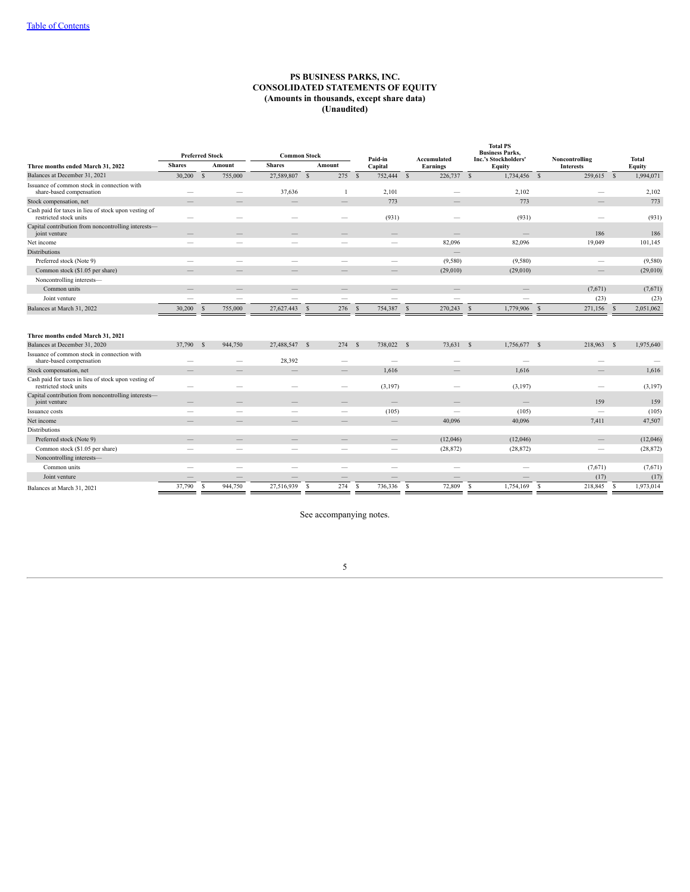[Table of Contents]

# PS BUSINESS PARKS, INC.
## CONSOLIDATED STATEMENTS OF EQUITY
### (Amounts in thousands, except share data)
### (Unaudited)

| | Preferred Stock | | Common Stock | | | | Total PS Business Parks, Inc.'s Stockholders' | | |
|---|---|---|---|---|---|---|---|---|---|
| **Three months ended March 31, 2022** | **Shares** | **Amount** | **Shares** | **Amount** | **Paid-in Capital** | **Accumulated Earnings** | **Equity** | **Noncontrolling Interests** | **Total Equity** |
| Balances at December 31, 2021 | 30,200 | $ 755,000 | 27,589,807 | $ 275 | $ 752,444 | $ 226,737 | $ 1,734,456 | $ 259,615 | $ 1,994,071 |
| Issuance of common stock in connection with share-based compensation | — | — | 37,636 | 1 | 2,101 | — | 2,102 | — | 2,102 |
| Stock compensation, net | — | — | — | — | 773 | — | 773 | — | 773 |
| Cash paid for taxes in lieu of stock upon vesting of restricted stock units | — | — | — | — | (931) | — | (931) | — | (931) |
| Capital contribution from noncontrolling interests—joint venture | — | — | — | — | — | — | — | 186 | 186 |
| Net income | — | — | — | — | — | 82,096 | 82,096 | 19,049 | 101,145 |
| Distributions | | | | | | — | | | |
| Preferred stock (Note 9) | — | — | — | — | — | (9,580) | (9,580) | — | (9,580) |
| Common stock ($1.05 per share) | — | — | — | — | — | (29,010) | (29,010) | — | (29,010) |
| Noncontrolling interests— | | | | | | | | | |
| Common units | — | — | — | — | — | — | — | (7,671) | (7,671) |
| Joint venture | — | — | — | — | — | — | — | (23) | (23) |
| Balances at March 31, 2022 | 30,200 | $ 755,000 | 27,627,443 | $ 276 | $ 754,387 | $ 270,243 | $ 1,779,906 | $ 271,156 | $ 2,051,062 |
| | | | | | | | | | |
| **Three months ended March 31, 2021** | | | | | | | | | |
| Balances at December 31, 2020 | 37,790 | $ 944,750 | 27,488,547 | $ 274 | $ 738,022 | $ 73,631 | $ 1,756,677 | $ 218,963 | $ 1,975,640 |
| Issuance of common stock in connection with share-based compensation | — | — | 28,392 | — | — | — | — | — | — |
| Stock compensation, net | — | — | — | — | 1,616 | — | 1,616 | — | 1,616 |
| Cash paid for taxes in lieu of stock upon vesting of restricted stock units | — | — | — | — | (3,197) | — | (3,197) | — | (3,197) |
| Capital contribution from noncontrolling interests—joint venture | — | — | — | — | — | — | — | 159 | 159 |
| Issuance costs | — | — | — | — | (105) | — | (105) | — | (105) |
| Net income | — | — | — | — | — | 40,096 | 40,096 | 7,411 | 47,507 |
| Distributions | | | | | | | | | |
| Preferred stock (Note 9) | — | — | — | — | — | (12,046) | (12,046) | — | (12,046) |
| Common stock ($1.05 per share) | — | — | — | — | — | (28,872) | (28,872) | — | (28,872) |
| Noncontrolling interests— | | | | | | | | | |
| Common units | — | — | — | — | — | — | — | (7,671) | (7,671) |
| Joint venture | — | — | — | — | — | — | — | (17) | (17) |
| Balances at March 31, 2021 | 37,790 | $ 944,750 | 27,516,939 | $ 274 | $ 736,336 | $ 72,809 | $ 1,754,169 | $ 218,845 | $ 1,973,014 |

See accompanying notes.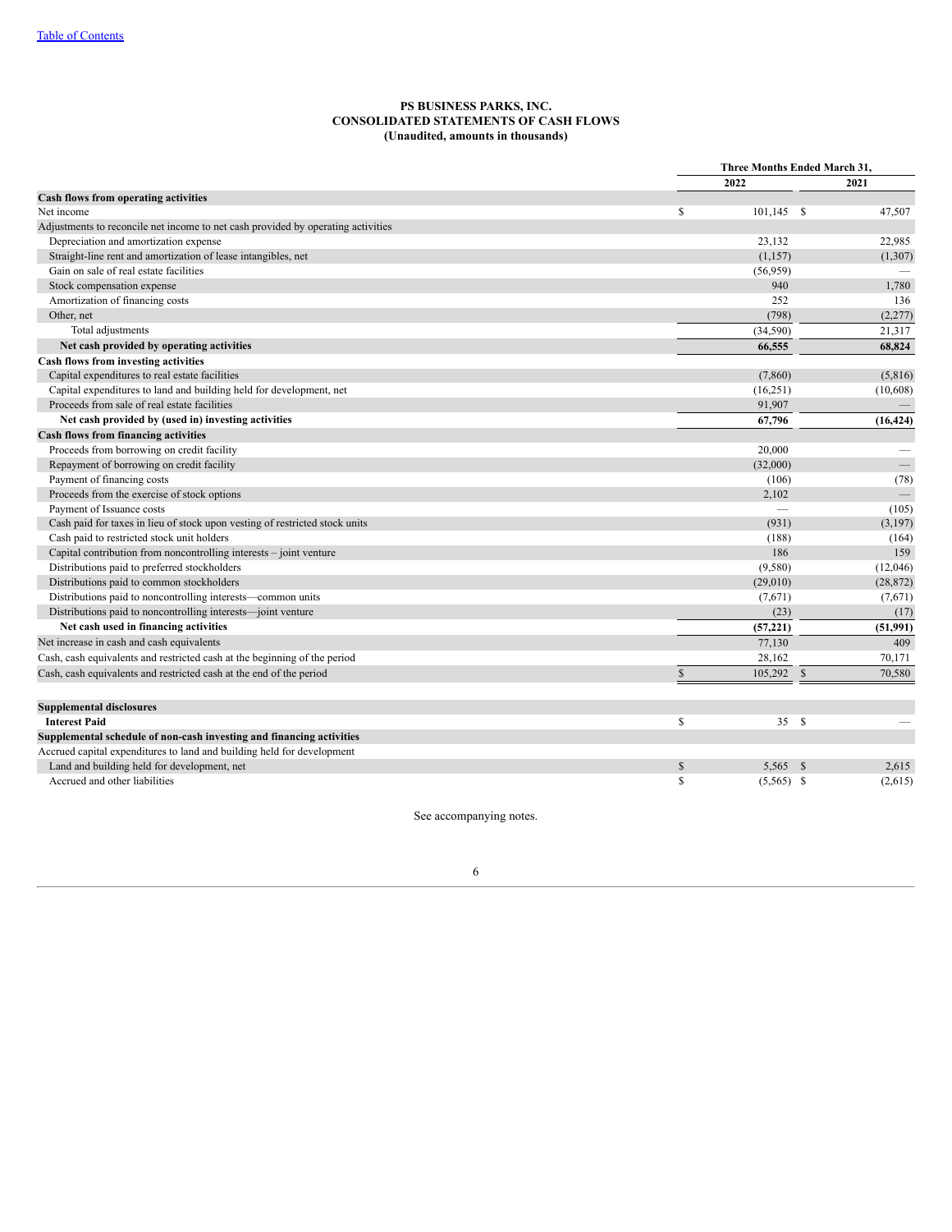**PS BUSINESS PARKS, INC.**
**CONSOLIDATED STATEMENTS OF CASH FLOWS**
**(Unaudited, amounts in thousands)**

| | Three Months Ended March 31, | |
|---|---|---|
| | 2022 | 2021 |
| **Cash flows from operating activities** | | |
| Net income | $ 101,145 | $ 47,507 |
| Adjustments to reconcile net income to net cash provided by operating activities | | |
| Depreciation and amortization expense | 23,132 | 22,985 |
| Straight-line rent and amortization of lease intangibles, net | (1,157) | (1,307) |
| Gain on sale of real estate facilities | (56,959) | — |
| Stock compensation expense | 940 | 1,780 |
| Amortization of financing costs | 252 | 136 |
| Other, net | (798) | (2,277) |
| Total adjustments | (34,590) | 21,317 |
| **Net cash provided by operating activities** | **66,555** | **68,824** |
| **Cash flows from investing activities** | | |
| Capital expenditures to real estate facilities | (7,860) | (5,816) |
| Capital expenditures to land and building held for development, net | (16,251) | (10,608) |
| Proceeds from sale of real estate facilities | 91,907 | — |
| **Net cash provided by (used in) investing activities** | **67,796** | **(16,424)** |
| **Cash flows from financing activities** | | |
| Proceeds from borrowing on credit facility | 20,000 | — |
| Repayment of borrowing on credit facility | (32,000) | — |
| Payment of financing costs | (106) | (78) |
| Proceeds from the exercise of stock options | 2,102 | — |
| Payment of Issuance costs | — | (105) |
| Cash paid for taxes in lieu of stock upon vesting of restricted stock units | (931) | (3,197) |
| Cash paid to restricted stock unit holders | (188) | (164) |
| Capital contribution from noncontrolling interests – joint venture | 186 | 159 |
| Distributions paid to preferred stockholders | (9,580) | (12,046) |
| Distributions paid to common stockholders | (29,010) | (28,872) |
| Distributions paid to noncontrolling interests—common units | (7,671) | (7,671) |
| Distributions paid to noncontrolling interests—joint venture | (23) | (17) |
| **Net cash used in financing activities** | **(57,221)** | **(51,991)** |
| Net increase in cash and cash equivalents | 77,130 | 409 |
| Cash, cash equivalents and restricted cash at the beginning of the period | 28,162 | 70,171 |
| Cash, cash equivalents and restricted cash at the end of the period | $ 105,292 | $ 70,580 |
| | | |
| **Supplemental disclosures** | | |
| **Interest Paid** | $ 35 | $ — |
| **Supplemental schedule of non-cash investing and financing activities** | | |
| Accrued capital expenditures to land and building held for development | | |
| Land and building held for development, net | $ 5,565 | $ 2,615 |
| Accrued and other liabilities | $ (5,565) | $ (2,615) |

See accompanying notes.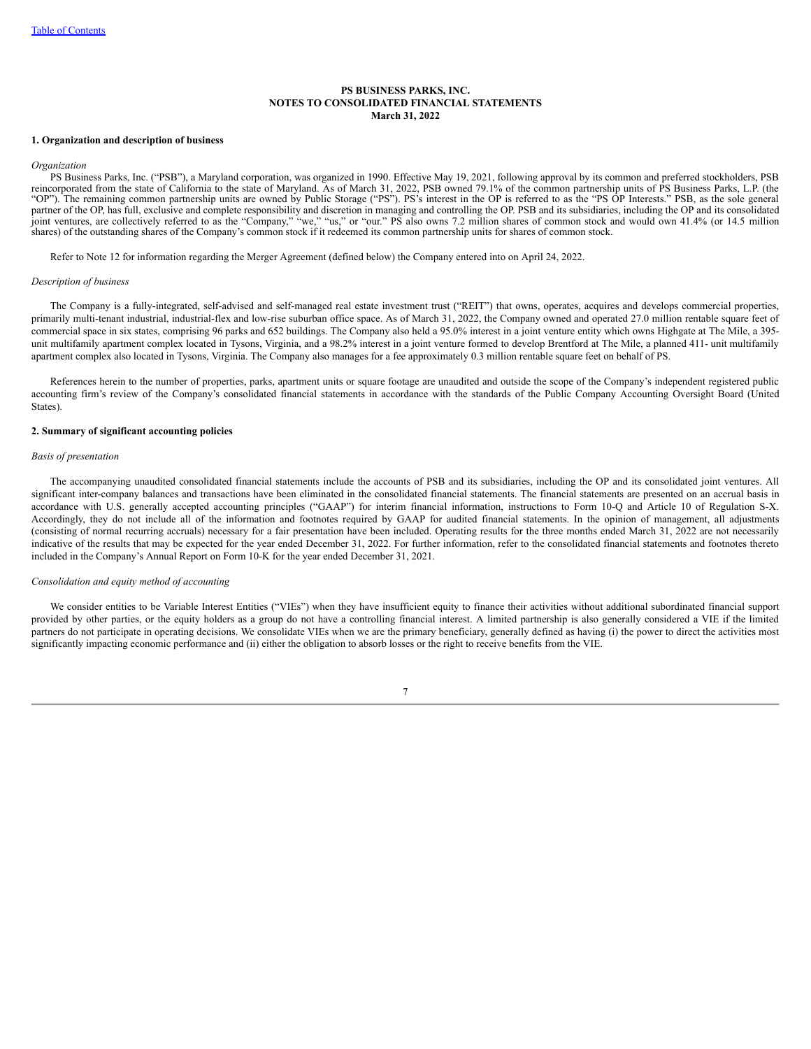## PS BUSINESS PARKS, INC.
## NOTES TO CONSOLIDATED FINANCIAL STATEMENTS
## March 31, 2022

### 1. Organization and description of business

*Organization*

PS Business Parks, Inc. ("PSB"), a Maryland corporation, was organized in 1990. Effective May 19, 2021, following approval by its common and preferred stockholders, PSB reincorporated from the state of California to the state of Maryland. As of March 31, 2022, PSB owned 79.1% of the common partnership units of PS Business Parks, L.P. (the "OP"). The remaining common partnership units are owned by Public Storage ("PS"). PS's interest in the OP is referred to as the "PS OP Interests." PSB, as the sole general partner of the OP, has full, exclusive and complete responsibility and discretion in managing and controlling the OP. PSB and its subsidiaries, including the OP and its consolidated joint ventures, are collectively referred to as the "Company," "we," "us," or "our." PS also owns 7.2 million shares of common stock and would own 41.4% (or 14.5 million shares) of the outstanding shares of the Company's common stock if it redeemed its common partnership units for shares of common stock.

Refer to Note 12 for information regarding the Merger Agreement (defined below) the Company entered into on April 24, 2022.

*Description of business*

The Company is a fully-integrated, self-advised and self-managed real estate investment trust ("REIT") that owns, operates, acquires and develops commercial properties, primarily multi-tenant industrial, industrial-flex and low-rise suburban office space. As of March 31, 2022, the Company owned and operated 27.0 million rentable square feet of commercial space in six states, comprising 96 parks and 652 buildings. The Company also held a 95.0% interest in a joint venture entity which owns Highgate at The Mile, a 395-unit multifamily apartment complex located in Tysons, Virginia, and a 98.2% interest in a joint venture formed to develop Brentford at The Mile, a planned 411- unit multifamily apartment complex also located in Tysons, Virginia. The Company also manages for a fee approximately 0.3 million rentable square feet on behalf of PS.

References herein to the number of properties, parks, apartment units or square footage are unaudited and outside the scope of the Company's independent registered public accounting firm's review of the Company's consolidated financial statements in accordance with the standards of the Public Company Accounting Oversight Board (United States).

### 2. Summary of significant accounting policies

*Basis of presentation*

The accompanying unaudited consolidated financial statements include the accounts of PSB and its subsidiaries, including the OP and its consolidated joint ventures. All significant inter-company balances and transactions have been eliminated in the consolidated financial statements. The financial statements are presented on an accrual basis in accordance with U.S. generally accepted accounting principles ("GAAP") for interim financial information, instructions to Form 10-Q and Article 10 of Regulation S-X. Accordingly, they do not include all of the information and footnotes required by GAAP for audited financial statements. In the opinion of management, all adjustments (consisting of normal recurring accruals) necessary for a fair presentation have been included. Operating results for the three months ended March 31, 2022 are not necessarily indicative of the results that may be expected for the year ended December 31, 2022. For further information, refer to the consolidated financial statements and footnotes thereto included in the Company's Annual Report on Form 10-K for the year ended December 31, 2021.

*Consolidation and equity method of accounting*

We consider entities to be Variable Interest Entities ("VIEs") when they have insufficient equity to finance their activities without additional subordinated financial support provided by other parties, or the equity holders as a group do not have a controlling financial interest. A limited partnership is also generally considered a VIE if the limited partners do not participate in operating decisions. We consolidate VIEs when we are the primary beneficiary, generally defined as having (i) the power to direct the activities most significantly impacting economic performance and (ii) either the obligation to absorb losses or the right to receive benefits from the VIE.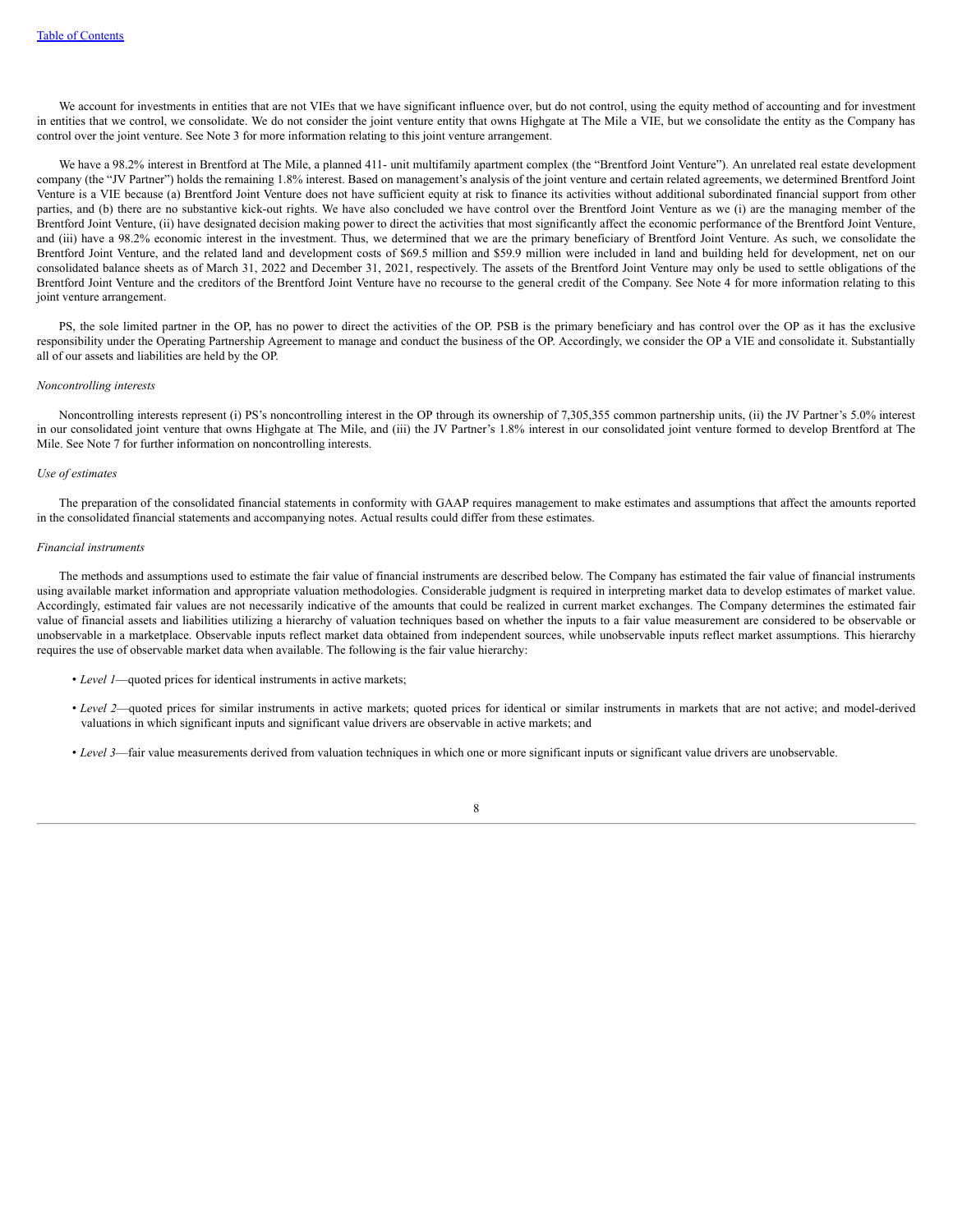We account for investments in entities that are not VIEs that we have significant influence over, but do not control, using the equity method of accounting and for investment in entities that we control, we consolidate. We do not consider the joint venture entity that owns Highgate at The Mile a VIE, but we consolidate the entity as the Company has control over the joint venture. See Note 3 for more information relating to this joint venture arrangement.

We have a 98.2% interest in Brentford at The Mile, a planned 411- unit multifamily apartment complex (the "Brentford Joint Venture"). An unrelated real estate development company (the "JV Partner") holds the remaining 1.8% interest. Based on management's analysis of the joint venture and certain related agreements, we determined Brentford Joint Venture is a VIE because (a) Brentford Joint Venture does not have sufficient equity at risk to finance its activities without additional subordinated financial support from other parties, and (b) there are no substantive kick-out rights. We have also concluded we have control over the Brentford Joint Venture as we (i) are the managing member of the Brentford Joint Venture, (ii) have designated decision making power to direct the activities that most significantly affect the economic performance of the Brentford Joint Venture, and (iii) have a 98.2% economic interest in the investment. Thus, we determined that we are the primary beneficiary of Brentford Joint Venture. As such, we consolidate the Brentford Joint Venture, and the related land and development costs of $69.5 million and $59.9 million were included in land and building held for development, net on our consolidated balance sheets as of March 31, 2022 and December 31, 2021, respectively. The assets of the Brentford Joint Venture may only be used to settle obligations of the Brentford Joint Venture and the creditors of the Brentford Joint Venture have no recourse to the general credit of the Company. See Note 4 for more information relating to this joint venture arrangement.

PS, the sole limited partner in the OP, has no power to direct the activities of the OP. PSB is the primary beneficiary and has control over the OP as it has the exclusive responsibility under the Operating Partnership Agreement to manage and conduct the business of the OP. Accordingly, we consider the OP a VIE and consolidate it. Substantially all of our assets and liabilities are held by the OP.

*Noncontrolling interests*

Noncontrolling interests represent (i) PS's noncontrolling interest in the OP through its ownership of 7,305,355 common partnership units, (ii) the JV Partner's 5.0% interest in our consolidated joint venture that owns Highgate at The Mile, and (iii) the JV Partner's 1.8% interest in our consolidated joint venture formed to develop Brentford at The Mile. See Note 7 for further information on noncontrolling interests.

*Use of estimates*

The preparation of the consolidated financial statements in conformity with GAAP requires management to make estimates and assumptions that affect the amounts reported in the consolidated financial statements and accompanying notes. Actual results could differ from these estimates.

*Financial instruments*

The methods and assumptions used to estimate the fair value of financial instruments are described below. The Company has estimated the fair value of financial instruments using available market information and appropriate valuation methodologies. Considerable judgment is required in interpreting market data to develop estimates of market value. Accordingly, estimated fair values are not necessarily indicative of the amounts that could be realized in current market exchanges. The Company determines the estimated fair value of financial assets and liabilities utilizing a hierarchy of valuation techniques based on whether the inputs to a fair value measurement are considered to be observable or unobservable in a marketplace. Observable inputs reflect market data obtained from independent sources, while unobservable inputs reflect market assumptions. This hierarchy requires the use of observable market data when available. The following is the fair value hierarchy:

- *Level 1*—quoted prices for identical instruments in active markets;
- *Level 2*—quoted prices for similar instruments in active markets; quoted prices for identical or similar instruments in markets that are not active; and model-derived valuations in which significant inputs and significant value drivers are observable in active markets; and
- *Level 3*—fair value measurements derived from valuation techniques in which one or more significant inputs or significant value drivers are unobservable.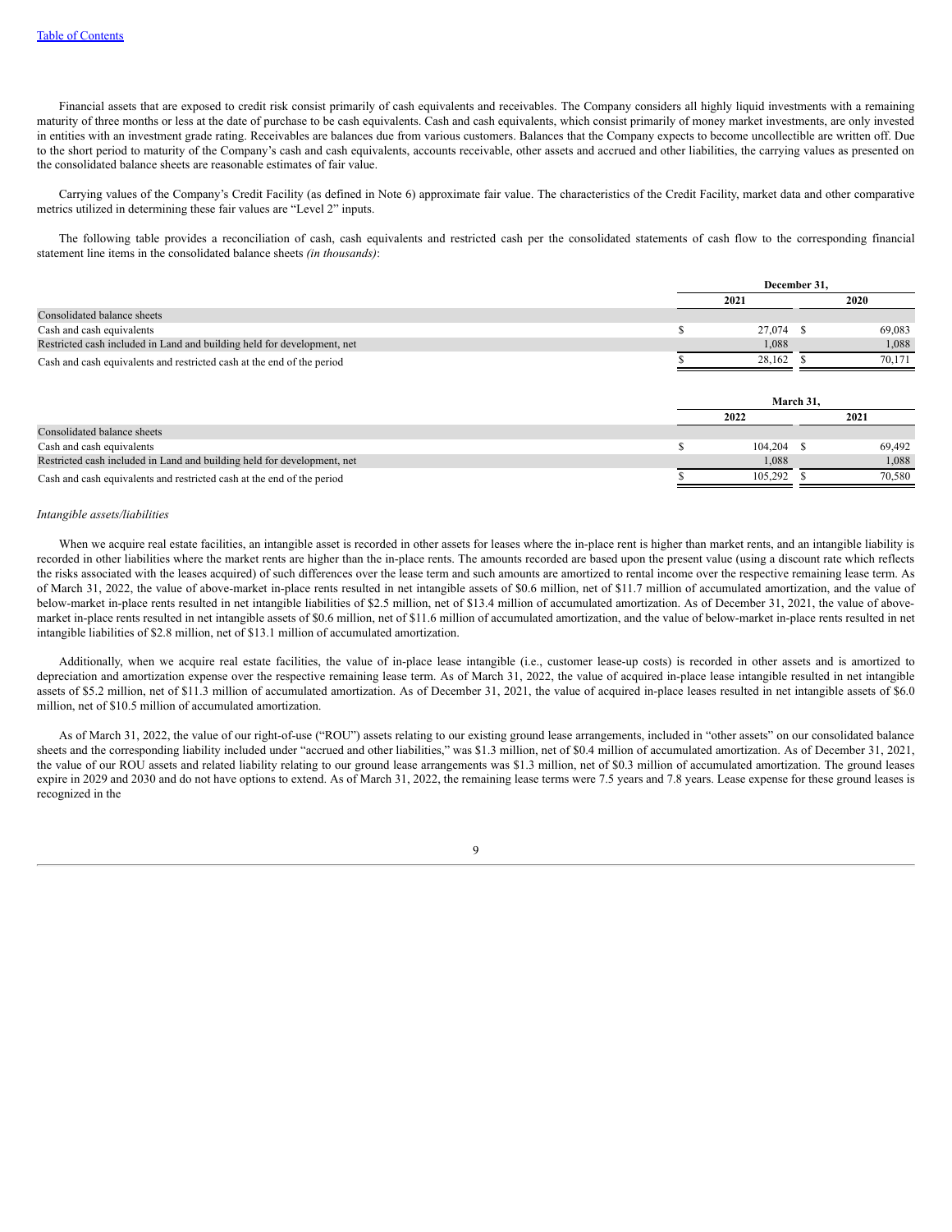Financial assets that are exposed to credit risk consist primarily of cash equivalents and receivables. The Company considers all highly liquid investments with a remaining maturity of three months or less at the date of purchase to be cash equivalents. Cash and cash equivalents, which consist primarily of money market investments, are only invested in entities with an investment grade rating. Receivables are balances due from various customers. Balances that the Company expects to become uncollectible are written off. Due to the short period to maturity of the Company's cash and cash equivalents, accounts receivable, other assets and accrued and other liabilities, the carrying values as presented on the consolidated balance sheets are reasonable estimates of fair value.

Carrying values of the Company's Credit Facility (as defined in Note 6) approximate fair value. The characteristics of the Credit Facility, market data and other comparative metrics utilized in determining these fair values are "Level 2" inputs.

The following table provides a reconciliation of cash, cash equivalents and restricted cash per the consolidated statements of cash flow to the corresponding financial statement line items in the consolidated balance sheets *(in thousands)*:

| | December 31, | |
|---|---|---|
| | 2021 | 2020 |
| Consolidated balance sheets | | |
| Cash and cash equivalents | $ 27,074 | $ 69,083 |
| Restricted cash included in Land and building held for development, net | 1,088 | 1,088 |
| Cash and cash equivalents and restricted cash at the end of the period | $ 28,162 | $ 70,171 |

| | March 31, | |
|---|---|---|
| | 2022 | 2021 |
| Consolidated balance sheets | | |
| Cash and cash equivalents | $ 104,204 | $ 69,492 |
| Restricted cash included in Land and building held for development, net | 1,088 | 1,088 |
| Cash and cash equivalents and restricted cash at the end of the period | $ 105,292 | $ 70,580 |

*Intangible assets/liabilities*

When we acquire real estate facilities, an intangible asset is recorded in other assets for leases where the in-place rent is higher than market rents, and an intangible liability is recorded in other liabilities where the market rents are higher than the in-place rents. The amounts recorded are based upon the present value (using a discount rate which reflects the risks associated with the leases acquired) of such differences over the lease term and such amounts are amortized to rental income over the respective remaining lease term. As of March 31, 2022, the value of above-market in-place rents resulted in net intangible assets of $0.6 million, net of $11.7 million of accumulated amortization, and the value of below-market in-place rents resulted in net intangible liabilities of $2.5 million, net of $13.4 million of accumulated amortization. As of December 31, 2021, the value of above-market in-place rents resulted in net intangible assets of $0.6 million, net of $11.6 million of accumulated amortization, and the value of below-market in-place rents resulted in net intangible liabilities of $2.8 million, net of $13.1 million of accumulated amortization.

Additionally, when we acquire real estate facilities, the value of in-place lease intangible (i.e., customer lease-up costs) is recorded in other assets and is amortized to depreciation and amortization expense over the respective remaining lease term. As of March 31, 2022, the value of acquired in-place lease intangible resulted in net intangible assets of $5.2 million, net of $11.3 million of accumulated amortization. As of December 31, 2021, the value of acquired in-place leases resulted in net intangible assets of $6.0 million, net of $10.5 million of accumulated amortization.

As of March 31, 2022, the value of our right-of-use ("ROU") assets relating to our existing ground lease arrangements, included in "other assets" on our consolidated balance sheets and the corresponding liability included under "accrued and other liabilities," was $1.3 million, net of $0.4 million of accumulated amortization. As of December 31, 2021, the value of our ROU assets and related liability relating to our ground lease arrangements was $1.3 million, net of $0.3 million of accumulated amortization. The ground leases expire in 2029 and 2030 and do not have options to extend. As of March 31, 2022, the remaining lease terms were 7.5 years and 7.8 years. Lease expense for these ground leases is recognized in the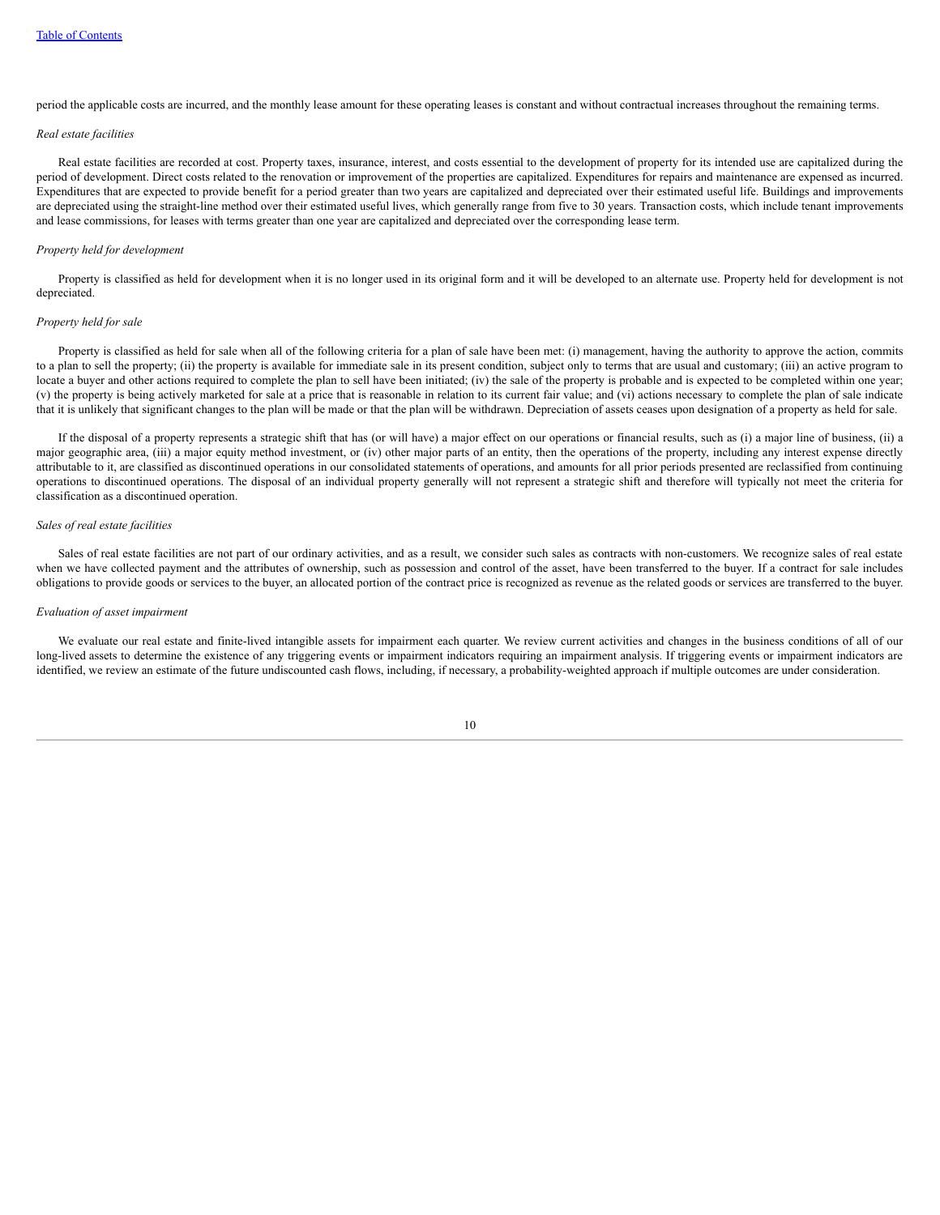period the applicable costs are incurred, and the monthly lease amount for these operating leases is constant and without contractual increases throughout the remaining terms.

*Real estate facilities*

Real estate facilities are recorded at cost. Property taxes, insurance, interest, and costs essential to the development of property for its intended use are capitalized during the period of development. Direct costs related to the renovation or improvement of the properties are capitalized. Expenditures for repairs and maintenance are expensed as incurred. Expenditures that are expected to provide benefit for a period greater than two years are capitalized and depreciated over their estimated useful life. Buildings and improvements are depreciated using the straight-line method over their estimated useful lives, which generally range from five to 30 years. Transaction costs, which include tenant improvements and lease commissions, for leases with terms greater than one year are capitalized and depreciated over the corresponding lease term.

*Property held for development*

Property is classified as held for development when it is no longer used in its original form and it will be developed to an alternate use. Property held for development is not depreciated.

*Property held for sale*

Property is classified as held for sale when all of the following criteria for a plan of sale have been met: (i) management, having the authority to approve the action, commits to a plan to sell the property; (ii) the property is available for immediate sale in its present condition, subject only to terms that are usual and customary; (iii) an active program to locate a buyer and other actions required to complete the plan to sell have been initiated; (iv) the sale of the property is probable and is expected to be completed within one year; (v) the property is being actively marketed for sale at a price that is reasonable in relation to its current fair value; and (vi) actions necessary to complete the plan of sale indicate that it is unlikely that significant changes to the plan will be made or that the plan will be withdrawn. Depreciation of assets ceases upon designation of a property as held for sale.

If the disposal of a property represents a strategic shift that has (or will have) a major effect on our operations or financial results, such as (i) a major line of business, (ii) a major geographic area, (iii) a major equity method investment, or (iv) other major parts of an entity, then the operations of the property, including any interest expense directly attributable to it, are classified as discontinued operations in our consolidated statements of operations, and amounts for all prior periods presented are reclassified from continuing operations to discontinued operations. The disposal of an individual property generally will not represent a strategic shift and therefore will typically not meet the criteria for classification as a discontinued operation.

*Sales of real estate facilities*

Sales of real estate facilities are not part of our ordinary activities, and as a result, we consider such sales as contracts with non-customers. We recognize sales of real estate when we have collected payment and the attributes of ownership, such as possession and control of the asset, have been transferred to the buyer. If a contract for sale includes obligations to provide goods or services to the buyer, an allocated portion of the contract price is recognized as revenue as the related goods or services are transferred to the buyer.

*Evaluation of asset impairment*

We evaluate our real estate and finite-lived intangible assets for impairment each quarter. We review current activities and changes in the business conditions of all of our long-lived assets to determine the existence of any triggering events or impairment indicators requiring an impairment analysis. If triggering events or impairment indicators are identified, we review an estimate of the future undiscounted cash flows, including, if necessary, a probability-weighted approach if multiple outcomes are under consideration.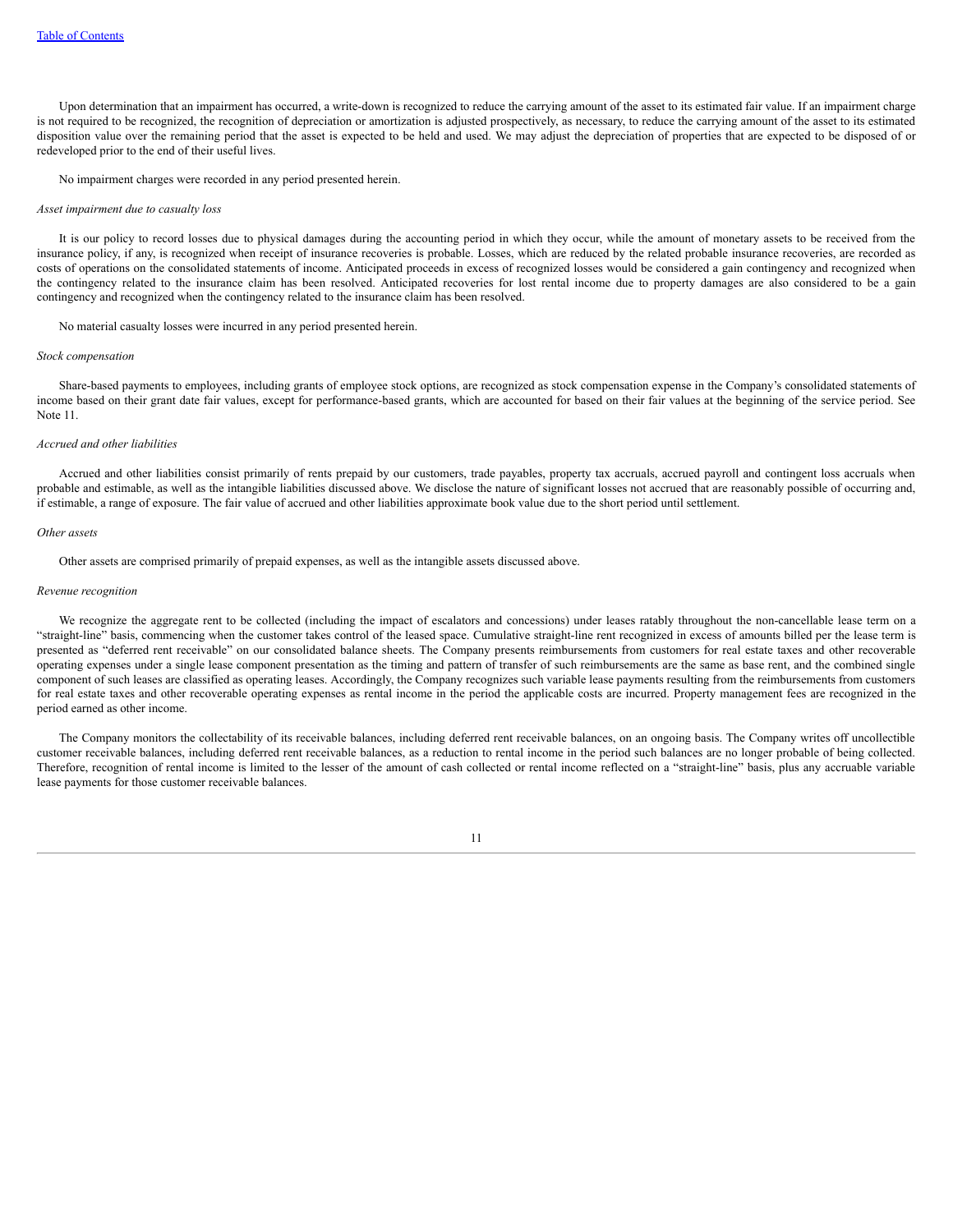Upon determination that an impairment has occurred, a write-down is recognized to reduce the carrying amount of the asset to its estimated fair value. If an impairment charge is not required to be recognized, the recognition of depreciation or amortization is adjusted prospectively, as necessary, to reduce the carrying amount of the asset to its estimated disposition value over the remaining period that the asset is expected to be held and used. We may adjust the depreciation of properties that are expected to be disposed of or redeveloped prior to the end of their useful lives.

No impairment charges were recorded in any period presented herein.

*Asset impairment due to casualty loss*

It is our policy to record losses due to physical damages during the accounting period in which they occur, while the amount of monetary assets to be received from the insurance policy, if any, is recognized when receipt of insurance recoveries is probable. Losses, which are reduced by the related probable insurance recoveries, are recorded as costs of operations on the consolidated statements of income. Anticipated proceeds in excess of recognized losses would be considered a gain contingency and recognized when the contingency related to the insurance claim has been resolved. Anticipated recoveries for lost rental income due to property damages are also considered to be a gain contingency and recognized when the contingency related to the insurance claim has been resolved.

No material casualty losses were incurred in any period presented herein.

*Stock compensation*

Share-based payments to employees, including grants of employee stock options, are recognized as stock compensation expense in the Company's consolidated statements of income based on their grant date fair values, except for performance-based grants, which are accounted for based on their fair values at the beginning of the service period. See Note 11.

*Accrued and other liabilities*

Accrued and other liabilities consist primarily of rents prepaid by our customers, trade payables, property tax accruals, accrued payroll and contingent loss accruals when probable and estimable, as well as the intangible liabilities discussed above. We disclose the nature of significant losses not accrued that are reasonably possible of occurring and, if estimable, a range of exposure. The fair value of accrued and other liabilities approximate book value due to the short period until settlement.

*Other assets*

Other assets are comprised primarily of prepaid expenses, as well as the intangible assets discussed above.

*Revenue recognition*

We recognize the aggregate rent to be collected (including the impact of escalators and concessions) under leases ratably throughout the non-cancellable lease term on a "straight-line" basis, commencing when the customer takes control of the leased space. Cumulative straight-line rent recognized in excess of amounts billed per the lease term is presented as "deferred rent receivable" on our consolidated balance sheets. The Company presents reimbursements from customers for real estate taxes and other recoverable operating expenses under a single lease component presentation as the timing and pattern of transfer of such reimbursements are the same as base rent, and the combined single component of such leases are classified as operating leases. Accordingly, the Company recognizes such variable lease payments resulting from the reimbursements from customers for real estate taxes and other recoverable operating expenses as rental income in the period the applicable costs are incurred. Property management fees are recognized in the period earned as other income.

The Company monitors the collectability of its receivable balances, including deferred rent receivable balances, on an ongoing basis. The Company writes off uncollectible customer receivable balances, including deferred rent receivable balances, as a reduction to rental income in the period such balances are no longer probable of being collected. Therefore, recognition of rental income is limited to the lesser of the amount of cash collected or rental income reflected on a "straight-line" basis, plus any accruable variable lease payments for those customer receivable balances.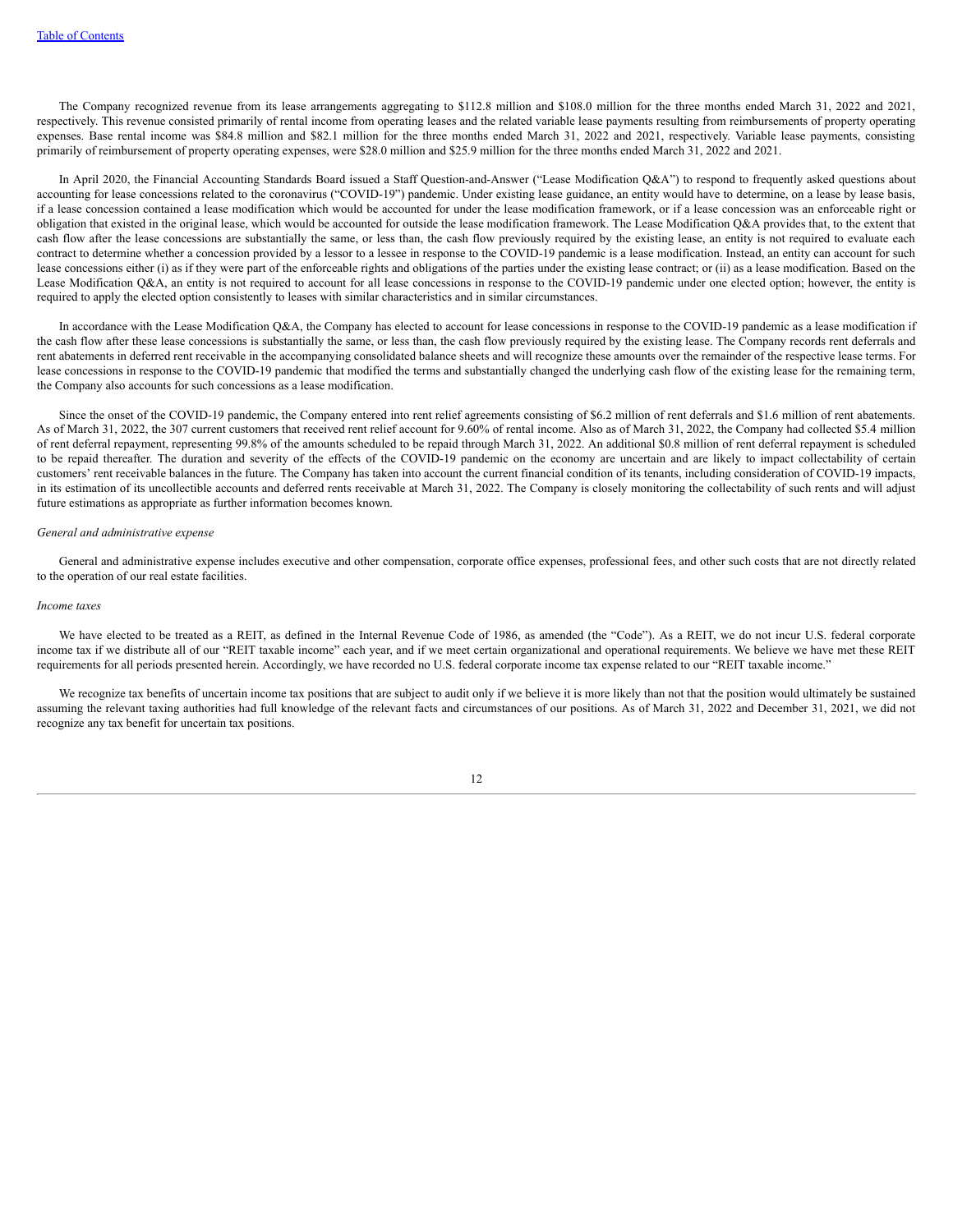The Company recognized revenue from its lease arrangements aggregating to $112.8 million and $108.0 million for the three months ended March 31, 2022 and 2021, respectively. This revenue consisted primarily of rental income from operating leases and the related variable lease payments resulting from reimbursements of property operating expenses. Base rental income was $84.8 million and $82.1 million for the three months ended March 31, 2022 and 2021, respectively. Variable lease payments, consisting primarily of reimbursement of property operating expenses, were $28.0 million and $25.9 million for the three months ended March 31, 2022 and 2021.

In April 2020, the Financial Accounting Standards Board issued a Staff Question-and-Answer ("Lease Modification Q&A") to respond to frequently asked questions about accounting for lease concessions related to the coronavirus ("COVID-19") pandemic. Under existing lease guidance, an entity would have to determine, on a lease by lease basis, if a lease concession contained a lease modification which would be accounted for under the lease modification framework, or if a lease concession was an enforceable right or obligation that existed in the original lease, which would be accounted for outside the lease modification framework. The Lease Modification Q&A provides that, to the extent that cash flow after the lease concessions are substantially the same, or less than, the cash flow previously required by the existing lease, an entity is not required to evaluate each contract to determine whether a concession provided by a lessor to a lessee in response to the COVID-19 pandemic is a lease modification. Instead, an entity can account for such lease concessions either (i) as if they were part of the enforceable rights and obligations of the parties under the existing lease contract; or (ii) as a lease modification. Based on the Lease Modification Q&A, an entity is not required to account for all lease concessions in response to the COVID-19 pandemic under one elected option; however, the entity is required to apply the elected option consistently to leases with similar characteristics and in similar circumstances.

In accordance with the Lease Modification Q&A, the Company has elected to account for lease concessions in response to the COVID-19 pandemic as a lease modification if the cash flow after these lease concessions is substantially the same, or less than, the cash flow previously required by the existing lease. The Company records rent deferrals and rent abatements in deferred rent receivable in the accompanying consolidated balance sheets and will recognize these amounts over the remainder of the respective lease terms. For lease concessions in response to the COVID-19 pandemic that modified the terms and substantially changed the underlying cash flow of the existing lease for the remaining term, the Company also accounts for such concessions as a lease modification.

Since the onset of the COVID-19 pandemic, the Company entered into rent relief agreements consisting of $6.2 million of rent deferrals and $1.6 million of rent abatements. As of March 31, 2022, the 307 current customers that received rent relief account for 9.60% of rental income. Also as of March 31, 2022, the Company had collected $5.4 million of rent deferral repayment, representing 99.8% of the amounts scheduled to be repaid through March 31, 2022. An additional $0.8 million of rent deferral repayment is scheduled to be repaid thereafter. The duration and severity of the effects of the COVID-19 pandemic on the economy are uncertain and are likely to impact collectability of certain customers' rent receivable balances in the future. The Company has taken into account the current financial condition of its tenants, including consideration of COVID-19 impacts, in its estimation of its uncollectible accounts and deferred rents receivable at March 31, 2022. The Company is closely monitoring the collectability of such rents and will adjust future estimations as appropriate as further information becomes known.

*General and administrative expense*

General and administrative expense includes executive and other compensation, corporate office expenses, professional fees, and other such costs that are not directly related to the operation of our real estate facilities.

*Income taxes*

We have elected to be treated as a REIT, as defined in the Internal Revenue Code of 1986, as amended (the "Code"). As a REIT, we do not incur U.S. federal corporate income tax if we distribute all of our "REIT taxable income" each year, and if we meet certain organizational and operational requirements. We believe we have met these REIT requirements for all periods presented herein. Accordingly, we have recorded no U.S. federal corporate income tax expense related to our "REIT taxable income."

We recognize tax benefits of uncertain income tax positions that are subject to audit only if we believe it is more likely than not that the position would ultimately be sustained assuming the relevant taxing authorities had full knowledge of the relevant facts and circumstances of our positions. As of March 31, 2022 and December 31, 2021, we did not recognize any tax benefit for uncertain tax positions.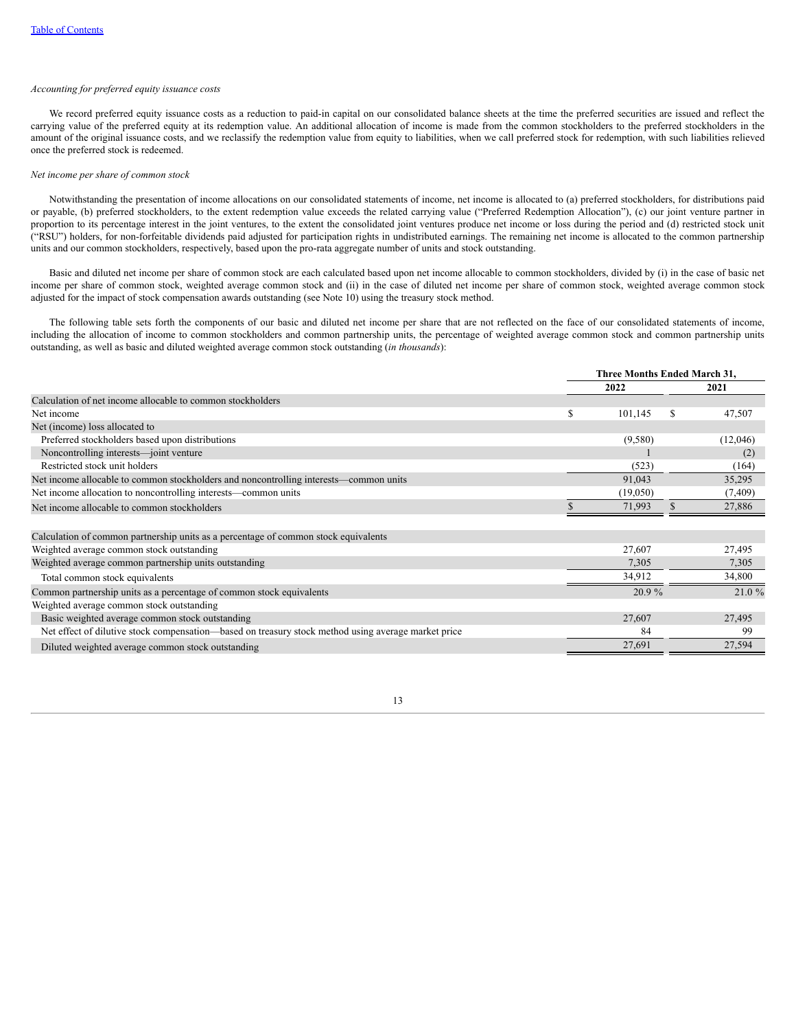*Accounting for preferred equity issuance costs*

We record preferred equity issuance costs as a reduction to paid-in capital on our consolidated balance sheets at the time the preferred securities are issued and reflect the carrying value of the preferred equity at its redemption value. An additional allocation of income is made from the common stockholders to the preferred stockholders in the amount of the original issuance costs, and we reclassify the redemption value from equity to liabilities, when we call preferred stock for redemption, with such liabilities relieved once the preferred stock is redeemed.

*Net income per share of common stock*

Notwithstanding the presentation of income allocations on our consolidated statements of income, net income is allocated to (a) preferred stockholders, for distributions paid or payable, (b) preferred stockholders, to the extent redemption value exceeds the related carrying value ("Preferred Redemption Allocation"), (c) our joint venture partner in proportion to its percentage interest in the joint ventures, to the extent the consolidated joint ventures produce net income or loss during the period and (d) restricted stock unit ("RSU") holders, for non-forfeitable dividends paid adjusted for participation rights in undistributed earnings. The remaining net income is allocated to the common partnership units and our common stockholders, respectively, based upon the pro-rata aggregate number of units and stock outstanding.

Basic and diluted net income per share of common stock are each calculated based upon net income allocable to common stockholders, divided by (i) in the case of basic net income per share of common stock, weighted average common stock and (ii) in the case of diluted net income per share of common stock, weighted average common stock adjusted for the impact of stock compensation awards outstanding (see Note 10) using the treasury stock method.

The following table sets forth the components of our basic and diluted net income per share that are not reflected on the face of our consolidated statements of income, including the allocation of income to common stockholders and common partnership units, the percentage of weighted average common stock and common partnership units outstanding, as well as basic and diluted weighted average common stock outstanding (*in thousands*):

| | Three Months Ended March 31, | |
|---|---|---|
| | 2022 | 2021 |
| Calculation of net income allocable to common stockholders | | |
| Net income | $ 101,145 | $ 47,507 |
| Net (income) loss allocated to | | |
| Preferred stockholders based upon distributions | (9,580) | (12,046) |
| Noncontrolling interests—joint venture | 1 | (2) |
| Restricted stock unit holders | (523) | (164) |
| Net income allocable to common stockholders and noncontrolling interests—common units | 91,043 | 35,295 |
| Net income allocation to noncontrolling interests—common units | (19,050) | (7,409) |
| Net income allocable to common stockholders | $ 71,993 | $ 27,886 |
| | | |
| Calculation of common partnership units as a percentage of common stock equivalents | | |
| Weighted average common stock outstanding | 27,607 | 27,495 |
| Weighted average common partnership units outstanding | 7,305 | 7,305 |
| Total common stock equivalents | 34,912 | 34,800 |
| Common partnership units as a percentage of common stock equivalents | 20.9 % | 21.0 % |
| Weighted average common stock outstanding | | |
| Basic weighted average common stock outstanding | 27,607 | 27,495 |
| Net effect of dilutive stock compensation—based on treasury stock method using average market price | 84 | 99 |
| Diluted weighted average common stock outstanding | 27,691 | 27,594 |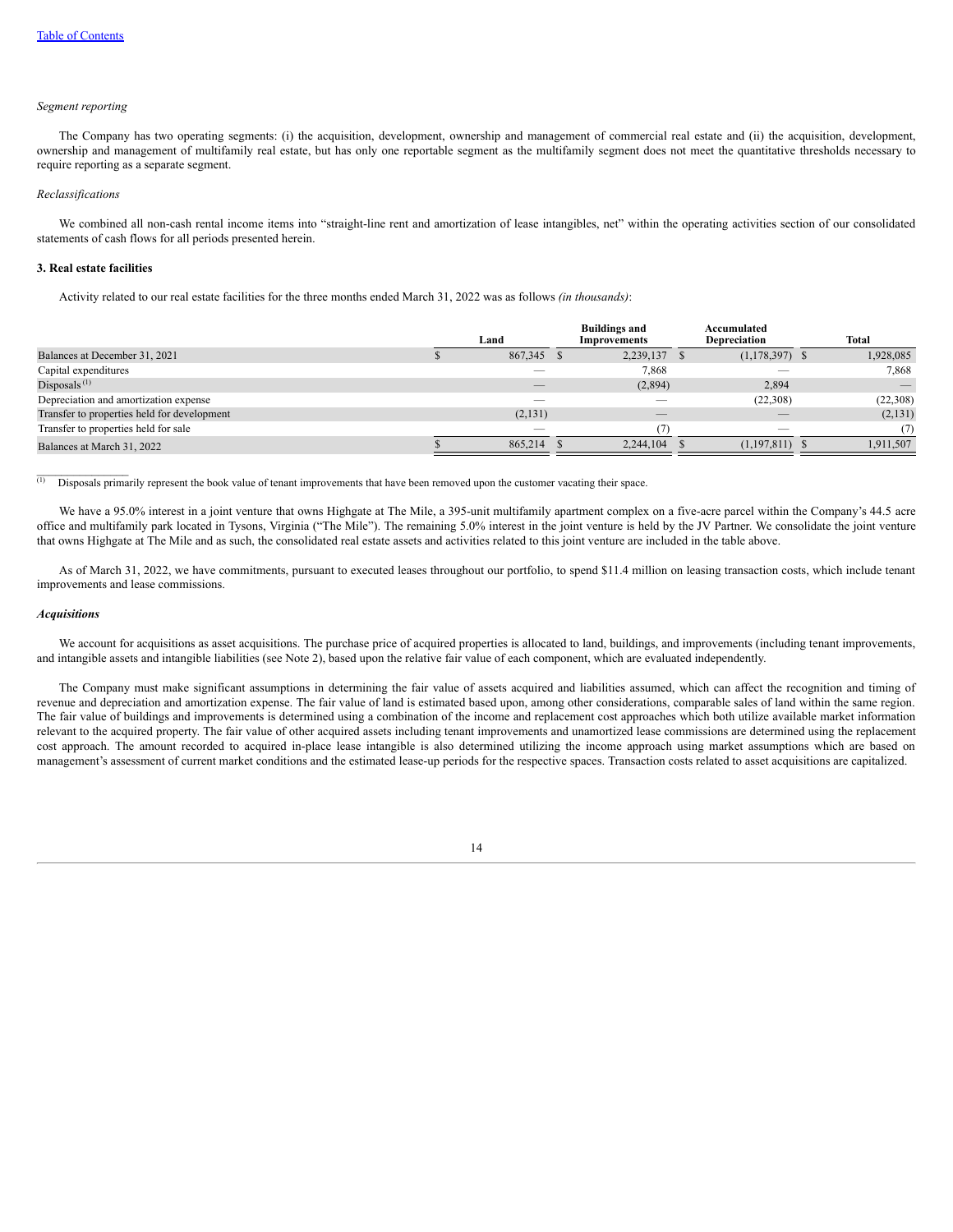*Segment reporting*

The Company has two operating segments: (i) the acquisition, development, ownership and management of commercial real estate and (ii) the acquisition, development, ownership and management of multifamily real estate, but has only one reportable segment as the multifamily segment does not meet the quantitative thresholds necessary to require reporting as a separate segment.

*Reclassifications*

We combined all non-cash rental income items into "straight-line rent and amortization of lease intangibles, net" within the operating activities section of our consolidated statements of cash flows for all periods presented herein.

**3. Real estate facilities**

Activity related to our real estate facilities for the three months ended March 31, 2022 was as follows *(in thousands)*:

| | Land | Buildings and Improvements | Accumulated Depreciation | Total |
|---|---|---|---|---|
| Balances at December 31, 2021 | $ 867,345 | $ 2,239,137 | $ (1,178,397) | $ 1,928,085 |
| Capital expenditures | — | 7,868 | — | 7,868 |
| Disposals [1] | — | (2,894) | 2,894 | — |
| Depreciation and amortization expense | — | — | (22,308) | (22,308) |
| Transfer to properties held for development | (2,131) | — | — | (2,131) |
| Transfer to properties held for sale | — | (7) | — | (7) |
| Balances at March 31, 2022 | $ 865,214 | $ 2,244,104 | $ (1,197,811) | $ 1,911,507 |

[1] Disposals primarily represent the book value of tenant improvements that have been removed upon the customer vacating their space.

We have a 95.0% interest in a joint venture that owns Highgate at The Mile, a 395-unit multifamily apartment complex on a five-acre parcel within the Company's 44.5 acre office and multifamily park located in Tysons, Virginia ("The Mile"). The remaining 5.0% interest in the joint venture is held by the JV Partner. We consolidate the joint venture that owns Highgate at The Mile and as such, the consolidated real estate assets and activities related to this joint venture are included in the table above.

As of March 31, 2022, we have commitments, pursuant to executed leases throughout our portfolio, to spend $11.4 million on leasing transaction costs, which include tenant improvements and lease commissions.

***Acquisitions***

We account for acquisitions as asset acquisitions. The purchase price of acquired properties is allocated to land, buildings, and improvements (including tenant improvements, and intangible assets and intangible liabilities (see Note 2), based upon the relative fair value of each component, which are evaluated independently.

The Company must make significant assumptions in determining the fair value of assets acquired and liabilities assumed, which can affect the recognition and timing of revenue and depreciation and amortization expense. The fair value of land is estimated based upon, among other considerations, comparable sales of land within the same region. The fair value of buildings and improvements is determined using a combination of the income and replacement cost approaches which both utilize available market information relevant to the acquired property. The fair value of other acquired assets including tenant improvements and unamortized lease commissions are determined using the replacement cost approach. The amount recorded to acquired in-place lease intangible is also determined utilizing the income approach using market assumptions which are based on management's assessment of current market conditions and the estimated lease-up periods for the respective spaces. Transaction costs related to asset acquisitions are capitalized.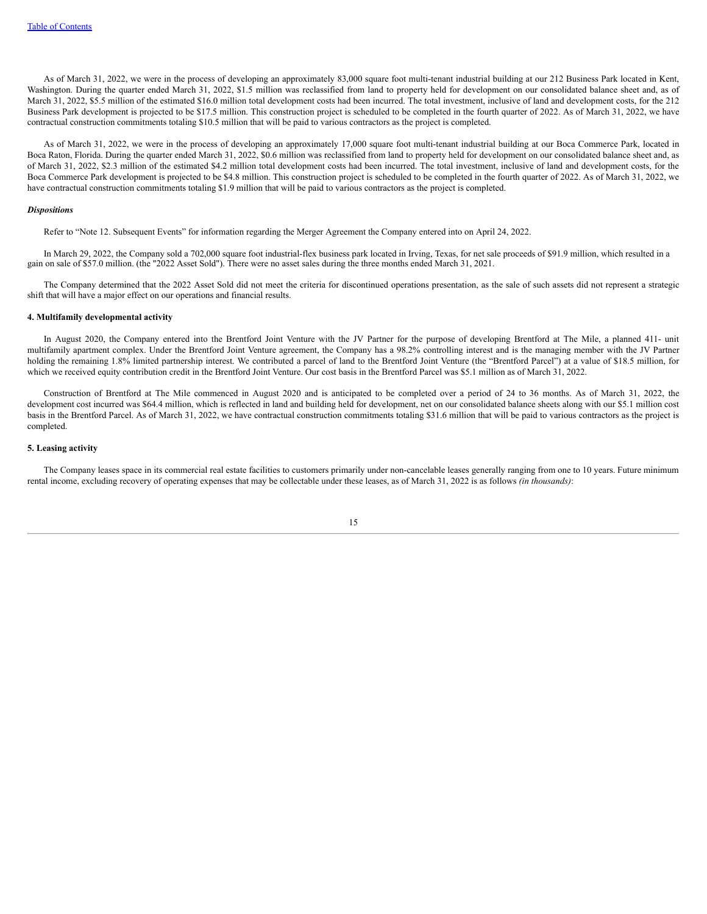As of March 31, 2022, we were in the process of developing an approximately 83,000 square foot multi-tenant industrial building at our 212 Business Park located in Kent, Washington. During the quarter ended March 31, 2022, $1.5 million was reclassified from land to property held for development on our consolidated balance sheet and, as of March 31, 2022, $5.5 million of the estimated $16.0 million total development costs had been incurred. The total investment, inclusive of land and development costs, for the 212 Business Park development is projected to be $17.5 million. This construction project is scheduled to be completed in the fourth quarter of 2022. As of March 31, 2022, we have contractual construction commitments totaling $10.5 million that will be paid to various contractors as the project is completed.

As of March 31, 2022, we were in the process of developing an approximately 17,000 square foot multi-tenant industrial building at our Boca Commerce Park, located in Boca Raton, Florida. During the quarter ended March 31, 2022, $0.6 million was reclassified from land to property held for development on our consolidated balance sheet and, as of March 31, 2022, $2.3 million of the estimated $4.2 million total development costs had been incurred. The total investment, inclusive of land and development costs, for the Boca Commerce Park development is projected to be $4.8 million. This construction project is scheduled to be completed in the fourth quarter of 2022. As of March 31, 2022, we have contractual construction commitments totaling $1.9 million that will be paid to various contractors as the project is completed.

***Dispositions***

Refer to "Note 12. Subsequent Events" for information regarding the Merger Agreement the Company entered into on April 24, 2022.

In March 29, 2022, the Company sold a 702,000 square foot industrial-flex business park located in Irving, Texas, for net sale proceeds of $91.9 million, which resulted in a gain on sale of $57.0 million. (the "2022 Asset Sold"). There were no asset sales during the three months ended March 31, 2021.

The Company determined that the 2022 Asset Sold did not meet the criteria for discontinued operations presentation, as the sale of such assets did not represent a strategic shift that will have a major effect on our operations and financial results.

#### 4. Multifamily developmental activity

In August 2020, the Company entered into the Brentford Joint Venture with the JV Partner for the purpose of developing Brentford at The Mile, a planned 411- unit multifamily apartment complex. Under the Brentford Joint Venture agreement, the Company has a 98.2% controlling interest and is the managing member with the JV Partner holding the remaining 1.8% limited partnership interest. We contributed a parcel of land to the Brentford Joint Venture (the "Brentford Parcel") at a value of $18.5 million, for which we received equity contribution credit in the Brentford Joint Venture. Our cost basis in the Brentford Parcel was $5.1 million as of March 31, 2022.

Construction of Brentford at The Mile commenced in August 2020 and is anticipated to be completed over a period of 24 to 36 months. As of March 31, 2022, the development cost incurred was $64.4 million, which is reflected in land and building held for development, net on our consolidated balance sheets along with our $5.1 million cost basis in the Brentford Parcel. As of March 31, 2022, we have contractual construction commitments totaling $31.6 million that will be paid to various contractors as the project is completed.

#### 5. Leasing activity

The Company leases space in its commercial real estate facilities to customers primarily under non-cancelable leases generally ranging from one to 10 years. Future minimum rental income, excluding recovery of operating expenses that may be collectable under these leases, as of March 31, 2022 is as follows *(in thousands)*: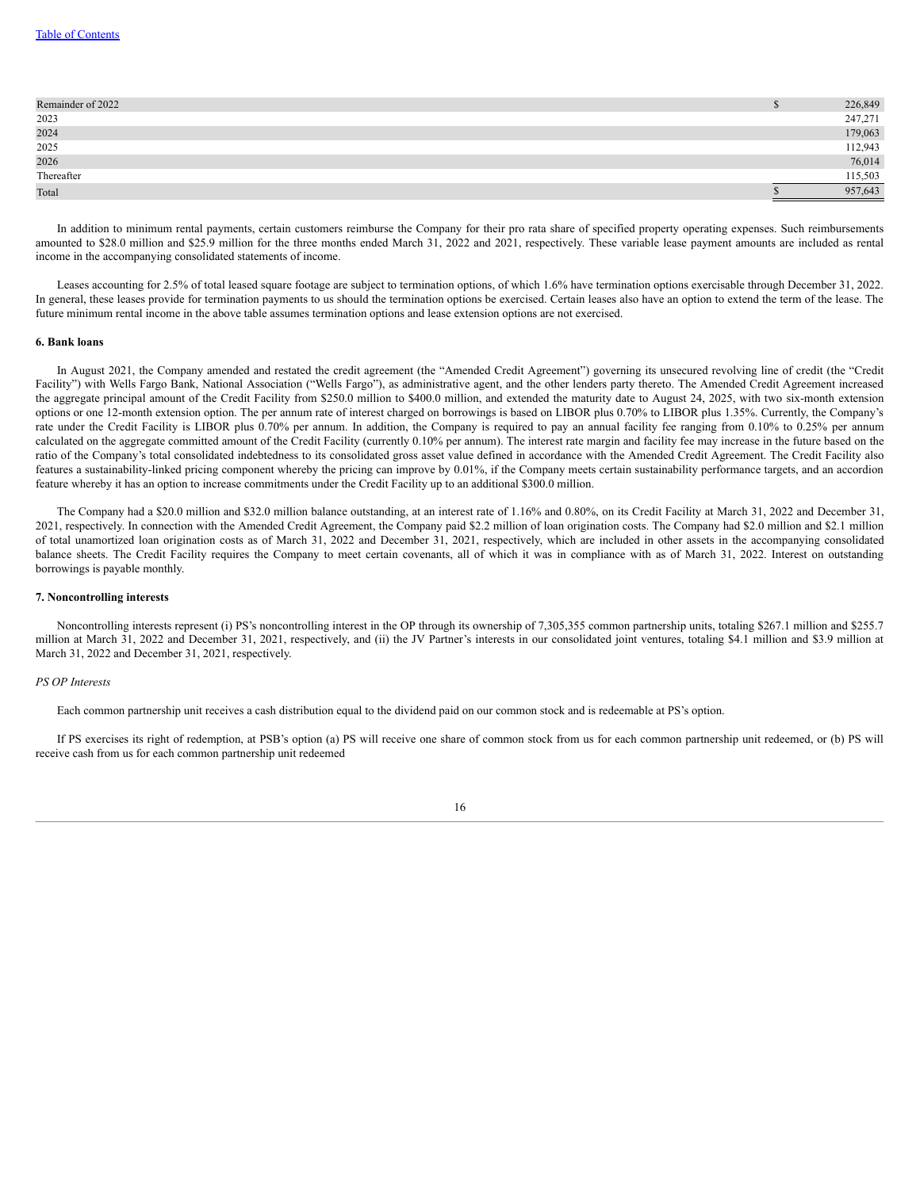| | |
|---|---|
| Remainder of 2022 | $ 226,849 |
| 2023 | 247,271 |
| 2024 | 179,063 |
| 2025 | 112,943 |
| 2026 | 76,014 |
| Thereafter | 115,503 |
| Total | $ 957,643 |

In addition to minimum rental payments, certain customers reimburse the Company for their pro rata share of specified property operating expenses. Such reimbursements amounted to $28.0 million and $25.9 million for the three months ended March 31, 2022 and 2021, respectively. These variable lease payment amounts are included as rental income in the accompanying consolidated statements of income.

Leases accounting for 2.5% of total leased square footage are subject to termination options, of which 1.6% have termination options exercisable through December 31, 2022. In general, these leases provide for termination payments to us should the termination options be exercised. Certain leases also have an option to extend the term of the lease. The future minimum rental income in the above table assumes termination options and lease extension options are not exercised.

**6. Bank loans**

In August 2021, the Company amended and restated the credit agreement (the "Amended Credit Agreement") governing its unsecured revolving line of credit (the "Credit Facility") with Wells Fargo Bank, National Association ("Wells Fargo"), as administrative agent, and the other lenders party thereto. The Amended Credit Agreement increased the aggregate principal amount of the Credit Facility from $250.0 million to $400.0 million, and extended the maturity date to August 24, 2025, with two six-month extension options or one 12-month extension option. The per annum rate of interest charged on borrowings is based on LIBOR plus 0.70% to LIBOR plus 1.35%. Currently, the Company's rate under the Credit Facility is LIBOR plus 0.70% per annum. In addition, the Company is required to pay an annual facility fee ranging from 0.10% to 0.25% per annum calculated on the aggregate committed amount of the Credit Facility (currently 0.10% per annum). The interest rate margin and facility fee may increase in the future based on the ratio of the Company's total consolidated indebtedness to its consolidated gross asset value defined in accordance with the Amended Credit Agreement. The Credit Facility also features a sustainability-linked pricing component whereby the pricing can improve by 0.01%, if the Company meets certain sustainability performance targets, and an accordion feature whereby it has an option to increase commitments under the Credit Facility up to an additional $300.0 million.

The Company had a $20.0 million and $32.0 million balance outstanding, at an interest rate of 1.16% and 0.80%, on its Credit Facility at March 31, 2022 and December 31, 2021, respectively. In connection with the Amended Credit Agreement, the Company paid $2.2 million of loan origination costs. The Company had $2.0 million and $2.1 million of total unamortized loan origination costs as of March 31, 2022 and December 31, 2021, respectively, which are included in other assets in the accompanying consolidated balance sheets. The Credit Facility requires the Company to meet certain covenants, all of which it was in compliance with as of March 31, 2022. Interest on outstanding borrowings is payable monthly.

**7. Noncontrolling interests**

Noncontrolling interests represent (i) PS's noncontrolling interest in the OP through its ownership of 7,305,355 common partnership units, totaling $267.1 million and $255.7 million at March 31, 2022 and December 31, 2021, respectively, and (ii) the JV Partner's interests in our consolidated joint ventures, totaling $4.1 million and $3.9 million at March 31, 2022 and December 31, 2021, respectively.

*PS OP Interests*

Each common partnership unit receives a cash distribution equal to the dividend paid on our common stock and is redeemable at PS's option.

If PS exercises its right of redemption, at PSB's option (a) PS will receive one share of common stock from us for each common partnership unit redeemed, or (b) PS will receive cash from us for each common partnership unit redeemed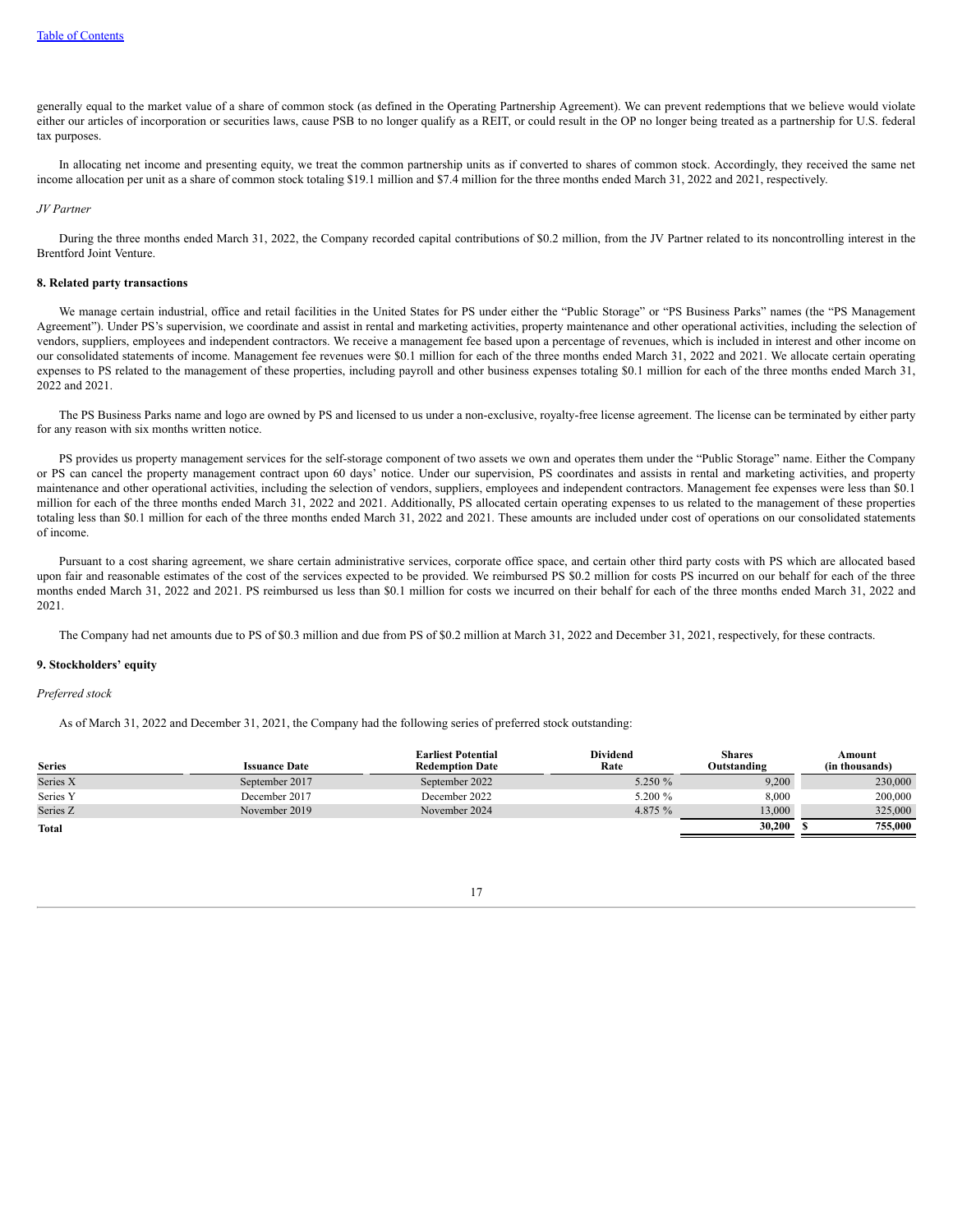generally equal to the market value of a share of common stock (as defined in the Operating Partnership Agreement). We can prevent redemptions that we believe would violate either our articles of incorporation or securities laws, cause PSB to no longer qualify as a REIT, or could result in the OP no longer being treated as a partnership for U.S. federal tax purposes.

In allocating net income and presenting equity, we treat the common partnership units as if converted to shares of common stock. Accordingly, they received the same net income allocation per unit as a share of common stock totaling $19.1 million and $7.4 million for the three months ended March 31, 2022 and 2021, respectively.

*JV Partner*

During the three months ended March 31, 2022, the Company recorded capital contributions of $0.2 million, from the JV Partner related to its noncontrolling interest in the Brentford Joint Venture.

**8. Related party transactions**

We manage certain industrial, office and retail facilities in the United States for PS under either the "Public Storage" or "PS Business Parks" names (the "PS Management Agreement"). Under PS's supervision, we coordinate and assist in rental and marketing activities, property maintenance and other operational activities, including the selection of vendors, suppliers, employees and independent contractors. We receive a management fee based upon a percentage of revenues, which is included in interest and other income on our consolidated statements of income. Management fee revenues were $0.1 million for each of the three months ended March 31, 2022 and 2021. We allocate certain operating expenses to PS related to the management of these properties, including payroll and other business expenses totaling $0.1 million for each of the three months ended March 31, 2022 and 2021.

The PS Business Parks name and logo are owned by PS and licensed to us under a non-exclusive, royalty-free license agreement. The license can be terminated by either party for any reason with six months written notice.

PS provides us property management services for the self-storage component of two assets we own and operates them under the "Public Storage" name. Either the Company or PS can cancel the property management contract upon 60 days' notice. Under our supervision, PS coordinates and assists in rental and marketing activities, and property maintenance and other operational activities, including the selection of vendors, suppliers, employees and independent contractors. Management fee expenses were less than $0.1 million for each of the three months ended March 31, 2022 and 2021. Additionally, PS allocated certain operating expenses to us related to the management of these properties totaling less than $0.1 million for each of the three months ended March 31, 2022 and 2021. These amounts are included under cost of operations on our consolidated statements of income.

Pursuant to a cost sharing agreement, we share certain administrative services, corporate office space, and certain other third party costs with PS which are allocated based upon fair and reasonable estimates of the cost of the services expected to be provided. We reimbursed PS $0.2 million for costs PS incurred on our behalf for each of the three months ended March 31, 2022 and 2021. PS reimbursed us less than $0.1 million for costs we incurred on their behalf for each of the three months ended March 31, 2022 and 2021.

The Company had net amounts due to PS of $0.3 million and due from PS of $0.2 million at March 31, 2022 and December 31, 2021, respectively, for these contracts.

**9. Stockholders' equity**

*Preferred stock*

As of March 31, 2022 and December 31, 2021, the Company had the following series of preferred stock outstanding:

| Series | Issuance Date | Earliest Potential Redemption Date | Dividend Rate | Shares Outstanding | Amount (in thousands) |
|---|---|---|---|---|---|
| Series X | September 2017 | September 2022 | 5.250 % | 9,200 | 230,000 |
| Series Y | December 2017 | December 2022 | 5.200 % | 8,000 | 200,000 |
| Series Z | November 2019 | November 2024 | 4.875 % | 13,000 | 325,000 |
| **Total** | | | | **30,200** | **$ 755,000** |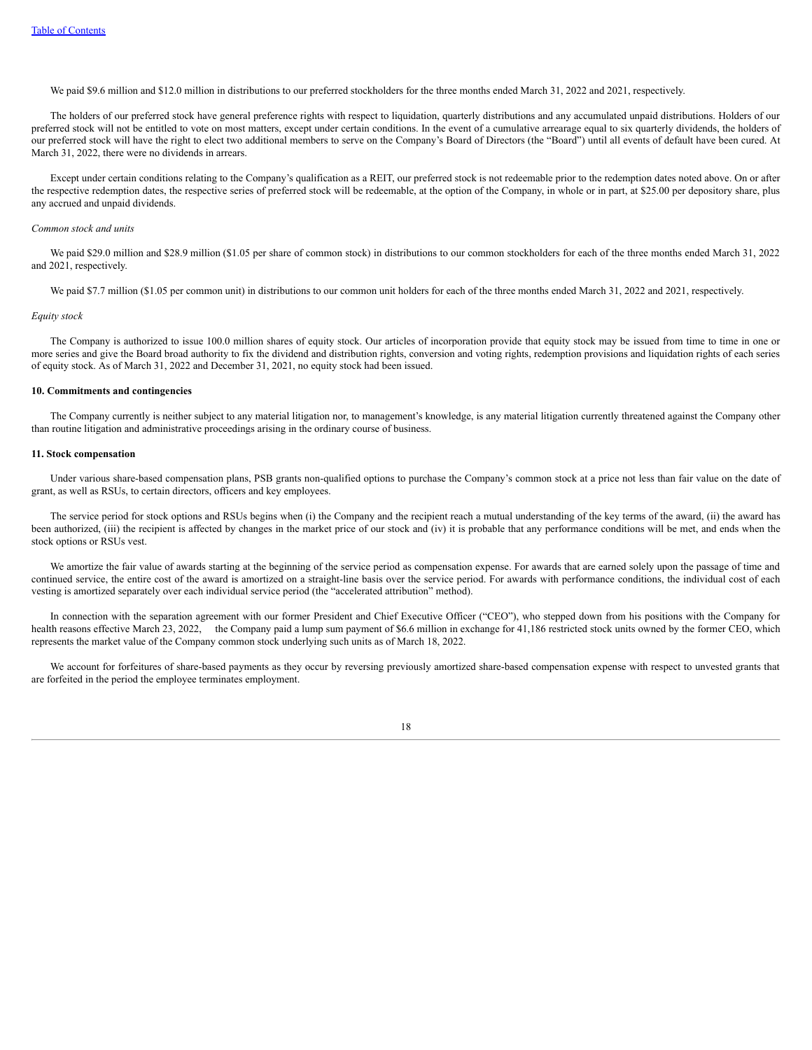We paid $9.6 million and $12.0 million in distributions to our preferred stockholders for the three months ended March 31, 2022 and 2021, respectively.

The holders of our preferred stock have general preference rights with respect to liquidation, quarterly distributions and any accumulated unpaid distributions. Holders of our preferred stock will not be entitled to vote on most matters, except under certain conditions. In the event of a cumulative arrearage equal to six quarterly dividends, the holders of our preferred stock will have the right to elect two additional members to serve on the Company's Board of Directors (the "Board") until all events of default have been cured. At March 31, 2022, there were no dividends in arrears.

Except under certain conditions relating to the Company's qualification as a REIT, our preferred stock is not redeemable prior to the redemption dates noted above. On or after the respective redemption dates, the respective series of preferred stock will be redeemable, at the option of the Company, in whole or in part, at $25.00 per depository share, plus any accrued and unpaid dividends.

*Common stock and units*

We paid $29.0 million and $28.9 million ($1.05 per share of common stock) in distributions to our common stockholders for each of the three months ended March 31, 2022 and 2021, respectively.

We paid $7.7 million ($1.05 per common unit) in distributions to our common unit holders for each of the three months ended March 31, 2022 and 2021, respectively.

*Equity stock*

The Company is authorized to issue 100.0 million shares of equity stock. Our articles of incorporation provide that equity stock may be issued from time to time in one or more series and give the Board broad authority to fix the dividend and distribution rights, conversion and voting rights, redemption provisions and liquidation rights of each series of equity stock. As of March 31, 2022 and December 31, 2021, no equity stock had been issued.

**10. Commitments and contingencies**

The Company currently is neither subject to any material litigation nor, to management's knowledge, is any material litigation currently threatened against the Company other than routine litigation and administrative proceedings arising in the ordinary course of business.

**11. Stock compensation**

Under various share-based compensation plans, PSB grants non-qualified options to purchase the Company's common stock at a price not less than fair value on the date of grant, as well as RSUs, to certain directors, officers and key employees.

The service period for stock options and RSUs begins when (i) the Company and the recipient reach a mutual understanding of the key terms of the award, (ii) the award has been authorized, (iii) the recipient is affected by changes in the market price of our stock and (iv) it is probable that any performance conditions will be met, and ends when the stock options or RSUs vest.

We amortize the fair value of awards starting at the beginning of the service period as compensation expense. For awards that are earned solely upon the passage of time and continued service, the entire cost of the award is amortized on a straight-line basis over the service period. For awards with performance conditions, the individual cost of each vesting is amortized separately over each individual service period (the "accelerated attribution" method).

In connection with the separation agreement with our former President and Chief Executive Officer ("CEO"), who stepped down from his positions with the Company for health reasons effective March 23, 2022, the Company paid a lump sum payment of $6.6 million in exchange for 41,186 restricted stock units owned by the former CEO, which represents the market value of the Company common stock underlying such units as of March 18, 2022.

We account for forfeitures of share-based payments as they occur by reversing previously amortized share-based compensation expense with respect to unvested grants that are forfeited in the period the employee terminates employment.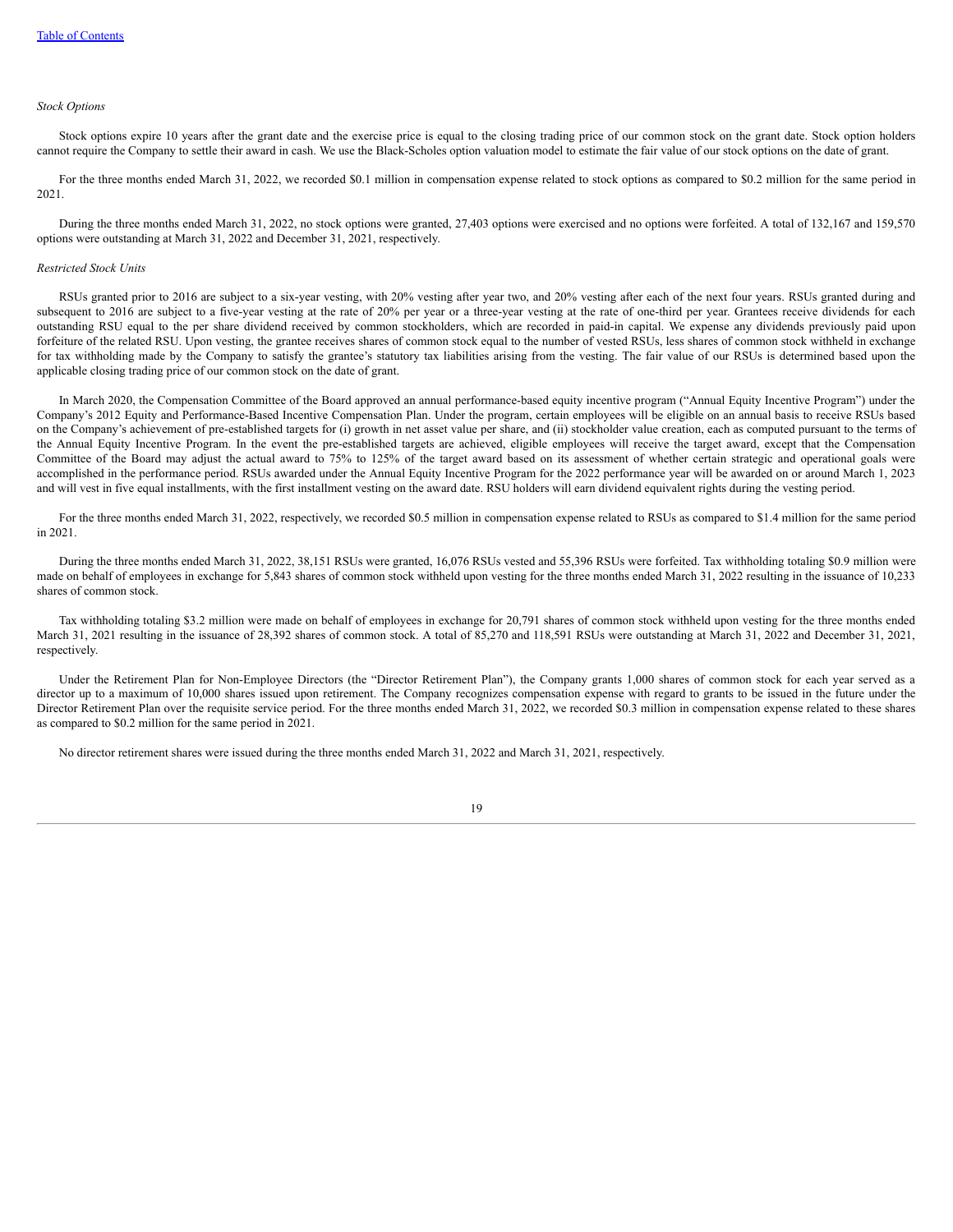*Stock Options*

Stock options expire 10 years after the grant date and the exercise price is equal to the closing trading price of our common stock on the grant date. Stock option holders cannot require the Company to settle their award in cash. We use the Black-Scholes option valuation model to estimate the fair value of our stock options on the date of grant.

For the three months ended March 31, 2022, we recorded $0.1 million in compensation expense related to stock options as compared to $0.2 million for the same period in 2021.

During the three months ended March 31, 2022, no stock options were granted, 27,403 options were exercised and no options were forfeited. A total of 132,167 and 159,570 options were outstanding at March 31, 2022 and December 31, 2021, respectively.

*Restricted Stock Units*

RSUs granted prior to 2016 are subject to a six-year vesting, with 20% vesting after year two, and 20% vesting after each of the next four years. RSUs granted during and subsequent to 2016 are subject to a five-year vesting at the rate of 20% per year or a three-year vesting at the rate of one-third per year. Grantees receive dividends for each outstanding RSU equal to the per share dividend received by common stockholders, which are recorded in paid-in capital. We expense any dividends previously paid upon forfeiture of the related RSU. Upon vesting, the grantee receives shares of common stock equal to the number of vested RSUs, less shares of common stock withheld in exchange for tax withholding made by the Company to satisfy the grantee's statutory tax liabilities arising from the vesting. The fair value of our RSUs is determined based upon the applicable closing trading price of our common stock on the date of grant.

In March 2020, the Compensation Committee of the Board approved an annual performance-based equity incentive program ("Annual Equity Incentive Program") under the Company's 2012 Equity and Performance-Based Incentive Compensation Plan. Under the program, certain employees will be eligible on an annual basis to receive RSUs based on the Company's achievement of pre-established targets for (i) growth in net asset value per share, and (ii) stockholder value creation, each as computed pursuant to the terms of the Annual Equity Incentive Program. In the event the pre-established targets are achieved, eligible employees will receive the target award, except that the Compensation Committee of the Board may adjust the actual award to 75% to 125% of the target award based on its assessment of whether certain strategic and operational goals were accomplished in the performance period. RSUs awarded under the Annual Equity Incentive Program for the 2022 performance year will be awarded on or around March 1, 2023 and will vest in five equal installments, with the first installment vesting on the award date. RSU holders will earn dividend equivalent rights during the vesting period.

For the three months ended March 31, 2022, respectively, we recorded $0.5 million in compensation expense related to RSUs as compared to $1.4 million for the same period in 2021.

During the three months ended March 31, 2022, 38,151 RSUs were granted, 16,076 RSUs vested and 55,396 RSUs were forfeited. Tax withholding totaling $0.9 million were made on behalf of employees in exchange for 5,843 shares of common stock withheld upon vesting for the three months ended March 31, 2022 resulting in the issuance of 10,233 shares of common stock.

Tax withholding totaling $3.2 million were made on behalf of employees in exchange for 20,791 shares of common stock withheld upon vesting for the three months ended March 31, 2021 resulting in the issuance of 28,392 shares of common stock. A total of 85,270 and 118,591 RSUs were outstanding at March 31, 2022 and December 31, 2021, respectively.

Under the Retirement Plan for Non-Employee Directors (the "Director Retirement Plan"), the Company grants 1,000 shares of common stock for each year served as a director up to a maximum of 10,000 shares issued upon retirement. The Company recognizes compensation expense with regard to grants to be issued in the future under the Director Retirement Plan over the requisite service period. For the three months ended March 31, 2022, we recorded $0.3 million in compensation expense related to these shares as compared to $0.2 million for the same period in 2021.

No director retirement shares were issued during the three months ended March 31, 2022 and March 31, 2021, respectively.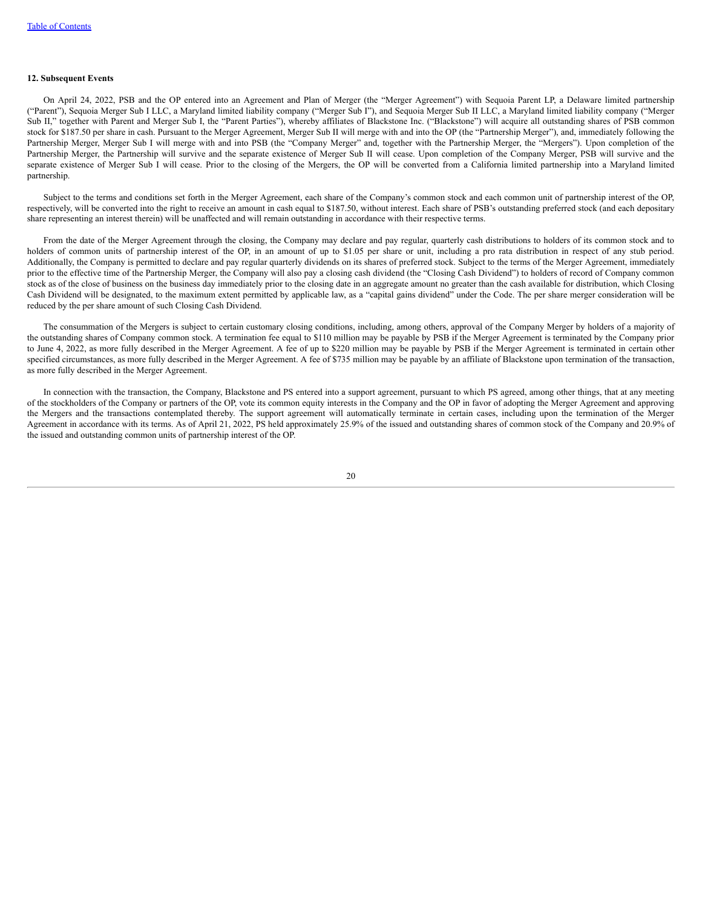**12. Subsequent Events**

On April 24, 2022, PSB and the OP entered into an Agreement and Plan of Merger (the "Merger Agreement") with Sequoia Parent LP, a Delaware limited partnership ("Parent"), Sequoia Merger Sub I LLC, a Maryland limited liability company ("Merger Sub I"), and Sequoia Merger Sub II LLC, a Maryland limited liability company ("Merger Sub II," together with Parent and Merger Sub I, the "Parent Parties"), whereby affiliates of Blackstone Inc. ("Blackstone") will acquire all outstanding shares of PSB common stock for $187.50 per share in cash. Pursuant to the Merger Agreement, Merger Sub II will merge with and into the OP (the "Partnership Merger"), and, immediately following the Partnership Merger, Merger Sub I will merge with and into PSB (the "Company Merger" and, together with the Partnership Merger, the "Mergers"). Upon completion of the Partnership Merger, the Partnership will survive and the separate existence of Merger Sub II will cease. Upon completion of the Company Merger, PSB will survive and the separate existence of Merger Sub I will cease. Prior to the closing of the Mergers, the OP will be converted from a California limited partnership into a Maryland limited partnership.

Subject to the terms and conditions set forth in the Merger Agreement, each share of the Company's common stock and each common unit of partnership interest of the OP, respectively, will be converted into the right to receive an amount in cash equal to $187.50, without interest. Each share of PSB's outstanding preferred stock (and each depositary share representing an interest therein) will be unaffected and will remain outstanding in accordance with their respective terms.

From the date of the Merger Agreement through the closing, the Company may declare and pay regular, quarterly cash distributions to holders of its common stock and to holders of common units of partnership interest of the OP, in an amount of up to $1.05 per share or unit, including a pro rata distribution in respect of any stub period. Additionally, the Company is permitted to declare and pay regular quarterly dividends on its shares of preferred stock. Subject to the terms of the Merger Agreement, immediately prior to the effective time of the Partnership Merger, the Company will also pay a closing cash dividend (the "Closing Cash Dividend") to holders of record of Company common stock as of the close of business on the business day immediately prior to the closing date in an aggregate amount no greater than the cash available for distribution, which Closing Cash Dividend will be designated, to the maximum extent permitted by applicable law, as a "capital gains dividend" under the Code. The per share merger consideration will be reduced by the per share amount of such Closing Cash Dividend.

The consummation of the Mergers is subject to certain customary closing conditions, including, among others, approval of the Company Merger by holders of a majority of the outstanding shares of Company common stock. A termination fee equal to $110 million may be payable by PSB if the Merger Agreement is terminated by the Company prior to June 4, 2022, as more fully described in the Merger Agreement. A fee of up to $220 million may be payable by PSB if the Merger Agreement is terminated in certain other specified circumstances, as more fully described in the Merger Agreement. A fee of $735 million may be payable by an affiliate of Blackstone upon termination of the transaction, as more fully described in the Merger Agreement.

In connection with the transaction, the Company, Blackstone and PS entered into a support agreement, pursuant to which PS agreed, among other things, that at any meeting of the stockholders of the Company or partners of the OP, vote its common equity interests in the Company and the OP in favor of adopting the Merger Agreement and approving the Mergers and the transactions contemplated thereby. The support agreement will automatically terminate in certain cases, including upon the termination of the Merger Agreement in accordance with its terms. As of April 21, 2022, PS held approximately 25.9% of the issued and outstanding shares of common stock of the Company and 20.9% of the issued and outstanding common units of partnership interest of the OP.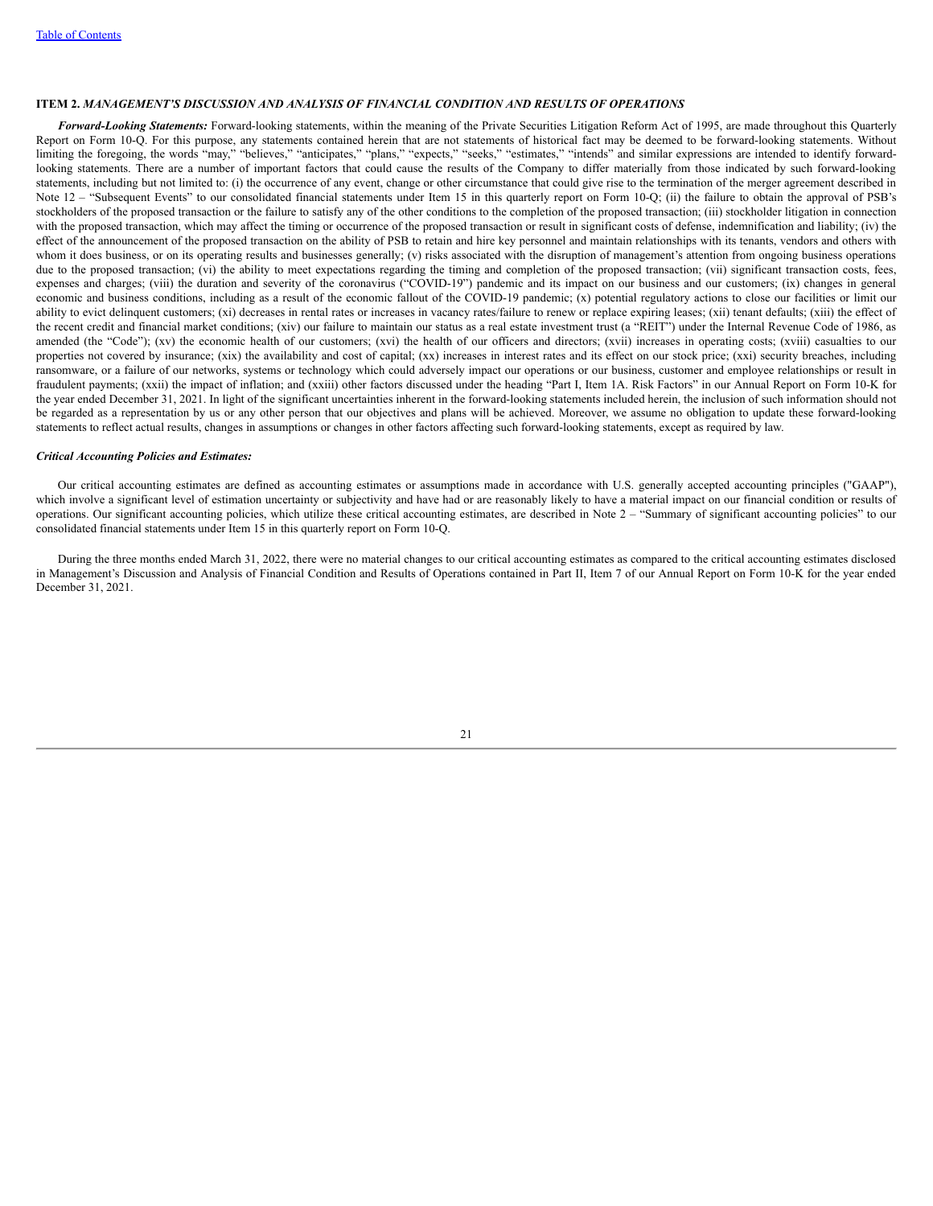## ITEM 2. *MANAGEMENT'S DISCUSSION AND ANALYSIS OF FINANCIAL CONDITION AND RESULTS OF OPERATIONS*

***Forward-Looking Statements:*** Forward-looking statements, within the meaning of the Private Securities Litigation Reform Act of 1995, are made throughout this Quarterly Report on Form 10-Q. For this purpose, any statements contained herein that are not statements of historical fact may be deemed to be forward-looking statements. Without limiting the foregoing, the words "may," "believes," "anticipates," "plans," "expects," "seeks," "estimates," "intends" and similar expressions are intended to identify forward-looking statements. There are a number of important factors that could cause the results of the Company to differ materially from those indicated by such forward-looking statements, including but not limited to: (i) the occurrence of any event, change or other circumstance that could give rise to the termination of the merger agreement described in Note 12 – "Subsequent Events" to our consolidated financial statements under Item 15 in this quarterly report on Form 10-Q; (ii) the failure to obtain the approval of PSB's stockholders of the proposed transaction or the failure to satisfy any of the other conditions to the completion of the proposed transaction; (iii) stockholder litigation in connection with the proposed transaction, which may affect the timing or occurrence of the proposed transaction or result in significant costs of defense, indemnification and liability; (iv) the effect of the announcement of the proposed transaction on the ability of PSB to retain and hire key personnel and maintain relationships with its tenants, vendors and others with whom it does business, or on its operating results and businesses generally; (v) risks associated with the disruption of management's attention from ongoing business operations due to the proposed transaction; (vi) the ability to meet expectations regarding the timing and completion of the proposed transaction; (vii) significant transaction costs, fees, expenses and charges; (viii) the duration and severity of the coronavirus ("COVID-19") pandemic and its impact on our business and our customers; (ix) changes in general economic and business conditions, including as a result of the economic fallout of the COVID-19 pandemic; (x) potential regulatory actions to close our facilities or limit our ability to evict delinquent customers; (xi) decreases in rental rates or increases in vacancy rates/failure to renew or replace expiring leases; (xii) tenant defaults; (xiii) the effect of the recent credit and financial market conditions; (xiv) our failure to maintain our status as a real estate investment trust (a "REIT") under the Internal Revenue Code of 1986, as amended (the "Code"); (xv) the economic health of our customers; (xvi) the health of our officers and directors; (xvii) increases in operating costs; (xviii) casualties to our properties not covered by insurance; (xix) the availability and cost of capital; (xx) increases in interest rates and its effect on our stock price; (xxi) security breaches, including ransomware, or a failure of our networks, systems or technology which could adversely impact our operations or our business, customer and employee relationships or result in fraudulent payments; (xxii) the impact of inflation; and (xxiii) other factors discussed under the heading "Part I, Item 1A. Risk Factors" in our Annual Report on Form 10-K for the year ended December 31, 2021. In light of the significant uncertainties inherent in the forward-looking statements included herein, the inclusion of such information should not be regarded as a representation by us or any other person that our objectives and plans will be achieved. Moreover, we assume no obligation to update these forward-looking statements to reflect actual results, changes in assumptions or changes in other factors affecting such forward-looking statements, except as required by law.

***Critical Accounting Policies and Estimates:***

Our critical accounting estimates are defined as accounting estimates or assumptions made in accordance with U.S. generally accepted accounting principles ("GAAP"), which involve a significant level of estimation uncertainty or subjectivity and have had or are reasonably likely to have a material impact on our financial condition or results of operations. Our significant accounting policies, which utilize these critical accounting estimates, are described in Note 2 – "Summary of significant accounting policies" to our consolidated financial statements under Item 15 in this quarterly report on Form 10-Q.

During the three months ended March 31, 2022, there were no material changes to our critical accounting estimates as compared to the critical accounting estimates disclosed in Management's Discussion and Analysis of Financial Condition and Results of Operations contained in Part II, Item 7 of our Annual Report on Form 10-K for the year ended December 31, 2021.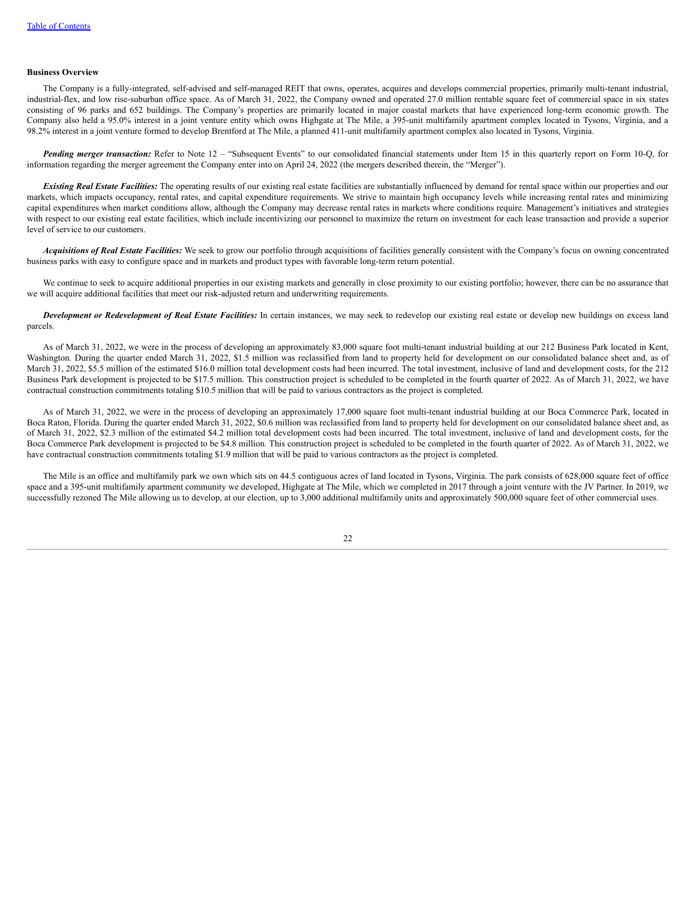[Table of Contents](#)

**Business Overview**

The Company is a fully-integrated, self-advised and self-managed REIT that owns, operates, acquires and develops commercial properties, primarily multi-tenant industrial, industrial-flex, and low rise-suburban office space. As of March 31, 2022, the Company owned and operated 27.0 million rentable square feet of commercial space in six states consisting of 96 parks and 652 buildings. The Company's properties are primarily located in major coastal markets that have experienced long-term economic growth. The Company also held a 95.0% interest in a joint venture entity which owns Highgate at The Mile, a 395-unit multifamily apartment complex located in Tysons, Virginia, and a 98.2% interest in a joint venture formed to develop Brentford at The Mile, a planned 411-unit multifamily apartment complex also located in Tysons, Virginia.

***Pending merger transaction:*** Refer to Note 12 – "Subsequent Events" to our consolidated financial statements under Item 15 in this quarterly report on Form 10-Q, for information regarding the merger agreement the Company enter into on April 24, 2022 (the mergers described therein, the "Merger").

***Existing Real Estate Facilities:*** The operating results of our existing real estate facilities are substantially influenced by demand for rental space within our properties and our markets, which impacts occupancy, rental rates, and capital expenditure requirements. We strive to maintain high occupancy levels while increasing rental rates and minimizing capital expenditures when market conditions allow, although the Company may decrease rental rates in markets where conditions require. Management's initiatives and strategies with respect to our existing real estate facilities, which include incentivizing our personnel to maximize the return on investment for each lease transaction and provide a superior level of service to our customers.

***Acquisitions of Real Estate Facilities:*** We seek to grow our portfolio through acquisitions of facilities generally consistent with the Company's focus on owning concentrated business parks with easy to configure space and in markets and product types with favorable long-term return potential.

We continue to seek to acquire additional properties in our existing markets and generally in close proximity to our existing portfolio; however, there can be no assurance that we will acquire additional facilities that meet our risk-adjusted return and underwriting requirements.

***Development or Redevelopment of Real Estate Facilities:*** In certain instances, we may seek to redevelop our existing real estate or develop new buildings on excess land parcels.

As of March 31, 2022, we were in the process of developing an approximately 83,000 square foot multi-tenant industrial building at our 212 Business Park located in Kent, Washington. During the quarter ended March 31, 2022, $1.5 million was reclassified from land to property held for development on our consolidated balance sheet and, as of March 31, 2022, $5.5 million of the estimated $16.0 million total development costs had been incurred. The total investment, inclusive of land and development costs, for the 212 Business Park development is projected to be $17.5 million. This construction project is scheduled to be completed in the fourth quarter of 2022. As of March 31, 2022, we have contractual construction commitments totaling $10.5 million that will be paid to various contractors as the project is completed.

As of March 31, 2022, we were in the process of developing an approximately 17,000 square foot multi-tenant industrial building at our Boca Commerce Park, located in Boca Raton, Florida. During the quarter ended March 31, 2022, $0.6 million was reclassified from land to property held for development on our consolidated balance sheet and, as of March 31, 2022, $2.3 million of the estimated $4.2 million total development costs had been incurred. The total investment, inclusive of land and development costs, for the Boca Commerce Park development is projected to be $4.8 million. This construction project is scheduled to be completed in the fourth quarter of 2022. As of March 31, 2022, we have contractual construction commitments totaling $1.9 million that will be paid to various contractors as the project is completed.

The Mile is an office and multifamily park we own which sits on 44.5 contiguous acres of land located in Tysons, Virginia. The park consists of 628,000 square feet of office space and a 395-unit multifamily apartment community we developed, Highgate at The Mile, which we completed in 2017 through a joint venture with the JV Partner. In 2019, we successfully rezoned The Mile allowing us to develop, at our election, up to 3,000 additional multifamily units and approximately 500,000 square feet of other commercial uses.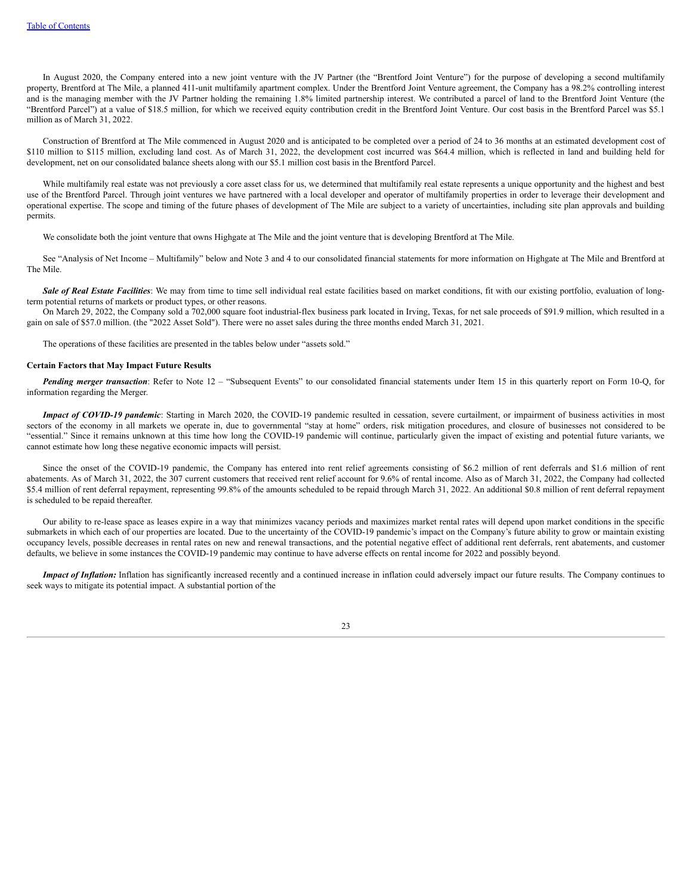In August 2020, the Company entered into a new joint venture with the JV Partner (the "Brentford Joint Venture") for the purpose of developing a second multifamily property, Brentford at The Mile, a planned 411-unit multifamily apartment complex. Under the Brentford Joint Venture agreement, the Company has a 98.2% controlling interest and is the managing member with the JV Partner holding the remaining 1.8% limited partnership interest. We contributed a parcel of land to the Brentford Joint Venture (the "Brentford Parcel") at a value of $18.5 million, for which we received equity contribution credit in the Brentford Joint Venture. Our cost basis in the Brentford Parcel was $5.1 million as of March 31, 2022.

Construction of Brentford at The Mile commenced in August 2020 and is anticipated to be completed over a period of 24 to 36 months at an estimated development cost of $110 million to $115 million, excluding land cost. As of March 31, 2022, the development cost incurred was $64.4 million, which is reflected in land and building held for development, net on our consolidated balance sheets along with our $5.1 million cost basis in the Brentford Parcel.

While multifamily real estate was not previously a core asset class for us, we determined that multifamily real estate represents a unique opportunity and the highest and best use of the Brentford Parcel. Through joint ventures we have partnered with a local developer and operator of multifamily properties in order to leverage their development and operational expertise. The scope and timing of the future phases of development of The Mile are subject to a variety of uncertainties, including site plan approvals and building permits.

We consolidate both the joint venture that owns Highgate at The Mile and the joint venture that is developing Brentford at The Mile.

See "Analysis of Net Income – Multifamily" below and Note 3 and 4 to our consolidated financial statements for more information on Highgate at The Mile and Brentford at The Mile.

***Sale of Real Estate Facilities***: We may from time to time sell individual real estate facilities based on market conditions, fit with our existing portfolio, evaluation of long-term potential returns of markets or product types, or other reasons.

On March 29, 2022, the Company sold a 702,000 square foot industrial-flex business park located in Irving, Texas, for net sale proceeds of $91.9 million, which resulted in a gain on sale of $57.0 million. (the "2022 Asset Sold"). There were no asset sales during the three months ended March 31, 2021.

The operations of these facilities are presented in the tables below under "assets sold."

**Certain Factors that May Impact Future Results**

***Pending merger transaction***: Refer to Note 12 – "Subsequent Events" to our consolidated financial statements under Item 15 in this quarterly report on Form 10-Q, for information regarding the Merger.

***Impact of COVID-19 pandemic***: Starting in March 2020, the COVID-19 pandemic resulted in cessation, severe curtailment, or impairment of business activities in most sectors of the economy in all markets we operate in, due to governmental "stay at home" orders, risk mitigation procedures, and closure of businesses not considered to be "essential." Since it remains unknown at this time how long the COVID-19 pandemic will continue, particularly given the impact of existing and potential future variants, we cannot estimate how long these negative economic impacts will persist.

Since the onset of the COVID-19 pandemic, the Company has entered into rent relief agreements consisting of $6.2 million of rent deferrals and $1.6 million of rent abatements. As of March 31, 2022, the 307 current customers that received rent relief account for 9.6% of rental income. Also as of March 31, 2022, the Company had collected $5.4 million of rent deferral repayment, representing 99.8% of the amounts scheduled to be repaid through March 31, 2022. An additional $0.8 million of rent deferral repayment is scheduled to be repaid thereafter.

Our ability to re-lease space as leases expire in a way that minimizes vacancy periods and maximizes market rental rates will depend upon market conditions in the specific submarkets in which each of our properties are located. Due to the uncertainty of the COVID-19 pandemic's impact on the Company's future ability to grow or maintain existing occupancy levels, possible decreases in rental rates on new and renewal transactions, and the potential negative effect of additional rent deferrals, rent abatements, and customer defaults, we believe in some instances the COVID-19 pandemic may continue to have adverse effects on rental income for 2022 and possibly beyond.

***Impact of Inflation:*** Inflation has significantly increased recently and a continued increase in inflation could adversely impact our future results. The Company continues to seek ways to mitigate its potential impact. A substantial portion of the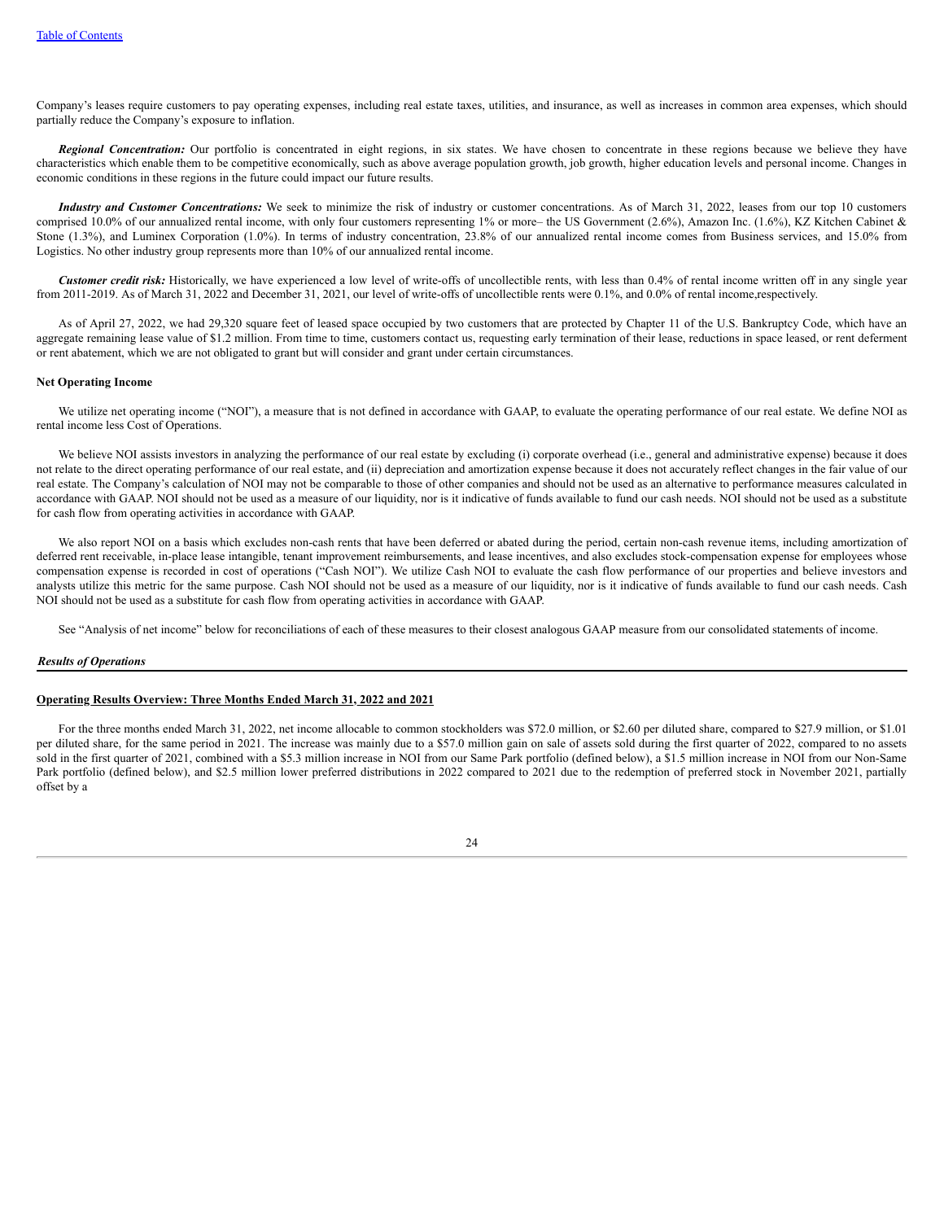Company's leases require customers to pay operating expenses, including real estate taxes, utilities, and insurance, as well as increases in common area expenses, which should partially reduce the Company's exposure to inflation.

***Regional Concentration:*** Our portfolio is concentrated in eight regions, in six states. We have chosen to concentrate in these regions because we believe they have characteristics which enable them to be competitive economically, such as above average population growth, job growth, higher education levels and personal income. Changes in economic conditions in these regions in the future could impact our future results.

***Industry and Customer Concentrations:*** We seek to minimize the risk of industry or customer concentrations. As of March 31, 2022, leases from our top 10 customers comprised 10.0% of our annualized rental income, with only four customers representing 1% or more– the US Government (2.6%), Amazon Inc. (1.6%), KZ Kitchen Cabinet & Stone (1.3%), and Luminex Corporation (1.0%). In terms of industry concentration, 23.8% of our annualized rental income comes from Business services, and 15.0% from Logistics. No other industry group represents more than 10% of our annualized rental income.

***Customer credit risk:*** Historically, we have experienced a low level of write-offs of uncollectible rents, with less than 0.4% of rental income written off in any single year from 2011-2019. As of March 31, 2022 and December 31, 2021, our level of write-offs of uncollectible rents were 0.1%, and 0.0% of rental income,respectively.

As of April 27, 2022, we had 29,320 square feet of leased space occupied by two customers that are protected by Chapter 11 of the U.S. Bankruptcy Code, which have an aggregate remaining lease value of $1.2 million. From time to time, customers contact us, requesting early termination of their lease, reductions in space leased, or rent deferment or rent abatement, which we are not obligated to grant but will consider and grant under certain circumstances.

**Net Operating Income**

We utilize net operating income ("NOI"), a measure that is not defined in accordance with GAAP, to evaluate the operating performance of our real estate. We define NOI as rental income less Cost of Operations.

We believe NOI assists investors in analyzing the performance of our real estate by excluding (i) corporate overhead (i.e., general and administrative expense) because it does not relate to the direct operating performance of our real estate, and (ii) depreciation and amortization expense because it does not accurately reflect changes in the fair value of our real estate. The Company's calculation of NOI may not be comparable to those of other companies and should not be used as an alternative to performance measures calculated in accordance with GAAP. NOI should not be used as a measure of our liquidity, nor is it indicative of funds available to fund our cash needs. NOI should not be used as a substitute for cash flow from operating activities in accordance with GAAP.

We also report NOI on a basis which excludes non-cash rents that have been deferred or abated during the period, certain non-cash revenue items, including amortization of deferred rent receivable, in-place lease intangible, tenant improvement reimbursements, and lease incentives, and also excludes stock-compensation expense for employees whose compensation expense is recorded in cost of operations ("Cash NOI"). We utilize Cash NOI to evaluate the cash flow performance of our properties and believe investors and analysts utilize this metric for the same purpose. Cash NOI should not be used as a measure of our liquidity, nor is it indicative of funds available to fund our cash needs. Cash NOI should not be used as a substitute for cash flow from operating activities in accordance with GAAP.

See "Analysis of net income" below for reconciliations of each of these measures to their closest analogous GAAP measure from our consolidated statements of income.

### *Results of Operations*

**Operating Results Overview: Three Months Ended March 31, 2022 and 2021**

For the three months ended March 31, 2022, net income allocable to common stockholders was $72.0 million, or $2.60 per diluted share, compared to $27.9 million, or $1.01 per diluted share, for the same period in 2021. The increase was mainly due to a $57.0 million gain on sale of assets sold during the first quarter of 2022, compared to no assets sold in the first quarter of 2021, combined with a $5.3 million increase in NOI from our Same Park portfolio (defined below), a $1.5 million increase in NOI from our Non-Same Park portfolio (defined below), and $2.5 million lower preferred distributions in 2022 compared to 2021 due to the redemption of preferred stock in November 2021, partially offset by a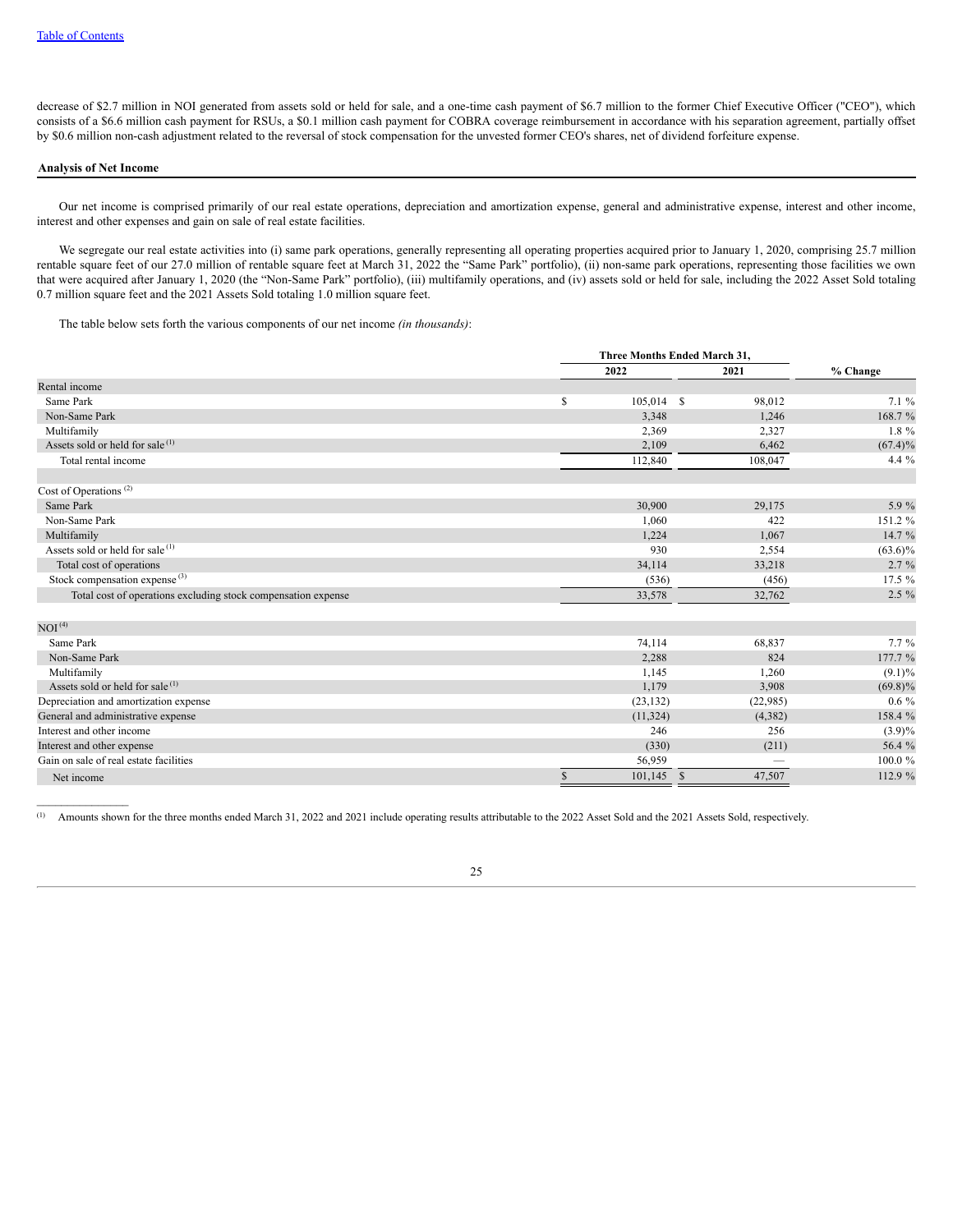decrease of $2.7 million in NOI generated from assets sold or held for sale, and a one-time cash payment of $6.7 million to the former Chief Executive Officer ("CEO"), which consists of a $6.6 million cash payment for RSUs, a $0.1 million cash payment for COBRA coverage reimbursement in accordance with his separation agreement, partially offset by $0.6 million non-cash adjustment related to the reversal of stock compensation for the unvested former CEO's shares, net of dividend forfeiture expense.

## Analysis of Net Income

Our net income is comprised primarily of our real estate operations, depreciation and amortization expense, general and administrative expense, interest and other income, interest and other expenses and gain on sale of real estate facilities.

We segregate our real estate activities into (i) same park operations, generally representing all operating properties acquired prior to January 1, 2020, comprising 25.7 million rentable square feet of our 27.0 million of rentable square feet at March 31, 2022 the "Same Park" portfolio), (ii) non-same park operations, representing those facilities we own that were acquired after January 1, 2020 (the "Non-Same Park" portfolio), (iii) multifamily operations, and (iv) assets sold or held for sale, including the 2022 Asset Sold totaling 0.7 million square feet and the 2021 Assets Sold totaling 1.0 million square feet.

The table below sets forth the various components of our net income *(in thousands)*:

| | Three Months Ended March 31, | | |
|---|---|---|---|
| | 2022 | 2021 | % Change |
| Rental income | | | |
| Same Park | $ 105,014 | $ 98,012 | 7.1 % |
| Non-Same Park | 3,348 | 1,246 | 168.7 % |
| Multifamily | 2,369 | 2,327 | 1.8 % |
| Assets sold or held for sale [(1)] | 2,109 | 6,462 | (67.4)% |
| Total rental income | 112,840 | 108,047 | 4.4 % |
| | | | |
| Cost of Operations [(2)] | | | |
| Same Park | 30,900 | 29,175 | 5.9 % |
| Non-Same Park | 1,060 | 422 | 151.2 % |
| Multifamily | 1,224 | 1,067 | 14.7 % |
| Assets sold or held for sale [(1)] | 930 | 2,554 | (63.6)% |
| Total cost of operations | 34,114 | 33,218 | 2.7 % |
| Stock compensation expense [(3)] | (536) | (456) | 17.5 % |
| Total cost of operations excluding stock compensation expense | 33,578 | 32,762 | 2.5 % |
| | | | |
| NOI [(4)] | | | |
| Same Park | 74,114 | 68,837 | 7.7 % |
| Non-Same Park | 2,288 | 824 | 177.7 % |
| Multifamily | 1,145 | 1,260 | (9.1)% |
| Assets sold or held for sale [(1)] | 1,179 | 3,908 | (69.8)% |
| Depreciation and amortization expense | (23,132) | (22,985) | 0.6 % |
| General and administrative expense | (11,324) | (4,382) | 158.4 % |
| Interest and other income | 246 | 256 | (3.9)% |
| Interest and other expense | (330) | (211) | 56.4 % |
| Gain on sale of real estate facilities | 56,959 | — | 100.0 % |
| Net income | $ 101,145 | $ 47,507 | 112.9 % |

(1) Amounts shown for the three months ended March 31, 2022 and 2021 include operating results attributable to the 2022 Asset Sold and the 2021 Assets Sold, respectively.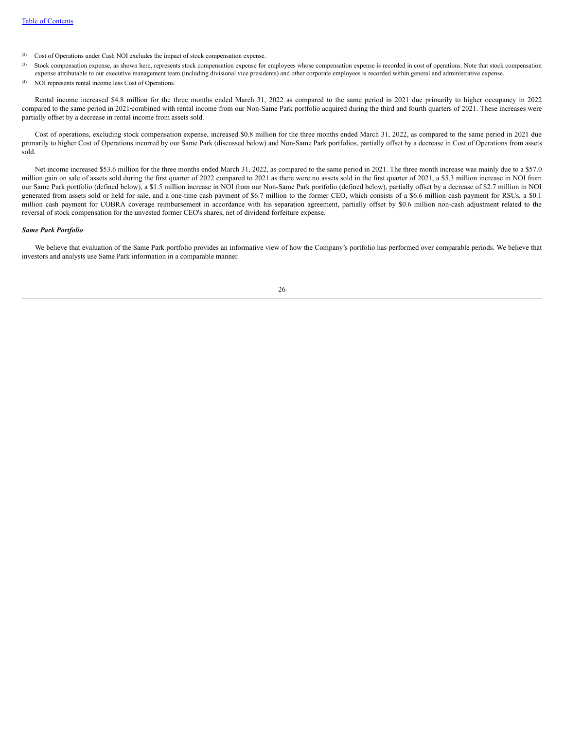(2) Cost of Operations under Cash NOI excludes the impact of stock compensation expense.

(3) Stock compensation expense, as shown here, represents stock compensation expense for employees whose compensation expense is recorded in cost of operations. Note that stock compensation expense attributable to our executive management team (including divisional vice presidents) and other corporate employees is recorded within general and administrative expense.

(4) NOI represents rental income less Cost of Operations.

Rental income increased $4.8 million for the three months ended March 31, 2022 as compared to the same period in 2021 due primarily to higher occupancy in 2022 compared to the same period in 2021 combined with rental income from our Non-Same Park portfolio acquired during the third and fourth quarters of 2021. These increases were partially offset by a decrease in rental income from assets sold.

Cost of operations, excluding stock compensation expense, increased $0.8 million for the three months ended March 31, 2022, as compared to the same period in 2021 due primarily to higher Cost of Operations incurred by our Same Park (discussed below) and Non-Same Park portfolios, partially offset by a decrease in Cost of Operations from assets sold.

Net income increased $53.6 million for the three months ended March 31, 2022, as compared to the same period in 2021. The three month increase was mainly due to a $57.0 million gain on sale of assets sold during the first quarter of 2022 compared to 2021 as there were no assets sold in the first quarter of 2021, a $5.3 million increase in NOI from our Same Park portfolio (defined below), a $1.5 million increase in NOI from our Non-Same Park portfolio (defined below), partially offset by a decrease of $2.7 million in NOI generated from assets sold or held for sale, and a one-time cash payment of $6.7 million to the former CEO, which consists of a $6.6 million cash payment for RSUs, a $0.1 million cash payment for COBRA coverage reimbursement in accordance with his separation agreement, partially offset by $0.6 million non-cash adjustment related to the reversal of stock compensation for the unvested former CEO's shares, net of dividend forfeiture expense.

***Same Park Portfolio***

We believe that evaluation of the Same Park portfolio provides an informative view of how the Company's portfolio has performed over comparable periods. We believe that investors and analysts use Same Park information in a comparable manner.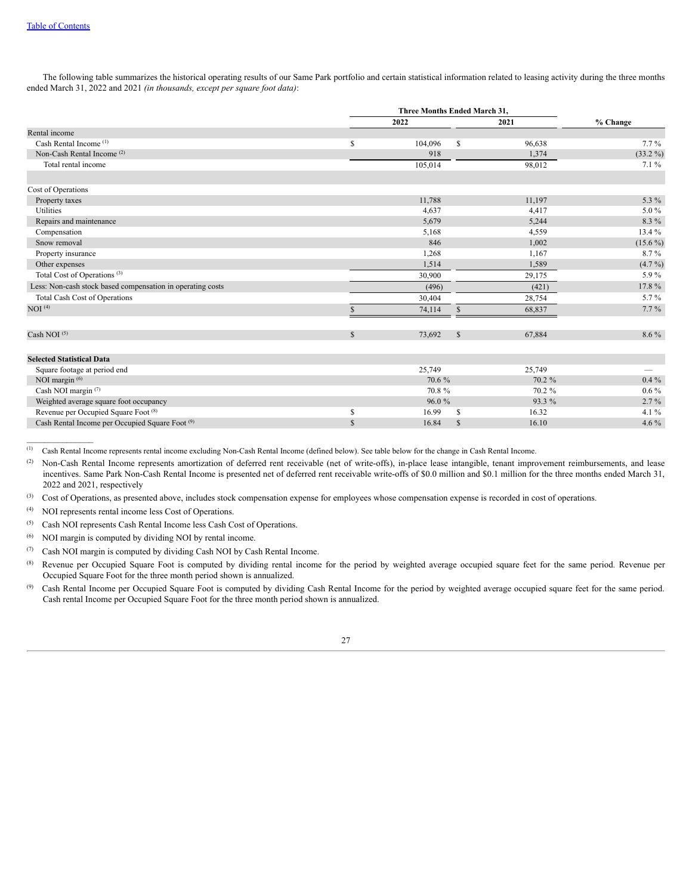[Table of Contents](#)

The following table summarizes the historical operating results of our Same Park portfolio and certain statistical information related to leasing activity during the three months ended March 31, 2022 and 2021 *(in thousands, except per square foot data)*:

| | Three Months Ended March 31, | | % Change |
|---|---|---|---|
| | 2022 | 2021 | |
| Rental income | | | |
| Cash Rental Income [(1)] | $ 104,096 | $ 96,638 | 7.7 % |
| Non-Cash Rental Income [(2)] | 918 | 1,374 | (33.2 %) |
| Total rental income | 105,014 | 98,012 | 7.1 % |
| | | | |
| Cost of Operations | | | |
| Property taxes | 11,788 | 11,197 | 5.3 % |
| Utilities | 4,637 | 4,417 | 5.0 % |
| Repairs and maintenance | 5,679 | 5,244 | 8.3 % |
| Compensation | 5,168 | 4,559 | 13.4 % |
| Snow removal | 846 | 1,002 | (15.6 %) |
| Property insurance | 1,268 | 1,167 | 8.7 % |
| Other expenses | 1,514 | 1,589 | (4.7 %) |
| Total Cost of Operations [(3)] | 30,900 | 29,175 | 5.9 % |
| Less: Non-cash stock based compensation in operating costs | (496) | (421) | 17.8 % |
| Total Cash Cost of Operations | 30,404 | 28,754 | 5.7 % |
| NOI [(4)] | $ 74,114 | $ 68,837 | 7.7 % |
| | | | |
| Cash NOI [(5)] | $ 73,692 | $ 67,884 | 8.6 % |
| | | | |
| **Selected Statistical Data** | | | |
| Square footage at period end | 25,749 | 25,749 | — |
| NOI margin [(6)] | 70.6 % | 70.2 % | 0.4 % |
| Cash NOI margin [(7)] | 70.8 % | 70.2 % | 0.6 % |
| Weighted average square foot occupancy | 96.0 % | 93.3 % | 2.7 % |
| Revenue per Occupied Square Foot [(8)] | $ 16.99 | $ 16.32 | 4.1 % |
| Cash Rental Income per Occupied Square Foot [(9)] | $ 16.84 | $ 16.10 | 4.6 % |

(1) Cash Rental Income represents rental income excluding Non-Cash Rental Income (defined below). See table below for the change in Cash Rental Income.

(2) Non-Cash Rental Income represents amortization of deferred rent receivable (net of write-offs), in-place lease intangible, tenant improvement reimbursements, and lease incentives. Same Park Non-Cash Rental Income is presented net of deferred rent receivable write-offs of $0.0 million and $0.1 million for the three months ended March 31, 2022 and 2021, respectively

(3) Cost of Operations, as presented above, includes stock compensation expense for employees whose compensation expense is recorded in cost of operations.

(4) NOI represents rental income less Cost of Operations.

(5) Cash NOI represents Cash Rental Income less Cash Cost of Operations.

(6) NOI margin is computed by dividing NOI by rental income.

(7) Cash NOI margin is computed by dividing Cash NOI by Cash Rental Income.

(8) Revenue per Occupied Square Foot is computed by dividing rental income for the period by weighted average occupied square feet for the same period. Revenue per Occupied Square Foot for the three month period shown is annualized.

(9) Cash Rental Income per Occupied Square Foot is computed by dividing Cash Rental Income for the period by weighted average occupied square feet for the same period. Cash rental Income per Occupied Square Foot for the three month period shown is annualized.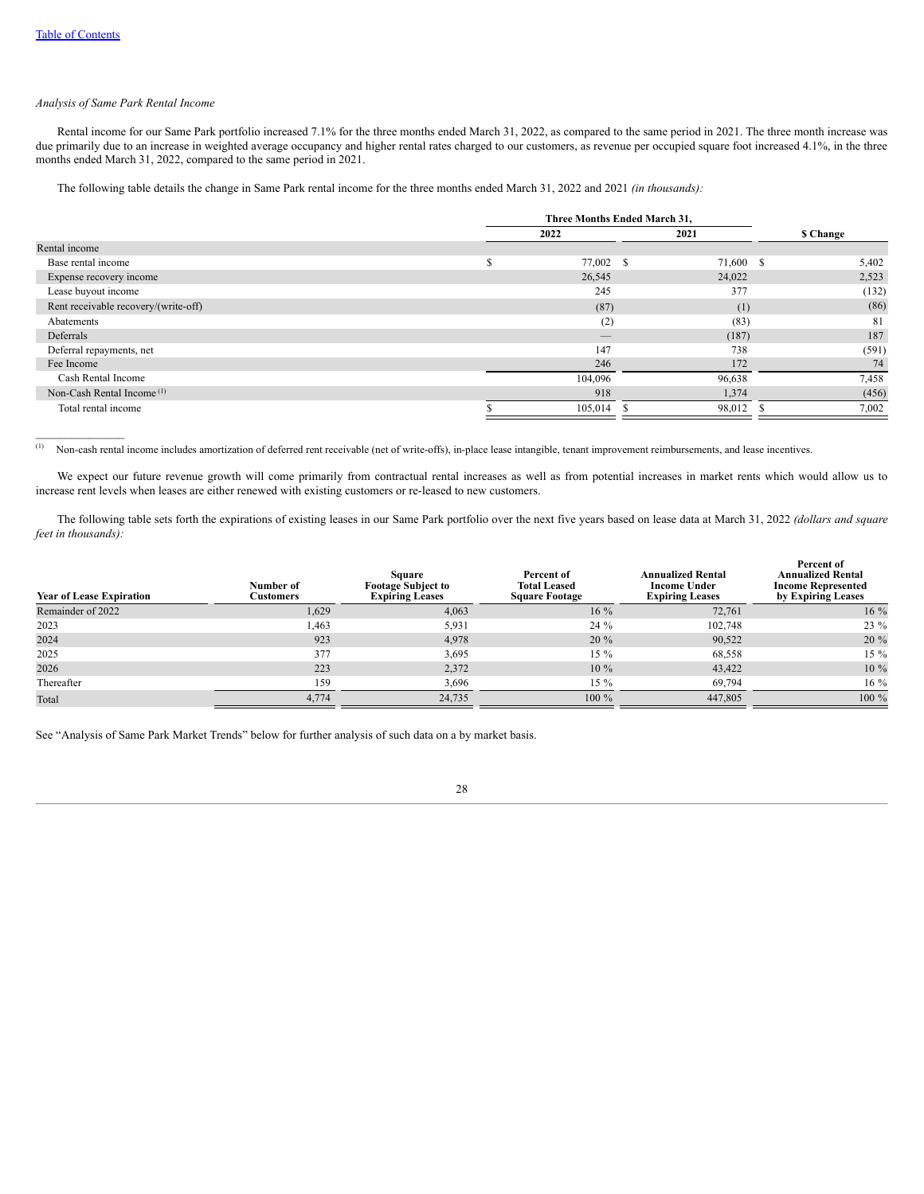*Analysis of Same Park Rental Income*

Rental income for our Same Park portfolio increased 7.1% for the three months ended March 31, 2022, as compared to the same period in 2021. The three month increase was due primarily due to an increase in weighted average occupancy and higher rental rates charged to our customers, as revenue per occupied square foot increased 4.1%, in the three months ended March 31, 2022, compared to the same period in 2021.

The following table details the change in Same Park rental income for the three months ended March 31, 2022 and 2021 *(in thousands):*

| | Three Months Ended March 31, | | |
|---|---|---|---|
| | 2022 | 2021 | $ Change |
| Rental income | | | |
| Base rental income | $ 77,002 | $ 71,600 | $ 5,402 |
| Expense recovery income | 26,545 | 24,022 | 2,523 |
| Lease buyout income | 245 | 377 | (132) |
| Rent receivable recovery/(write-off) | (87) | (1) | (86) |
| Abatements | (2) | (83) | 81 |
| Deferrals | — | (187) | 187 |
| Deferral repayments, net | 147 | 738 | (591) |
| Fee Income | 246 | 172 | 74 |
| Cash Rental Income | 104,096 | 96,638 | 7,458 |
| Non-Cash Rental Income [1] | 918 | 1,374 | (456) |
| Total rental income | $ 105,014 | $ 98,012 | $ 7,002 |

[1] Non-cash rental income includes amortization of deferred rent receivable (net of write-offs), in-place lease intangible, tenant improvement reimbursements, and lease incentives.

We expect our future revenue growth will come primarily from contractual rental increases as well as from potential increases in market rents which would allow us to increase rent levels when leases are either renewed with existing customers or re-leased to new customers.

The following table sets forth the expirations of existing leases in our Same Park portfolio over the next five years based on lease data at March 31, 2022 *(dollars and square feet in thousands):*

| Year of Lease Expiration | Number of Customers | Square Footage Subject to Expiring Leases | Percent of Total Leased Square Footage | Annualized Rental Income Under Expiring Leases | Percent of Annualized Rental Income Represented by Expiring Leases |
|---|---|---|---|---|---|
| Remainder of 2022 | 1,629 | 4,063 | 16 % | 72,761 | 16 % |
| 2023 | 1,463 | 5,931 | 24 % | 102,748 | 23 % |
| 2024 | 923 | 4,978 | 20 % | 90,522 | 20 % |
| 2025 | 377 | 3,695 | 15 % | 68,558 | 15 % |
| 2026 | 223 | 2,372 | 10 % | 43,422 | 10 % |
| Thereafter | 159 | 3,696 | 15 % | 69,794 | 16 % |
| Total | 4,774 | 24,735 | 100 % | 447,805 | 100 % |

See "Analysis of Same Park Market Trends" below for further analysis of such data on a by market basis.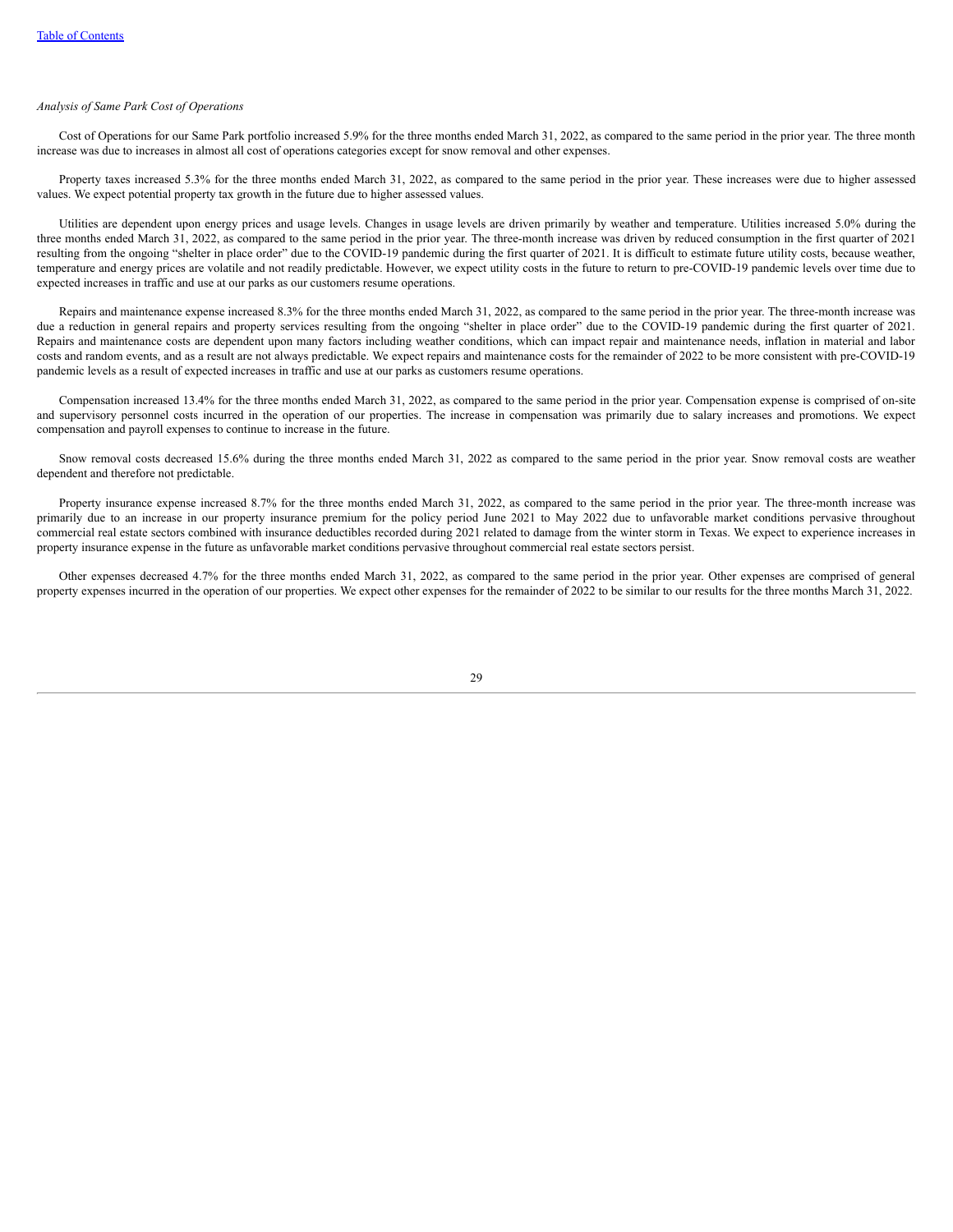*Analysis of Same Park Cost of Operations*

Cost of Operations for our Same Park portfolio increased 5.9% for the three months ended March 31, 2022, as compared to the same period in the prior year. The three month increase was due to increases in almost all cost of operations categories except for snow removal and other expenses.

Property taxes increased 5.3% for the three months ended March 31, 2022, as compared to the same period in the prior year. These increases were due to higher assessed values. We expect potential property tax growth in the future due to higher assessed values.

Utilities are dependent upon energy prices and usage levels. Changes in usage levels are driven primarily by weather and temperature. Utilities increased 5.0% during the three months ended March 31, 2022, as compared to the same period in the prior year. The three-month increase was driven by reduced consumption in the first quarter of 2021 resulting from the ongoing "shelter in place order" due to the COVID-19 pandemic during the first quarter of 2021. It is difficult to estimate future utility costs, because weather, temperature and energy prices are volatile and not readily predictable. However, we expect utility costs in the future to return to pre-COVID-19 pandemic levels over time due to expected increases in traffic and use at our parks as our customers resume operations.

Repairs and maintenance expense increased 8.3% for the three months ended March 31, 2022, as compared to the same period in the prior year. The three-month increase was due a reduction in general repairs and property services resulting from the ongoing "shelter in place order" due to the COVID-19 pandemic during the first quarter of 2021. Repairs and maintenance costs are dependent upon many factors including weather conditions, which can impact repair and maintenance needs, inflation in material and labor costs and random events, and as a result are not always predictable. We expect repairs and maintenance costs for the remainder of 2022 to be more consistent with pre-COVID-19 pandemic levels as a result of expected increases in traffic and use at our parks as customers resume operations.

Compensation increased 13.4% for the three months ended March 31, 2022, as compared to the same period in the prior year. Compensation expense is comprised of on-site and supervisory personnel costs incurred in the operation of our properties. The increase in compensation was primarily due to salary increases and promotions. We expect compensation and payroll expenses to continue to increase in the future.

Snow removal costs decreased 15.6% during the three months ended March 31, 2022 as compared to the same period in the prior year. Snow removal costs are weather dependent and therefore not predictable.

Property insurance expense increased 8.7% for the three months ended March 31, 2022, as compared to the same period in the prior year. The three-month increase was primarily due to an increase in our property insurance premium for the policy period June 2021 to May 2022 due to unfavorable market conditions pervasive throughout commercial real estate sectors combined with insurance deductibles recorded during 2021 related to damage from the winter storm in Texas. We expect to experience increases in property insurance expense in the future as unfavorable market conditions pervasive throughout commercial real estate sectors persist.

Other expenses decreased 4.7% for the three months ended March 31, 2022, as compared to the same period in the prior year. Other expenses are comprised of general property expenses incurred in the operation of our properties. We expect other expenses for the remainder of 2022 to be similar to our results for the three months March 31, 2022.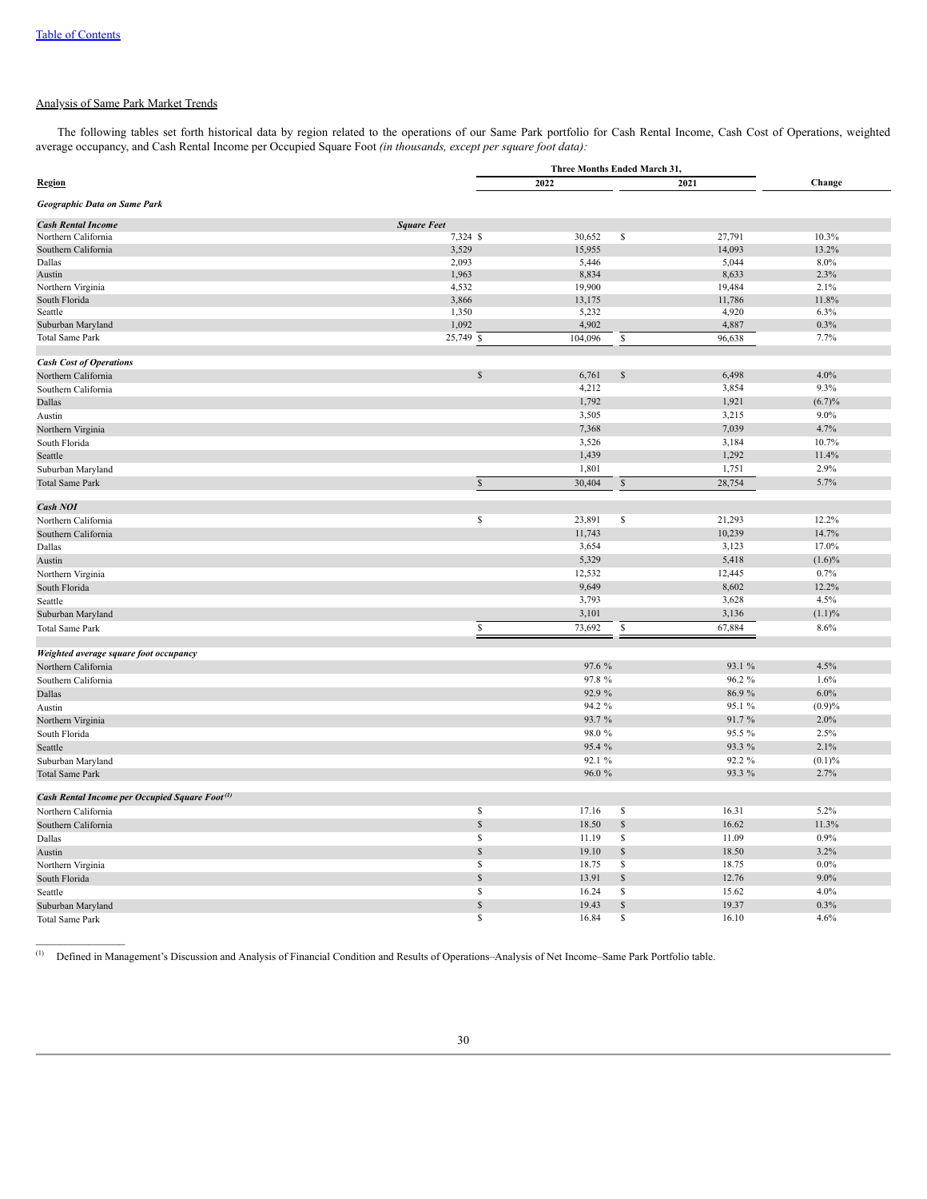[Table of Contents](#)

Analysis of Same Park Market Trends

The following tables set forth historical data by region related to the operations of our Same Park portfolio for Cash Rental Income, Cash Cost of Operations, weighted average occupancy, and Cash Rental Income per Occupied Square Foot *(in thousands, except per square foot data)*:

| **Region** | | **Three Months Ended March 31,** | | |
|---|---|---|---|---|
| | | **2022** | **2021** | **Change** |
| ***Geographic Data on Same Park*** | | | | |
| ***Cash Rental Income*** | ***Square Feet*** | | | |
| Northern California | 7,324 | $ 30,652 | $ 27,791 | 10.3% |
| Southern California | 3,529 | 15,955 | 14,093 | 13.2% |
| Dallas | 2,093 | 5,446 | 5,044 | 8.0% |
| Austin | 1,963 | 8,834 | 8,633 | 2.3% |
| Northern Virginia | 4,532 | 19,900 | 19,484 | 2.1% |
| South Florida | 3,866 | 13,175 | 11,786 | 11.8% |
| Seattle | 1,350 | 5,232 | 4,920 | 6.3% |
| Suburban Maryland | 1,092 | 4,902 | 4,887 | 0.3% |
| Total Same Park | 25,749 | $ 104,096 | $ 96,638 | 7.7% |
| ***Cash Cost of Operations*** | | | | |
| Northern California | | $ 6,761 | $ 6,498 | 4.0% |
| Southern California | | 4,212 | 3,854 | 9.3% |
| Dallas | | 1,792 | 1,921 | (6.7)% |
| Austin | | 3,505 | 3,215 | 9.0% |
| Northern Virginia | | 7,368 | 7,039 | 4.7% |
| South Florida | | 3,526 | 3,184 | 10.7% |
| Seattle | | 1,439 | 1,292 | 11.4% |
| Suburban Maryland | | 1,801 | 1,751 | 2.9% |
| Total Same Park | | $ 30,404 | $ 28,754 | 5.7% |
| ***Cash NOI*** | | | | |
| Northern California | | $ 23,891 | $ 21,293 | 12.2% |
| Southern California | | 11,743 | 10,239 | 14.7% |
| Dallas | | 3,654 | 3,123 | 17.0% |
| Austin | | 5,329 | 5,418 | (1.6)% |
| Northern Virginia | | 12,532 | 12,445 | 0.7% |
| South Florida | | 9,649 | 8,602 | 12.2% |
| Seattle | | 3,793 | 3,628 | 4.5% |
| Suburban Maryland | | 3,101 | 3,136 | (1.1)% |
| Total Same Park | | $ 73,692 | $ 67,884 | 8.6% |
| ***Weighted average square foot occupancy*** | | | | |
| Northern California | | 97.6 % | 93.1 % | 4.5% |
| Southern California | | 97.8 % | 96.2 % | 1.6% |
| Dallas | | 92.9 % | 86.9 % | 6.0% |
| Austin | | 94.2 % | 95.1 % | (0.9)% |
| Northern Virginia | | 93.7 % | 91.7 % | 2.0% |
| South Florida | | 98.0 % | 95.5 % | 2.5% |
| Seattle | | 95.4 % | 93.3 % | 2.1% |
| Suburban Maryland | | 92.1 % | 92.2 % | (0.1)% |
| Total Same Park | | 96.0 % | 93.3 % | 2.7% |
| ***Cash Rental Income per Occupied Square Foot*** [(1)] | | | | |
| Northern California | | $ 17.16 | $ 16.31 | 5.2% |
| Southern California | | $ 18.50 | $ 16.62 | 11.3% |
| Dallas | | $ 11.19 | $ 11.09 | 0.9% |
| Austin | | $ 19.10 | $ 18.50 | 3.2% |
| Northern Virginia | | $ 18.75 | $ 18.75 | 0.0% |
| South Florida | | $ 13.91 | $ 12.76 | 9.0% |
| Seattle | | $ 16.24 | $ 15.62 | 4.0% |
| Suburban Maryland | | $ 19.43 | $ 19.37 | 0.3% |
| Total Same Park | | $ 16.84 | $ 16.10 | 4.6% |

(1) Defined in Management's Discussion and Analysis of Financial Condition and Results of Operations–Analysis of Net Income–Same Park Portfolio table.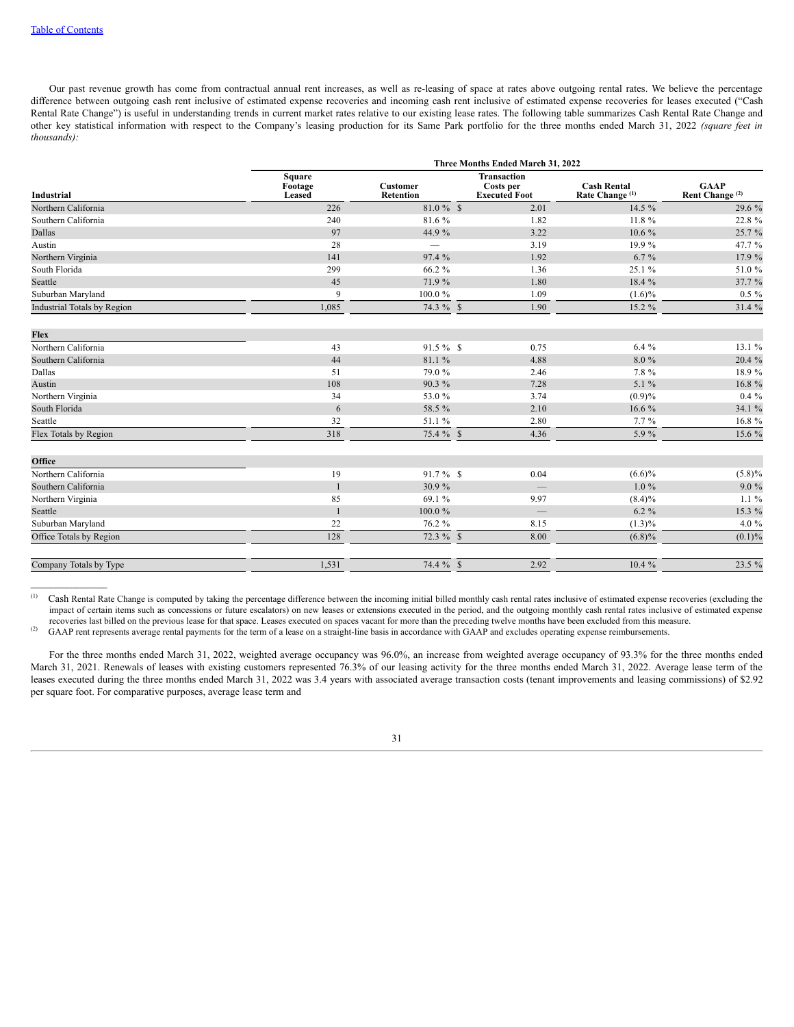[Table of Contents](#)

Our past revenue growth has come from contractual annual rent increases, as well as re-leasing of space at rates above outgoing rental rates. We believe the percentage difference between outgoing cash rent inclusive of estimated expense recoveries and incoming cash rent inclusive of estimated expense recoveries for leases executed ("Cash Rental Rate Change") is useful in understanding trends in current market rates relative to our existing lease rates. The following table summarizes Cash Rental Rate Change and other key statistical information with respect to the Company's leasing production for its Same Park portfolio for the three months ended March 31, 2022 *(square feet in thousands):*

| | Three Months Ended March 31, 2022 | | | | |
|---|---|---|---|---|---|
| **Industrial** | **Square Footage Leased** | **Customer Retention** | **Transaction Costs per Executed Foot** | **Cash Rental Rate Change (1)** | **GAAP Rent Change (2)** |
| Northern California | 226 | 81.0 % | $ 2.01 | 14.5 % | 29.6 % |
| Southern California | 240 | 81.6 % | 1.82 | 11.8 % | 22.8 % |
| Dallas | 97 | 44.9 % | 3.22 | 10.6 % | 25.7 % |
| Austin | 28 | — | 3.19 | 19.9 % | 47.7 % |
| Northern Virginia | 141 | 97.4 % | 1.92 | 6.7 % | 17.9 % |
| South Florida | 299 | 66.2 % | 1.36 | 25.1 % | 51.0 % |
| Seattle | 45 | 71.9 % | 1.80 | 18.4 % | 37.7 % |
| Suburban Maryland | 9 | 100.0 % | 1.09 | (1.6)% | 0.5 % |
| Industrial Totals by Region | 1,085 | 74.3 % | $ 1.90 | 15.2 % | 31.4 % |
| **Flex** | | | | | |
| Northern California | 43 | 91.5 % | $ 0.75 | 6.4 % | 13.1 % |
| Southern California | 44 | 81.1 % | 4.88 | 8.0 % | 20.4 % |
| Dallas | 51 | 79.0 % | 2.46 | 7.8 % | 18.9 % |
| Austin | 108 | 90.3 % | 7.28 | 5.1 % | 16.8 % |
| Northern Virginia | 34 | 53.0 % | 3.74 | (0.9)% | 0.4 % |
| South Florida | 6 | 58.5 % | 2.10 | 16.6 % | 34.1 % |
| Seattle | 32 | 51.1 % | 2.80 | 7.7 % | 16.8 % |
| Flex Totals by Region | 318 | 75.4 % | $ 4.36 | 5.9 % | 15.6 % |
| **Office** | | | | | |
| Northern California | 19 | 91.7 % | $ 0.04 | (6.6)% | (5.8)% |
| Southern California | 1 | 30.9 % | — | 1.0 % | 9.0 % |
| Northern Virginia | 85 | 69.1 % | 9.97 | (8.4)% | 1.1 % |
| Seattle | 1 | 100.0 % | — | 6.2 % | 15.3 % |
| Suburban Maryland | 22 | 76.2 % | 8.15 | (1.3)% | 4.0 % |
| Office Totals by Region | 128 | 72.3 % | $ 8.00 | (6.8)% | (0.1)% |
| Company Totals by Type | 1,531 | 74.4 % | $ 2.92 | 10.4 % | 23.5 % |

(1) Cash Rental Rate Change is computed by taking the percentage difference between the incoming initial billed monthly cash rental rates inclusive of estimated expense recoveries (excluding the impact of certain items such as concessions or future escalators) on new leases or extensions executed in the period, and the outgoing monthly cash rental rates inclusive of estimated expense recoveries last billed on the previous lease for that space. Leases executed on spaces vacant for more than the preceding twelve months have been excluded from this measure.

(2) GAAP rent represents average rental payments for the term of a lease on a straight-line basis in accordance with GAAP and excludes operating expense reimbursements.

For the three months ended March 31, 2022, weighted average occupancy was 96.0%, an increase from weighted average occupancy of 93.3% for the three months ended March 31, 2021. Renewals of leases with existing customers represented 76.3% of our leasing activity for the three months ended March 31, 2022. Average lease term of the leases executed during the three months ended March 31, 2022 was 3.4 years with associated average transaction costs (tenant improvements and leasing commissions) of $2.92 per square foot. For comparative purposes, average lease term and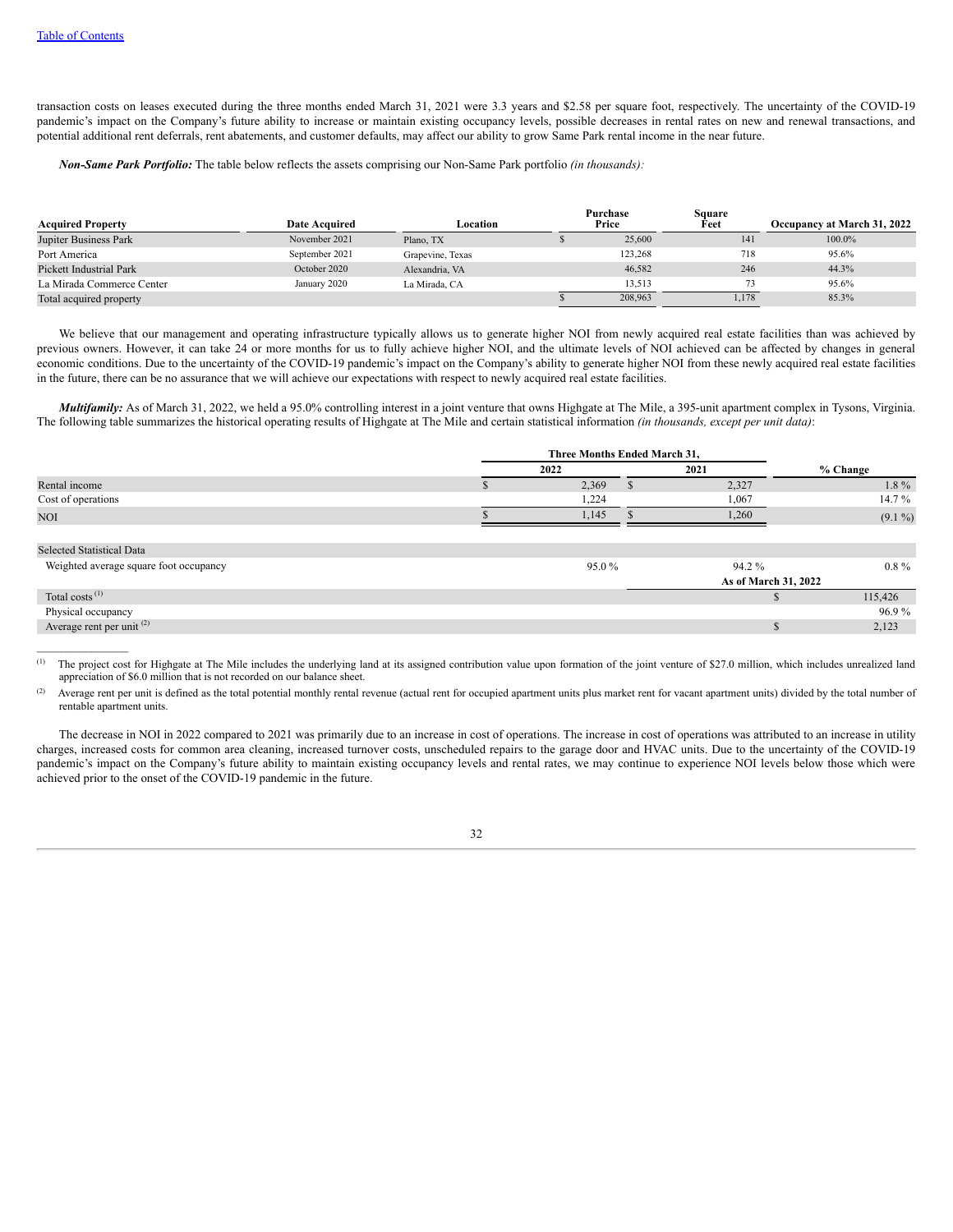transaction costs on leases executed during the three months ended March 31, 2021 were 3.3 years and $2.58 per square foot, respectively. The uncertainty of the COVID-19 pandemic's impact on the Company's future ability to increase or maintain existing occupancy levels, possible decreases in rental rates on new and renewal transactions, and potential additional rent deferrals, rent abatements, and customer defaults, may affect our ability to grow Same Park rental income in the near future.

***Non-Same Park Portfolio:*** The table below reflects the assets comprising our Non-Same Park portfolio *(in thousands):*

| Acquired Property | Date Acquired | Location | Purchase Price | Square Feet | Occupancy at March 31, 2022 |
|---|---|---|---|---|---|
| Jupiter Business Park | November 2021 | Plano, TX | $ 25,600 | 141 | 100.0% |
| Port America | September 2021 | Grapevine, Texas | 123,268 | 718 | 95.6% |
| Pickett Industrial Park | October 2020 | Alexandria, VA | 46,582 | 246 | 44.3% |
| La Mirada Commerce Center | January 2020 | La Mirada, CA | 13,513 | 73 | 95.6% |
| Total acquired property | | | $ 208,963 | 1,178 | 85.3% |

We believe that our management and operating infrastructure typically allows us to generate higher NOI from newly acquired real estate facilities than was achieved by previous owners. However, it can take 24 or more months for us to fully achieve higher NOI, and the ultimate levels of NOI achieved can be affected by changes in general economic conditions. Due to the uncertainty of the COVID-19 pandemic's impact on the Company's ability to generate higher NOI from these newly acquired real estate facilities in the future, there can be no assurance that we will achieve our expectations with respect to newly acquired real estate facilities.

***Multifamily:*** As of March 31, 2022, we held a 95.0% controlling interest in a joint venture that owns Highgate at The Mile, a 395-unit apartment complex in Tysons, Virginia. The following table summarizes the historical operating results of Highgate at The Mile and certain statistical information *(in thousands, except per unit data)*:

| | Three Months Ended March 31, | | |
|---|---|---|---|
| | 2022 | 2021 | % Change |
| Rental income | $ 2,369 | $ 2,327 | 1.8 % |
| Cost of operations | 1,224 | 1,067 | 14.7 % |
| NOI | $ 1,145 | $ 1,260 | (9.1 %) |
| | | | |
| Selected Statistical Data | | | |
| Weighted average square foot occupancy | 95.0 % | 94.2 % | 0.8 % |
| | | As of March 31, 2022 | |
| Total costs [(1)] | | | $ 115,426 |
| Physical occupancy | | | 96.9 % |
| Average rent per unit [(2)] | | | $ 2,123 |

(1) The project cost for Highgate at The Mile includes the underlying land at its assigned contribution value upon formation of the joint venture of $27.0 million, which includes unrealized land appreciation of $6.0 million that is not recorded on our balance sheet.

(2) Average rent per unit is defined as the total potential monthly rental revenue (actual rent for occupied apartment units plus market rent for vacant apartment units) divided by the total number of rentable apartment units.

The decrease in NOI in 2022 compared to 2021 was primarily due to an increase in cost of operations. The increase in cost of operations was attributed to an increase in utility charges, increased costs for common area cleaning, increased turnover costs, unscheduled repairs to the garage door and HVAC units. Due to the uncertainty of the COVID-19 pandemic's impact on the Company's future ability to maintain existing occupancy levels and rental rates, we may continue to experience NOI levels below those which were achieved prior to the onset of the COVID-19 pandemic in the future.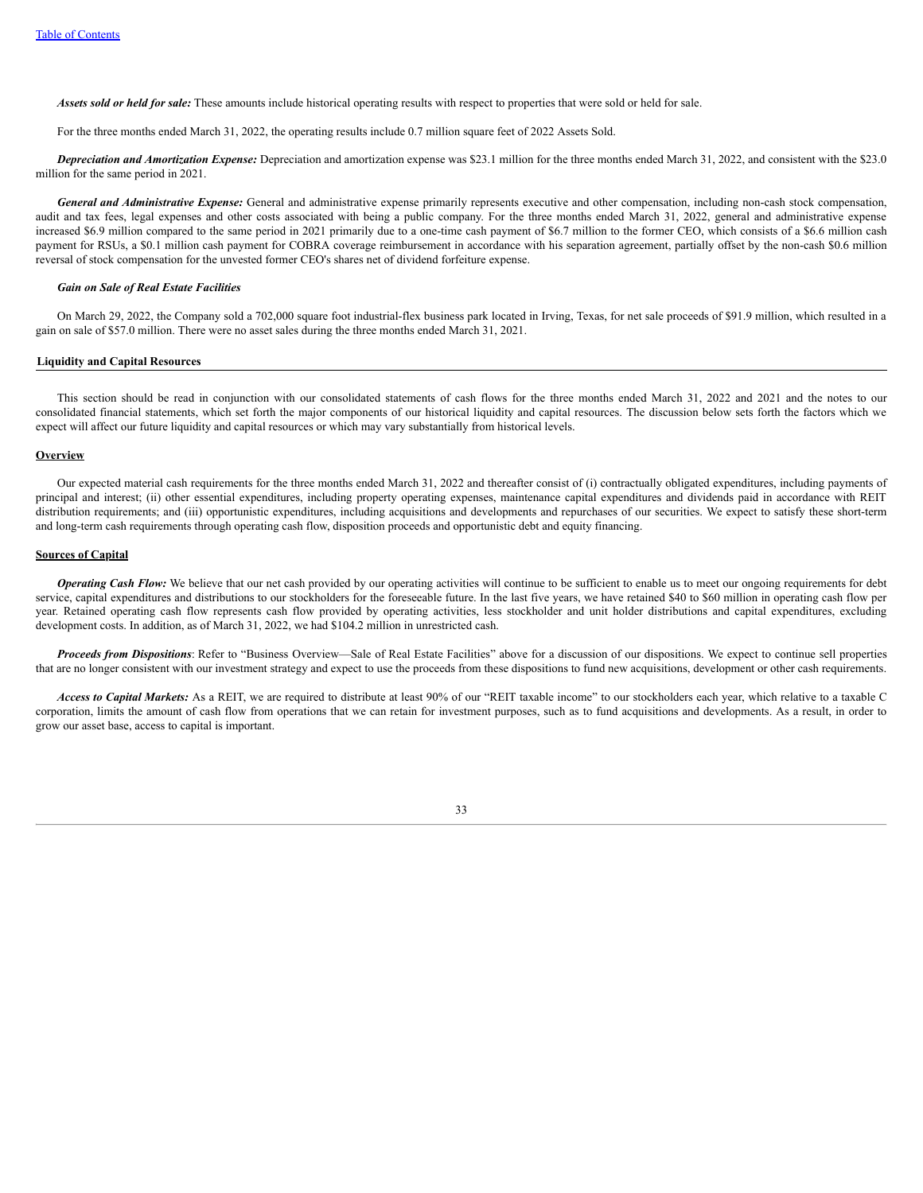*Assets sold or held for sale:* These amounts include historical operating results with respect to properties that were sold or held for sale.

For the three months ended March 31, 2022, the operating results include 0.7 million square feet of 2022 Assets Sold.

***Depreciation and Amortization Expense:*** Depreciation and amortization expense was $23.1 million for the three months ended March 31, 2022, and consistent with the $23.0 million for the same period in 2021.

***General and Administrative Expense:*** General and administrative expense primarily represents executive and other compensation, including non-cash stock compensation, audit and tax fees, legal expenses and other costs associated with being a public company. For the three months ended March 31, 2022, general and administrative expense increased $6.9 million compared to the same period in 2021 primarily due to a one-time cash payment of $6.7 million to the former CEO, which consists of a $6.6 million cash payment for RSUs, a $0.1 million cash payment for COBRA coverage reimbursement in accordance with his separation agreement, partially offset by the non-cash $0.6 million reversal of stock compensation for the unvested former CEO's shares net of dividend forfeiture expense.

***Gain on Sale of Real Estate Facilities***

On March 29, 2022, the Company sold a 702,000 square foot industrial-flex business park located in Irving, Texas, for net sale proceeds of $91.9 million, which resulted in a gain on sale of $57.0 million. There were no asset sales during the three months ended March 31, 2021.

## Liquidity and Capital Resources

This section should be read in conjunction with our consolidated statements of cash flows for the three months ended March 31, 2022 and 2021 and the notes to our consolidated financial statements, which set forth the major components of our historical liquidity and capital resources. The discussion below sets forth the factors which we expect will affect our future liquidity and capital resources or which may vary substantially from historical levels.

### Overview

Our expected material cash requirements for the three months ended March 31, 2022 and thereafter consist of (i) contractually obligated expenditures, including payments of principal and interest; (ii) other essential expenditures, including property operating expenses, maintenance capital expenditures and dividends paid in accordance with REIT distribution requirements; and (iii) opportunistic expenditures, including acquisitions and developments and repurchases of our securities. We expect to satisfy these short-term and long-term cash requirements through operating cash flow, disposition proceeds and opportunistic debt and equity financing.

### Sources of Capital

***Operating Cash Flow:*** We believe that our net cash provided by our operating activities will continue to be sufficient to enable us to meet our ongoing requirements for debt service, capital expenditures and distributions to our stockholders for the foreseeable future. In the last five years, we have retained $40 to $60 million in operating cash flow per year. Retained operating cash flow represents cash flow provided by operating activities, less stockholder and unit holder distributions and capital expenditures, excluding development costs. In addition, as of March 31, 2022, we had $104.2 million in unrestricted cash.

***Proceeds from Dispositions***: Refer to "Business Overview—Sale of Real Estate Facilities" above for a discussion of our dispositions. We expect to continue sell properties that are no longer consistent with our investment strategy and expect to use the proceeds from these dispositions to fund new acquisitions, development or other cash requirements.

***Access to Capital Markets:*** As a REIT, we are required to distribute at least 90% of our "REIT taxable income" to our stockholders each year, which relative to a taxable C corporation, limits the amount of cash flow from operations that we can retain for investment purposes, such as to fund acquisitions and developments. As a result, in order to grow our asset base, access to capital is important.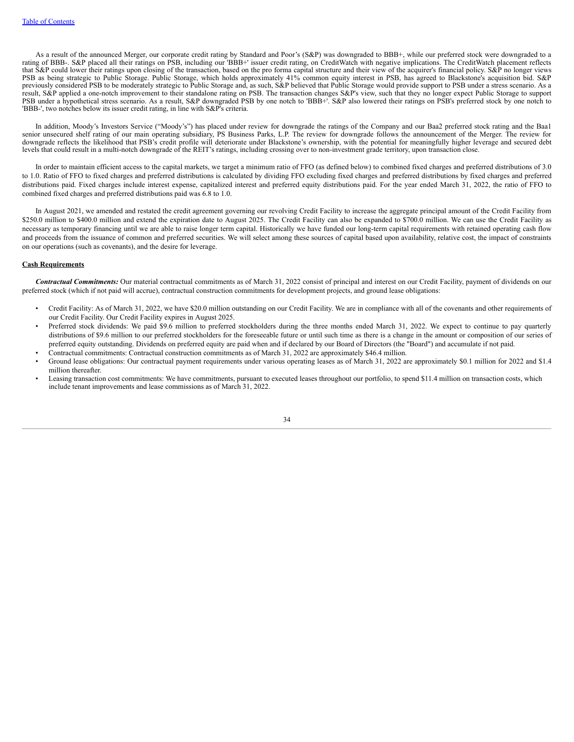As a result of the announced Merger, our corporate credit rating by Standard and Poor's (S&P) was downgraded to BBB+, while our preferred stock were downgraded to a rating of BBB-. S&P placed all their ratings on PSB, including our 'BBB+' issuer credit rating, on CreditWatch with negative implications. The CreditWatch placement reflects that S&P could lower their ratings upon closing of the transaction, based on the pro forma capital structure and their view of the acquirer's financial policy. S&P no longer views PSB as being strategic to Public Storage. Public Storage, which holds approximately 41% common equity interest in PSB, has agreed to Blackstone's acquisition bid. S&P previously considered PSB to be moderately strategic to Public Storage and, as such, S&P believed that Public Storage would provide support to PSB under a stress scenario. As a result, S&P applied a one-notch improvement to their standalone rating on PSB. The transaction changes S&P's view, such that they no longer expect Public Storage to support PSB under a hypothetical stress scenario. As a result, S&P downgraded PSB by one notch to 'BBB+'. S&P also lowered their ratings on PSB's preferred stock by one notch to 'BBB-', two notches below its issuer credit rating, in line with S&P's criteria.

In addition, Moody's Investors Service ("Moody's") has placed under review for downgrade the ratings of the Company and our Baa2 preferred stock rating and the Baa1 senior unsecured shelf rating of our main operating subsidiary, PS Business Parks, L.P. The review for downgrade follows the announcement of the Merger. The review for downgrade reflects the likelihood that PSB's credit profile will deteriorate under Blackstone's ownership, with the potential for meaningfully higher leverage and secured debt levels that could result in a multi-notch downgrade of the REIT's ratings, including crossing over to non-investment grade territory, upon transaction close.

In order to maintain efficient access to the capital markets, we target a minimum ratio of FFO (as defined below) to combined fixed charges and preferred distributions of 3.0 to 1.0. Ratio of FFO to fixed charges and preferred distributions is calculated by dividing FFO excluding fixed charges and preferred distributions by fixed charges and preferred distributions paid. Fixed charges include interest expense, capitalized interest and preferred equity distributions paid. For the year ended March 31, 2022, the ratio of FFO to combined fixed charges and preferred distributions paid was 6.8 to 1.0.

In August 2021, we amended and restated the credit agreement governing our revolving Credit Facility to increase the aggregate principal amount of the Credit Facility from $250.0 million to $400.0 million and extend the expiration date to August 2025. The Credit Facility can also be expanded to $700.0 million. We can use the Credit Facility as necessary as temporary financing until we are able to raise longer term capital. Historically we have funded our long-term capital requirements with retained operating cash flow and proceeds from the issuance of common and preferred securities. We will select among these sources of capital based upon availability, relative cost, the impact of constraints on our operations (such as covenants), and the desire for leverage.

**Cash Requirements**

***Contractual Commitments:*** Our material contractual commitments as of March 31, 2022 consist of principal and interest on our Credit Facility, payment of dividends on our preferred stock (which if not paid will accrue), contractual construction commitments for development projects, and ground lease obligations:

- Credit Facility: As of March 31, 2022, we have $20.0 million outstanding on our Credit Facility. We are in compliance with all of the covenants and other requirements of our Credit Facility. Our Credit Facility expires in August 2025.
- Preferred stock dividends: We paid $9.6 million to preferred stockholders during the three months ended March 31, 2022. We expect to continue to pay quarterly distributions of $9.6 million to our preferred stockholders for the foreseeable future or until such time as there is a change in the amount or composition of our series of preferred equity outstanding. Dividends on preferred equity are paid when and if declared by our Board of Directors (the "Board") and accumulate if not paid.
- Contractual commitments: Contractual construction commitments as of March 31, 2022 are approximately $46.4 million.
- Ground lease obligations: Our contractual payment requirements under various operating leases as of March 31, 2022 are approximately $0.1 million for 2022 and $1.4 million thereafter.
- Leasing transaction cost commitments: We have commitments, pursuant to executed leases throughout our portfolio, to spend $11.4 million on transaction costs, which include tenant improvements and lease commissions as of March 31, 2022.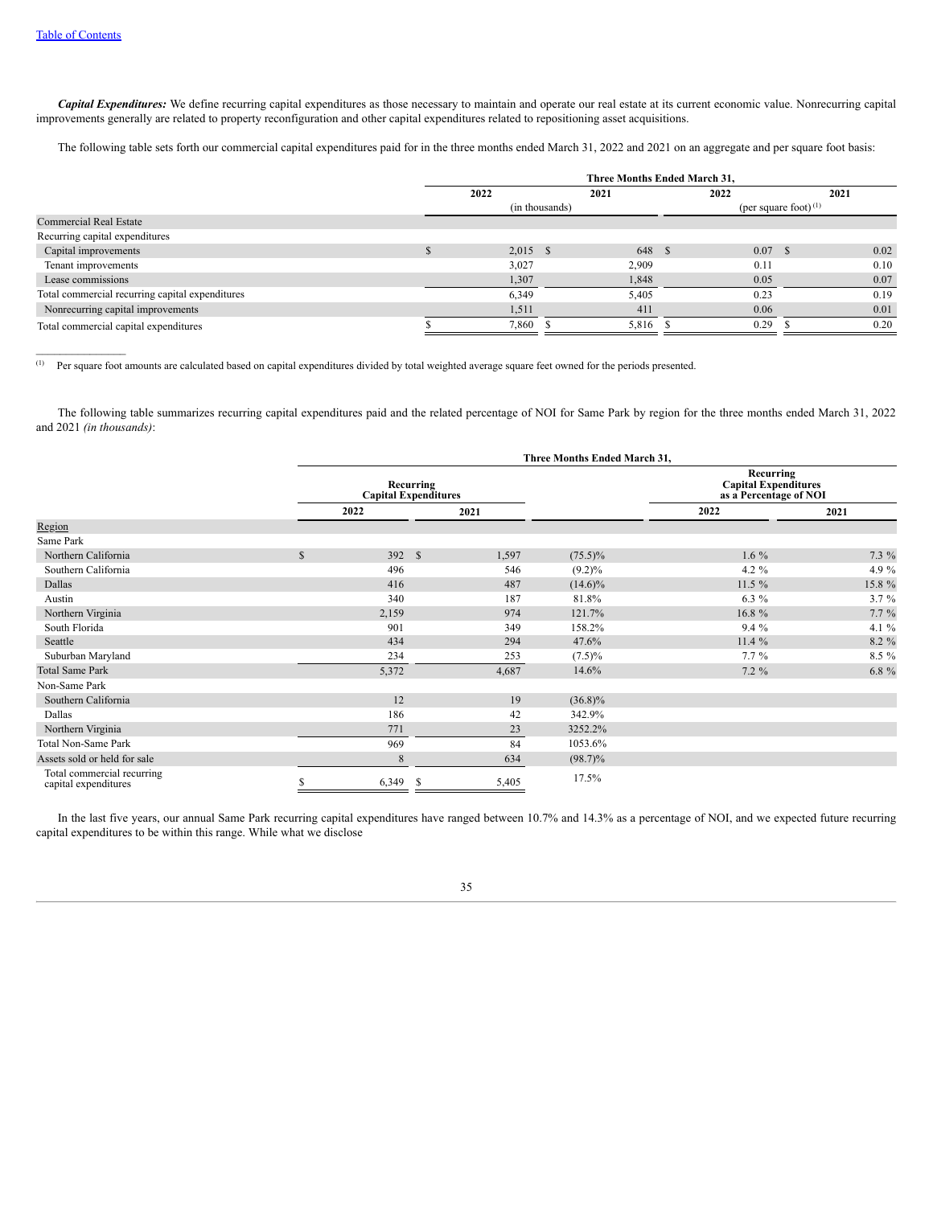***Capital Expenditures:*** We define recurring capital expenditures as those necessary to maintain and operate our real estate at its current economic value. Nonrecurring capital improvements generally are related to property reconfiguration and other capital expenditures related to repositioning asset acquisitions.

The following table sets forth our commercial capital expenditures paid for in the three months ended March 31, 2022 and 2021 on an aggregate and per square foot basis:

| | Three Months Ended March 31, | | | |
|---|---|---|---|---|
| | 2022 | 2021 | 2022 | 2021 |
| | (in thousands) | | (per square foot) [1] | |
| Commercial Real Estate | | | | |
| Recurring capital expenditures | | | | |
| Capital improvements | $ 2,015 | $ 648 | $ 0.07 | $ 0.02 |
| Tenant improvements | 3,027 | 2,909 | 0.11 | 0.10 |
| Lease commissions | 1,307 | 1,848 | 0.05 | 0.07 |
| Total commercial recurring capital expenditures | 6,349 | 5,405 | 0.23 | 0.19 |
| Nonrecurring capital improvements | 1,511 | 411 | 0.06 | 0.01 |
| Total commercial capital expenditures | $ 7,860 | $ 5,816 | $ 0.29 | $ 0.20 |

[1] Per square foot amounts are calculated based on capital expenditures divided by total weighted average square feet owned for the periods presented.

The following table summarizes recurring capital expenditures paid and the related percentage of NOI for Same Park by region for the three months ended March 31, 2022 and 2021 *(in thousands)*:

| | Three Months Ended March 31, | | | | |
|---|---|---|---|---|---|
| | Recurring Capital Expenditures | | | Recurring Capital Expenditures as a Percentage of NOI | |
| | 2022 | 2021 | | 2022 | 2021 |
| Region | | | | | |
| Same Park | | | | | |
| Northern California | $ 392 | $ 1,597 | (75.5)% | 1.6 % | 7.3 % |
| Southern California | 496 | 546 | (9.2)% | 4.2 % | 4.9 % |
| Dallas | 416 | 487 | (14.6)% | 11.5 % | 15.8 % |
| Austin | 340 | 187 | 81.8% | 6.3 % | 3.7 % |
| Northern Virginia | 2,159 | 974 | 121.7% | 16.8 % | 7.7 % |
| South Florida | 901 | 349 | 158.2% | 9.4 % | 4.1 % |
| Seattle | 434 | 294 | 47.6% | 11.4 % | 8.2 % |
| Suburban Maryland | 234 | 253 | (7.5)% | 7.7 % | 8.5 % |
| Total Same Park | 5,372 | 4,687 | 14.6% | 7.2 % | 6.8 % |
| Non-Same Park | | | | | |
| Southern California | 12 | 19 | (36.8)% | | |
| Dallas | 186 | 42 | 342.9% | | |
| Northern Virginia | 771 | 23 | 3252.2% | | |
| Total Non-Same Park | 969 | 84 | 1053.6% | | |
| Assets sold or held for sale | 8 | 634 | (98.7)% | | |
| Total commercial recurring capital expenditures | $ 6,349 | $ 5,405 | 17.5% | | |

In the last five years, our annual Same Park recurring capital expenditures have ranged between 10.7% and 14.3% as a percentage of NOI, and we expected future recurring capital expenditures to be within this range. While what we disclose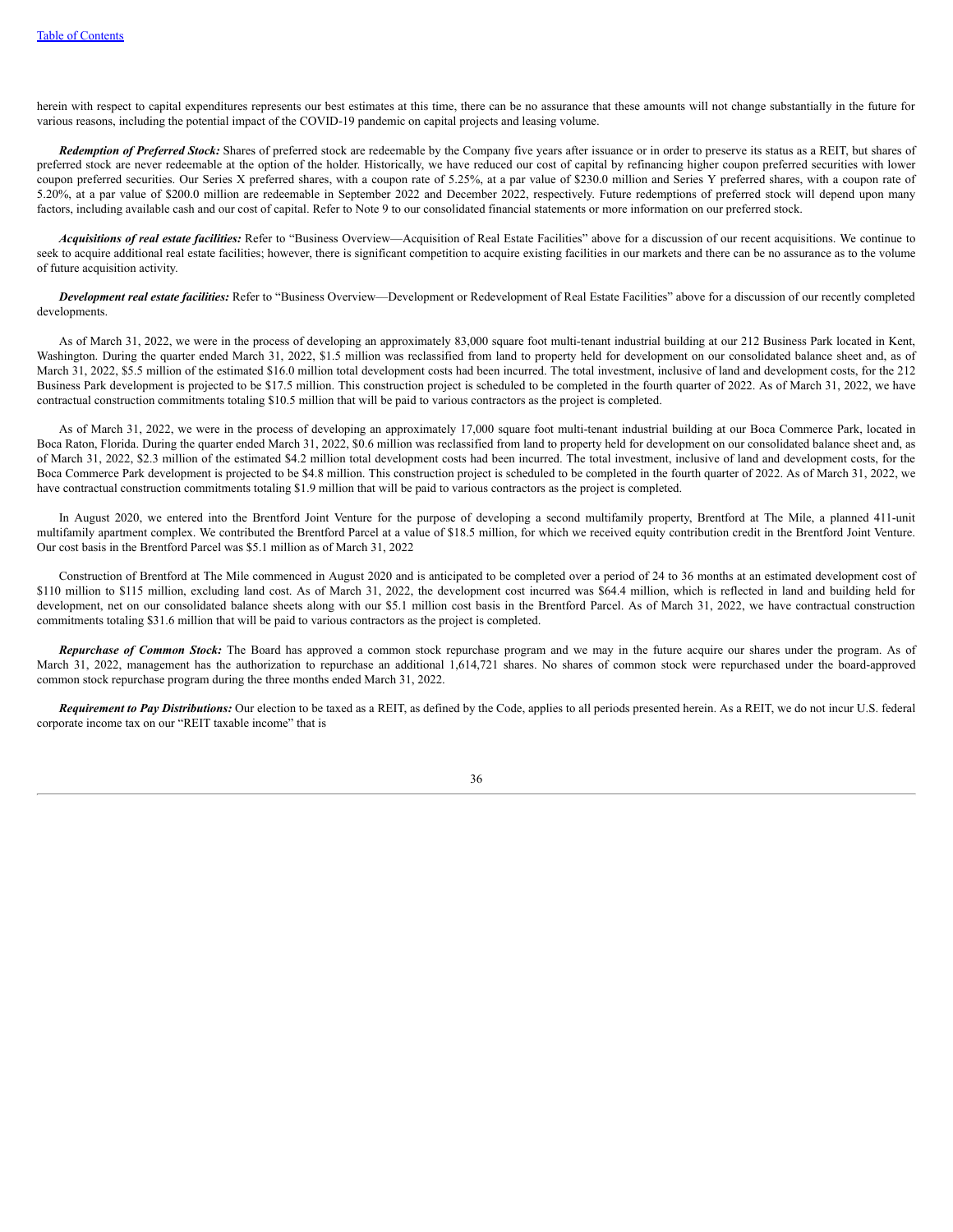herein with respect to capital expenditures represents our best estimates at this time, there can be no assurance that these amounts will not change substantially in the future for various reasons, including the potential impact of the COVID-19 pandemic on capital projects and leasing volume.

***Redemption of Preferred Stock:*** Shares of preferred stock are redeemable by the Company five years after issuance or in order to preserve its status as a REIT, but shares of preferred stock are never redeemable at the option of the holder. Historically, we have reduced our cost of capital by refinancing higher coupon preferred securities with lower coupon preferred securities. Our Series X preferred shares, with a coupon rate of 5.25%, at a par value of $230.0 million and Series Y preferred shares, with a coupon rate of 5.20%, at a par value of $200.0 million are redeemable in September 2022 and December 2022, respectively. Future redemptions of preferred stock will depend upon many factors, including available cash and our cost of capital. Refer to Note 9 to our consolidated financial statements or more information on our preferred stock.

***Acquisitions of real estate facilities:*** Refer to "Business Overview—Acquisition of Real Estate Facilities" above for a discussion of our recent acquisitions. We continue to seek to acquire additional real estate facilities; however, there is significant competition to acquire existing facilities in our markets and there can be no assurance as to the volume of future acquisition activity.

***Development real estate facilities:*** Refer to "Business Overview—Development or Redevelopment of Real Estate Facilities" above for a discussion of our recently completed developments.

As of March 31, 2022, we were in the process of developing an approximately 83,000 square foot multi-tenant industrial building at our 212 Business Park located in Kent, Washington. During the quarter ended March 31, 2022, $1.5 million was reclassified from land to property held for development on our consolidated balance sheet and, as of March 31, 2022, $5.5 million of the estimated $16.0 million total development costs had been incurred. The total investment, inclusive of land and development costs, for the 212 Business Park development is projected to be $17.5 million. This construction project is scheduled to be completed in the fourth quarter of 2022. As of March 31, 2022, we have contractual construction commitments totaling $10.5 million that will be paid to various contractors as the project is completed.

As of March 31, 2022, we were in the process of developing an approximately 17,000 square foot multi-tenant industrial building at our Boca Commerce Park, located in Boca Raton, Florida. During the quarter ended March 31, 2022, $0.6 million was reclassified from land to property held for development on our consolidated balance sheet and, as of March 31, 2022, $2.3 million of the estimated $4.2 million total development costs had been incurred. The total investment, inclusive of land and development costs, for the Boca Commerce Park development is projected to be $4.8 million. This construction project is scheduled to be completed in the fourth quarter of 2022. As of March 31, 2022, we have contractual construction commitments totaling $1.9 million that will be paid to various contractors as the project is completed.

In August 2020, we entered into the Brentford Joint Venture for the purpose of developing a second multifamily property, Brentford at The Mile, a planned 411-unit multifamily apartment complex. We contributed the Brentford Parcel at a value of $18.5 million, for which we received equity contribution credit in the Brentford Joint Venture. Our cost basis in the Brentford Parcel was $5.1 million as of March 31, 2022

Construction of Brentford at The Mile commenced in August 2020 and is anticipated to be completed over a period of 24 to 36 months at an estimated development cost of $110 million to $115 million, excluding land cost. As of March 31, 2022, the development cost incurred was $64.4 million, which is reflected in land and building held for development, net on our consolidated balance sheets along with our $5.1 million cost basis in the Brentford Parcel. As of March 31, 2022, we have contractual construction commitments totaling $31.6 million that will be paid to various contractors as the project is completed.

***Repurchase of Common Stock:*** The Board has approved a common stock repurchase program and we may in the future acquire our shares under the program. As of March 31, 2022, management has the authorization to repurchase an additional 1,614,721 shares. No shares of common stock were repurchased under the board-approved common stock repurchase program during the three months ended March 31, 2022.

***Requirement to Pay Distributions:*** Our election to be taxed as a REIT, as defined by the Code, applies to all periods presented herein. As a REIT, we do not incur U.S. federal corporate income tax on our "REIT taxable income" that is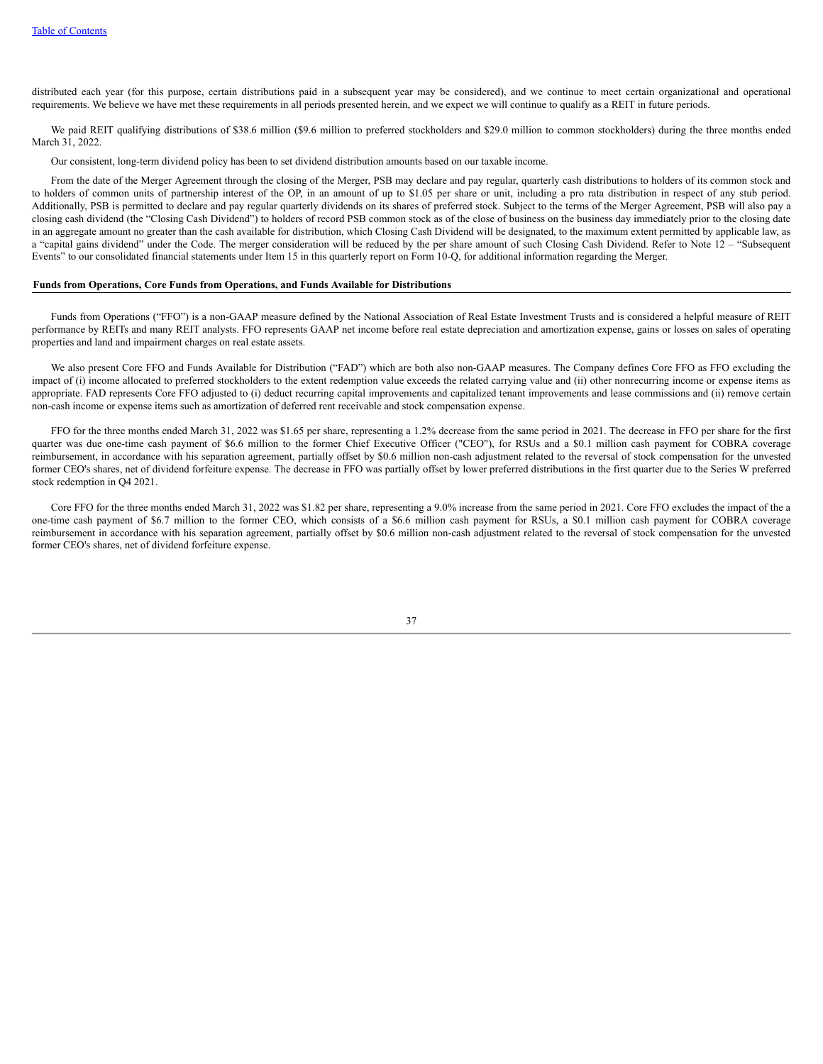distributed each year (for this purpose, certain distributions paid in a subsequent year may be considered), and we continue to meet certain organizational and operational requirements. We believe we have met these requirements in all periods presented herein, and we expect we will continue to qualify as a REIT in future periods.

We paid REIT qualifying distributions of $38.6 million ($9.6 million to preferred stockholders and $29.0 million to common stockholders) during the three months ended March 31, 2022.

Our consistent, long-term dividend policy has been to set dividend distribution amounts based on our taxable income.

From the date of the Merger Agreement through the closing of the Merger, PSB may declare and pay regular, quarterly cash distributions to holders of its common stock and to holders of common units of partnership interest of the OP, in an amount of up to $1.05 per share or unit, including a pro rata distribution in respect of any stub period. Additionally, PSB is permitted to declare and pay regular quarterly dividends on its shares of preferred stock. Subject to the terms of the Merger Agreement, PSB will also pay a closing cash dividend (the "Closing Cash Dividend") to holders of record PSB common stock as of the close of business on the business day immediately prior to the closing date in an aggregate amount no greater than the cash available for distribution, which Closing Cash Dividend will be designated, to the maximum extent permitted by applicable law, as a "capital gains dividend" under the Code. The merger consideration will be reduced by the per share amount of such Closing Cash Dividend. Refer to Note 12 – "Subsequent Events" to our consolidated financial statements under Item 15 in this quarterly report on Form 10-Q, for additional information regarding the Merger.

**Funds from Operations, Core Funds from Operations, and Funds Available for Distributions**

Funds from Operations ("FFO") is a non-GAAP measure defined by the National Association of Real Estate Investment Trusts and is considered a helpful measure of REIT performance by REITs and many REIT analysts. FFO represents GAAP net income before real estate depreciation and amortization expense, gains or losses on sales of operating properties and land and impairment charges on real estate assets.

We also present Core FFO and Funds Available for Distribution ("FAD") which are both also non-GAAP measures. The Company defines Core FFO as FFO excluding the impact of (i) income allocated to preferred stockholders to the extent redemption value exceeds the related carrying value and (ii) other nonrecurring income or expense items as appropriate. FAD represents Core FFO adjusted to (i) deduct recurring capital improvements and capitalized tenant improvements and lease commissions and (ii) remove certain non-cash income or expense items such as amortization of deferred rent receivable and stock compensation expense.

FFO for the three months ended March 31, 2022 was $1.65 per share, representing a 1.2% decrease from the same period in 2021. The decrease in FFO per share for the first quarter was due one-time cash payment of $6.6 million to the former Chief Executive Officer ("CEO"), for RSUs and a $0.1 million cash payment for COBRA coverage reimbursement, in accordance with his separation agreement, partially offset by $0.6 million non-cash adjustment related to the reversal of stock compensation for the unvested former CEO's shares, net of dividend forfeiture expense. The decrease in FFO was partially offset by lower preferred distributions in the first quarter due to the Series W preferred stock redemption in Q4 2021.

Core FFO for the three months ended March 31, 2022 was $1.82 per share, representing a 9.0% increase from the same period in 2021. Core FFO excludes the impact of the a one-time cash payment of $6.7 million to the former CEO, which consists of a $6.6 million cash payment for RSUs, a $0.1 million cash payment for COBRA coverage reimbursement in accordance with his separation agreement, partially offset by $0.6 million non-cash adjustment related to the reversal of stock compensation for the unvested former CEO's shares, net of dividend forfeiture expense.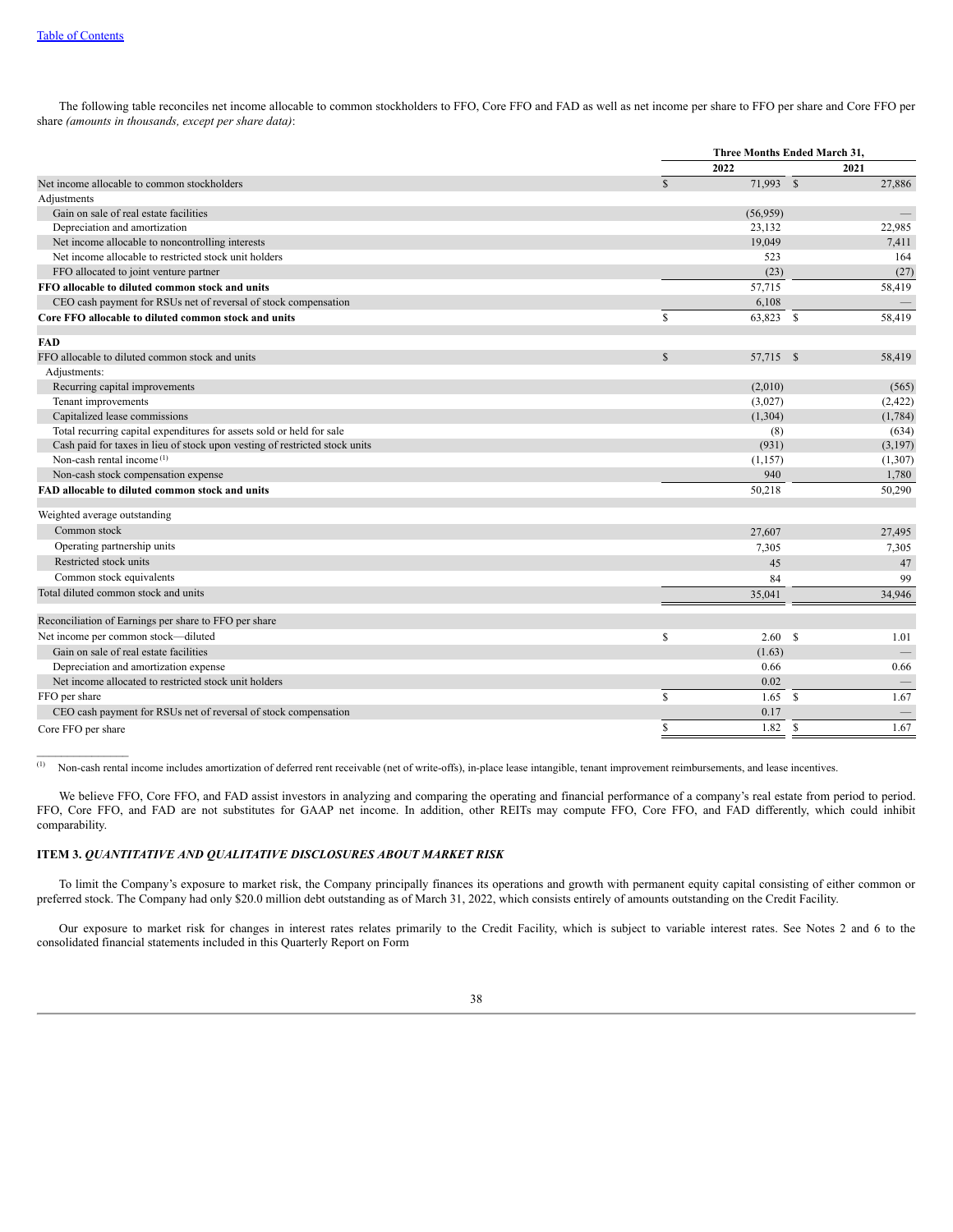[Table of Contents](#)

The following table reconciles net income allocable to common stockholders to FFO, Core FFO and FAD as well as net income per share to FFO per share and Core FFO per share *(amounts in thousands, except per share data)*:

| | Three Months Ended March 31, | |
|---|---|---|
| | **2022** | **2021** |
| Net income allocable to common stockholders | $ 71,993 | $ 27,886 |
| Adjustments | | |
| Gain on sale of real estate facilities | (56,959) | — |
| Depreciation and amortization | 23,132 | 22,985 |
| Net income allocable to noncontrolling interests | 19,049 | 7,411 |
| Net income allocable to restricted stock unit holders | 523 | 164 |
| FFO allocated to joint venture partner | (23) | (27) |
| **FFO allocable to diluted common stock and units** | 57,715 | 58,419 |
| CEO cash payment for RSUs net of reversal of stock compensation | 6,108 | — |
| **Core FFO allocable to diluted common stock and units** | $ 63,823 | $ 58,419 |
| | | |
| **FAD** | | |
| FFO allocable to diluted common stock and units | $ 57,715 | $ 58,419 |
| Adjustments: | | |
| Recurring capital improvements | (2,010) | (565) |
| Tenant improvements | (3,027) | (2,422) |
| Capitalized lease commissions | (1,304) | (1,784) |
| Total recurring capital expenditures for assets sold or held for sale | (8) | (634) |
| Cash paid for taxes in lieu of stock upon vesting of restricted stock units | (931) | (3,197) |
| Non-cash rental income [(1)] | (1,157) | (1,307) |
| Non-cash stock compensation expense | 940 | 1,780 |
| **FAD allocable to diluted common stock and units** | 50,218 | 50,290 |
| | | |
| Weighted average outstanding | | |
| Common stock | 27,607 | 27,495 |
| Operating partnership units | 7,305 | 7,305 |
| Restricted stock units | 45 | 47 |
| Common stock equivalents | 84 | 99 |
| Total diluted common stock and units | 35,041 | 34,946 |
| | | |
| Reconciliation of Earnings per share to FFO per share | | |
| Net income per common stock—diluted | $ 2.60 | $ 1.01 |
| Gain on sale of real estate facilities | (1.63) | — |
| Depreciation and amortization expense | 0.66 | 0.66 |
| Net income allocated to restricted stock unit holders | 0.02 | — |
| FFO per share | $ 1.65 | $ 1.67 |
| CEO cash payment for RSUs net of reversal of stock compensation | 0.17 | — |
| Core FFO per share | $ 1.82 | $ 1.67 |

(1) Non-cash rental income includes amortization of deferred rent receivable (net of write-offs), in-place lease intangible, tenant improvement reimbursements, and lease incentives.

We believe FFO, Core FFO, and FAD assist investors in analyzing and comparing the operating and financial performance of a company's real estate from period to period. FFO, Core FFO, and FAD are not substitutes for GAAP net income. In addition, other REITs may compute FFO, Core FFO, and FAD differently, which could inhibit comparability.

### ITEM 3. *QUANTITATIVE AND QUALITATIVE DISCLOSURES ABOUT MARKET RISK*

To limit the Company's exposure to market risk, the Company principally finances its operations and growth with permanent equity capital consisting of either common or preferred stock. The Company had only $20.0 million debt outstanding as of March 31, 2022, which consists entirely of amounts outstanding on the Credit Facility.

Our exposure to market risk for changes in interest rates relates primarily to the Credit Facility, which is subject to variable interest rates. See Notes 2 and 6 to the consolidated financial statements included in this Quarterly Report on Form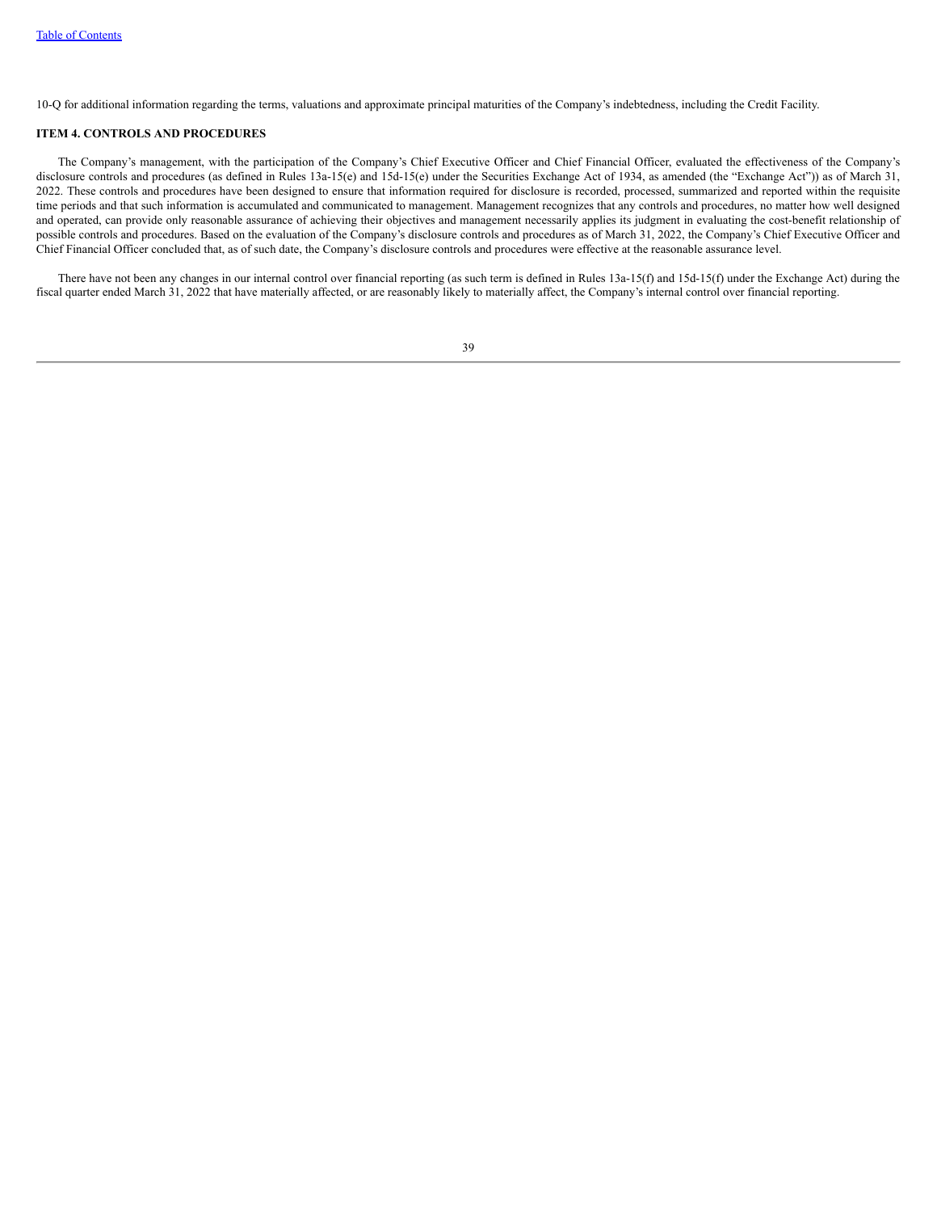10-Q for additional information regarding the terms, valuations and approximate principal maturities of the Company's indebtedness, including the Credit Facility.

### ITEM 4. CONTROLS AND PROCEDURES

The Company's management, with the participation of the Company's Chief Executive Officer and Chief Financial Officer, evaluated the effectiveness of the Company's disclosure controls and procedures (as defined in Rules 13a-15(e) and 15d-15(e) under the Securities Exchange Act of 1934, as amended (the "Exchange Act")) as of March 31, 2022. These controls and procedures have been designed to ensure that information required for disclosure is recorded, processed, summarized and reported within the requisite time periods and that such information is accumulated and communicated to management. Management recognizes that any controls and procedures, no matter how well designed and operated, can provide only reasonable assurance of achieving their objectives and management necessarily applies its judgment in evaluating the cost-benefit relationship of possible controls and procedures. Based on the evaluation of the Company's disclosure controls and procedures as of March 31, 2022, the Company's Chief Executive Officer and Chief Financial Officer concluded that, as of such date, the Company's disclosure controls and procedures were effective at the reasonable assurance level.

There have not been any changes in our internal control over financial reporting (as such term is defined in Rules 13a-15(f) and 15d-15(f) under the Exchange Act) during the fiscal quarter ended March 31, 2022 that have materially affected, or are reasonably likely to materially affect, the Company's internal control over financial reporting.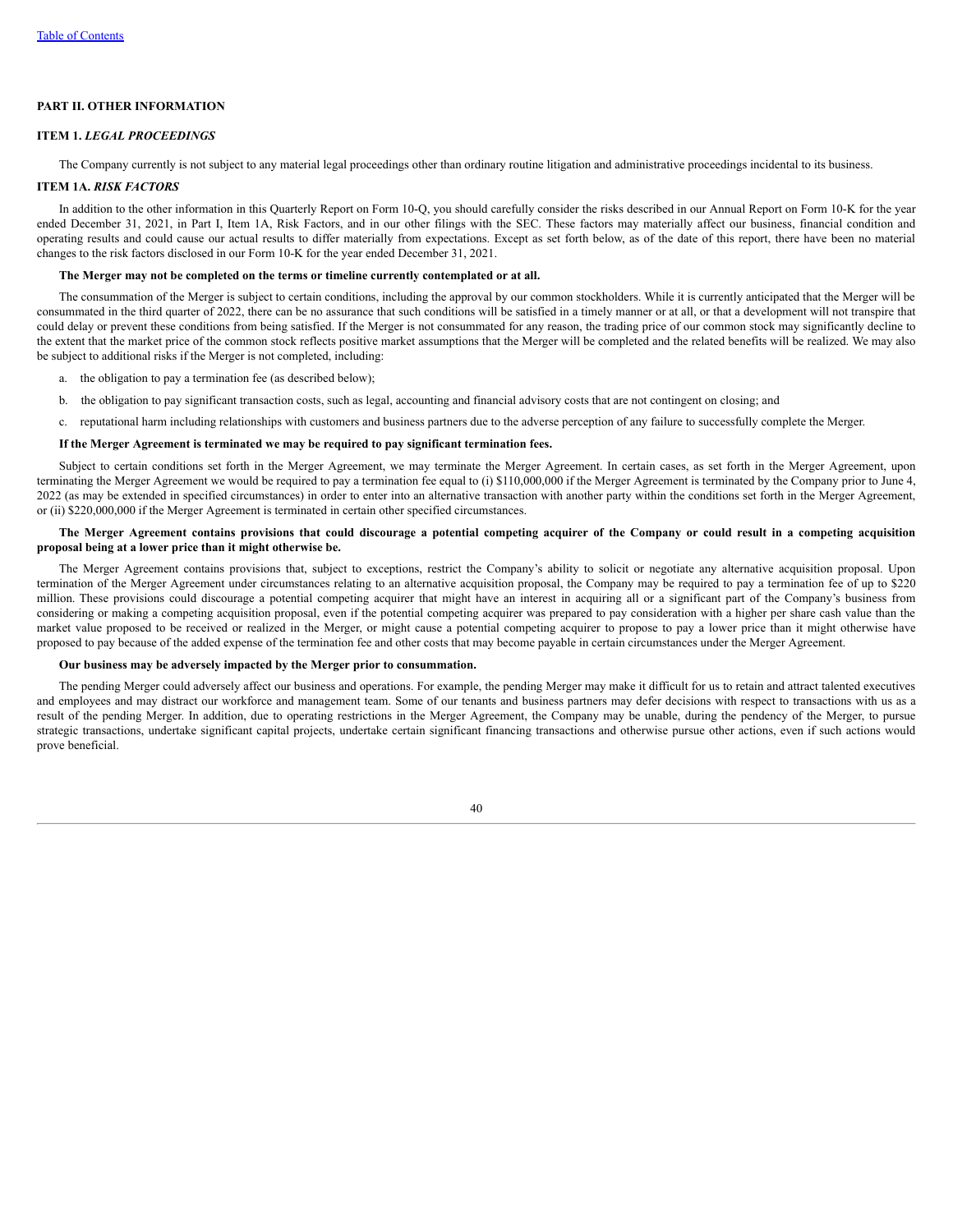Table of Contents

## PART II. OTHER INFORMATION

### ITEM 1. *LEGAL PROCEEDINGS*

The Company currently is not subject to any material legal proceedings other than ordinary routine litigation and administrative proceedings incidental to its business.

### ITEM 1A. *RISK FACTORS*

In addition to the other information in this Quarterly Report on Form 10-Q, you should carefully consider the risks described in our Annual Report on Form 10-K for the year ended December 31, 2021, in Part I, Item 1A, Risk Factors, and in our other filings with the SEC. These factors may materially affect our business, financial condition and operating results and could cause our actual results to differ materially from expectations. Except as set forth below, as of the date of this report, there have been no material changes to the risk factors disclosed in our Form 10-K for the year ended December 31, 2021.

**The Merger may not be completed on the terms or timeline currently contemplated or at all.**

The consummation of the Merger is subject to certain conditions, including the approval by our common stockholders. While it is currently anticipated that the Merger will be consummated in the third quarter of 2022, there can be no assurance that such conditions will be satisfied in a timely manner or at all, or that a development will not transpire that could delay or prevent these conditions from being satisfied. If the Merger is not consummated for any reason, the trading price of our common stock may significantly decline to the extent that the market price of the common stock reflects positive market assumptions that the Merger will be completed and the related benefits will be realized. We may also be subject to additional risks if the Merger is not completed, including:

a. the obligation to pay a termination fee (as described below);

b. the obligation to pay significant transaction costs, such as legal, accounting and financial advisory costs that are not contingent on closing; and

c. reputational harm including relationships with customers and business partners due to the adverse perception of any failure to successfully complete the Merger.

**If the Merger Agreement is terminated we may be required to pay significant termination fees.**

Subject to certain conditions set forth in the Merger Agreement, we may terminate the Merger Agreement. In certain cases, as set forth in the Merger Agreement, upon terminating the Merger Agreement we would be required to pay a termination fee equal to (i) $110,000,000 if the Merger Agreement is terminated by the Company prior to June 4, 2022 (as may be extended in specified circumstances) in order to enter into an alternative transaction with another party within the conditions set forth in the Merger Agreement, or (ii) $220,000,000 if the Merger Agreement is terminated in certain other specified circumstances.

**The Merger Agreement contains provisions that could discourage a potential competing acquirer of the Company or could result in a competing acquisition proposal being at a lower price than it might otherwise be.**

The Merger Agreement contains provisions that, subject to exceptions, restrict the Company's ability to solicit or negotiate any alternative acquisition proposal. Upon termination of the Merger Agreement under circumstances relating to an alternative acquisition proposal, the Company may be required to pay a termination fee of up to $220 million. These provisions could discourage a potential competing acquirer that might have an interest in acquiring all or a significant part of the Company's business from considering or making a competing acquisition proposal, even if the potential competing acquirer was prepared to pay consideration with a higher per share cash value than the market value proposed to be received or realized in the Merger, or might cause a potential competing acquirer to propose to pay a lower price than it might otherwise have proposed to pay because of the added expense of the termination fee and other costs that may become payable in certain circumstances under the Merger Agreement.

**Our business may be adversely impacted by the Merger prior to consummation.**

The pending Merger could adversely affect our business and operations. For example, the pending Merger may make it difficult for us to retain and attract talented executives and employees and may distract our workforce and management team. Some of our tenants and business partners may defer decisions with respect to transactions with us as a result of the pending Merger. In addition, due to operating restrictions in the Merger Agreement, the Company may be unable, during the pendency of the Merger, to pursue strategic transactions, undertake significant capital projects, undertake certain significant financing transactions and otherwise pursue other actions, even if such actions would prove beneficial.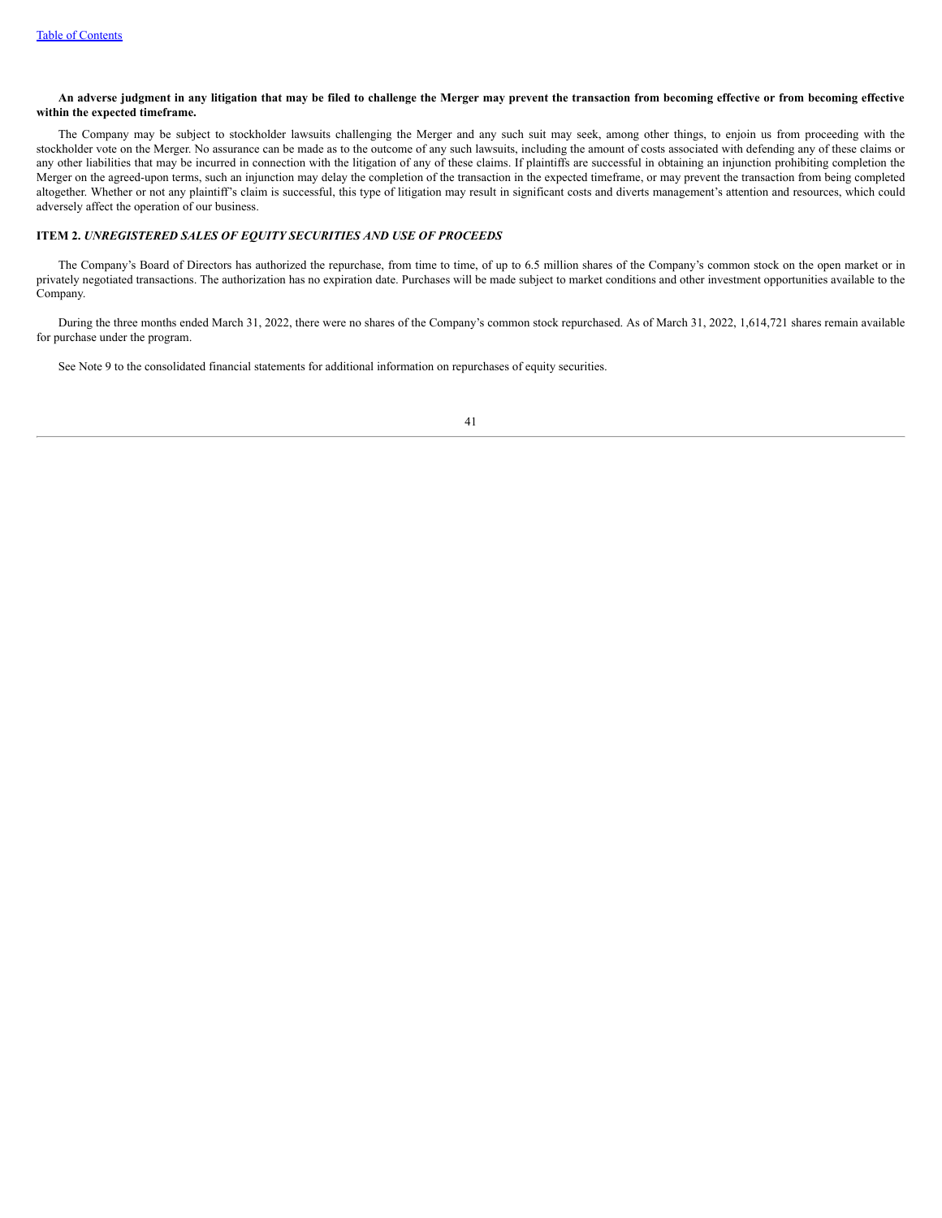**An adverse judgment in any litigation that may be filed to challenge the Merger may prevent the transaction from becoming effective or from becoming effective within the expected timeframe.**

The Company may be subject to stockholder lawsuits challenging the Merger and any such suit may seek, among other things, to enjoin us from proceeding with the stockholder vote on the Merger. No assurance can be made as to the outcome of any such lawsuits, including the amount of costs associated with defending any of these claims or any other liabilities that may be incurred in connection with the litigation of any of these claims. If plaintiffs are successful in obtaining an injunction prohibiting completion the Merger on the agreed-upon terms, such an injunction may delay the completion of the transaction in the expected timeframe, or may prevent the transaction from being completed altogether. Whether or not any plaintiff's claim is successful, this type of litigation may result in significant costs and diverts management's attention and resources, which could adversely affect the operation of our business.

## ITEM 2. *UNREGISTERED SALES OF EQUITY SECURITIES AND USE OF PROCEEDS*

The Company's Board of Directors has authorized the repurchase, from time to time, of up to 6.5 million shares of the Company's common stock on the open market or in privately negotiated transactions. The authorization has no expiration date. Purchases will be made subject to market conditions and other investment opportunities available to the Company.

During the three months ended March 31, 2022, there were no shares of the Company's common stock repurchased. As of March 31, 2022, 1,614,721 shares remain available for purchase under the program.

See Note 9 to the consolidated financial statements for additional information on repurchases of equity securities.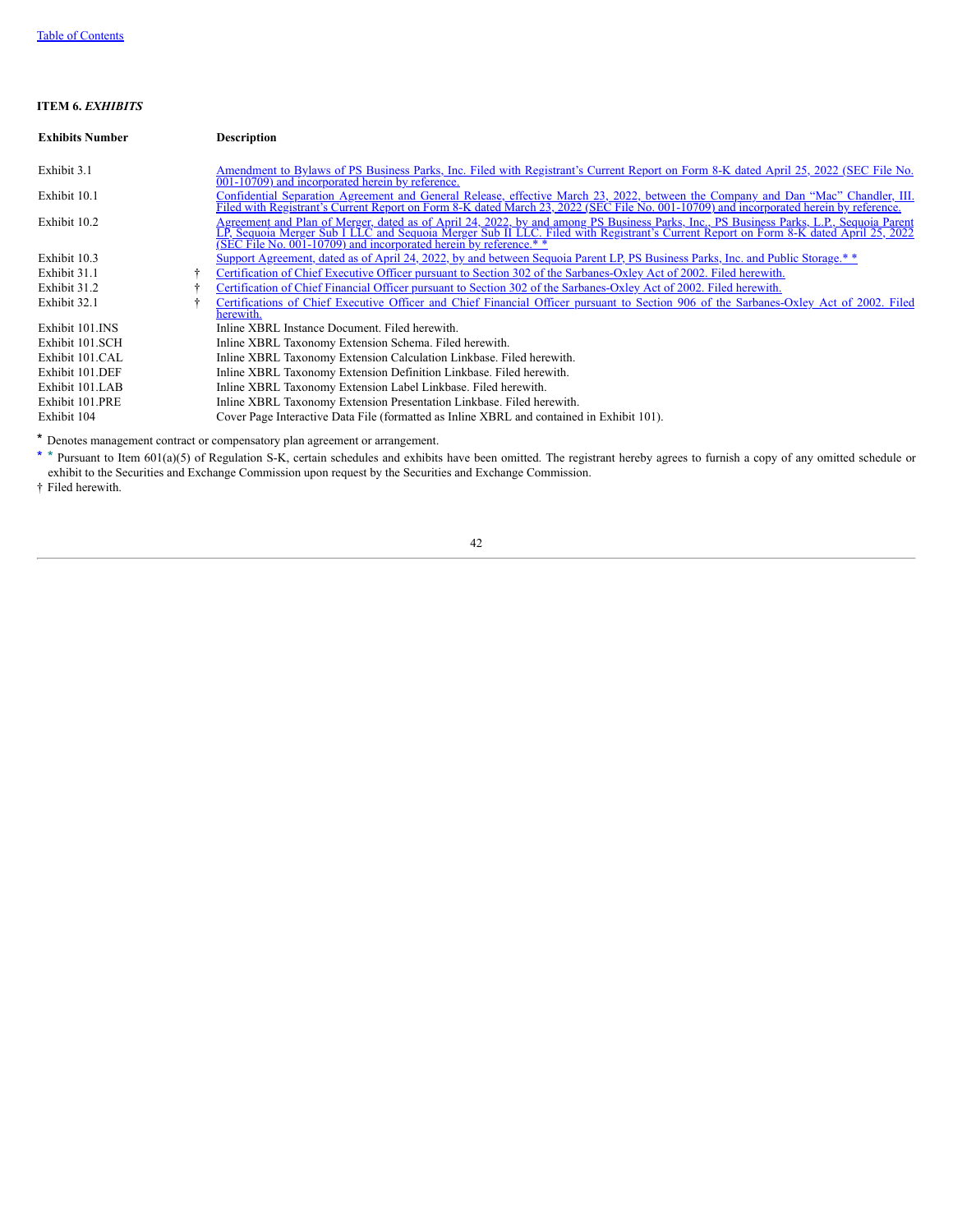**ITEM 6.** ***EXHIBITS***

| Exhibits Number | | Description |
|---|---|---|
| Exhibit 3.1 | | Amendment to Bylaws of PS Business Parks, Inc. Filed with Registrant's Current Report on Form 8-K dated April 25, 2022 (SEC File No. 001-10709) and incorporated herein by reference. |
| Exhibit 10.1 | | Confidential Separation Agreement and General Release, effective March 23, 2022, between the Company and Dan "Mac" Chandler, III. Filed with Registrant's Current Report on Form 8-K dated March 23, 2022 (SEC File No. 001-10709) and incorporated herein by reference. |
| Exhibit 10.2 | | Agreement and Plan of Merger, dated as of April 24, 2022, by and among PS Business Parks, Inc., PS Business Parks, L.P., Sequoia Parent LP, Sequoia Merger Sub I LLC and Sequoia Merger Sub II LLC. Filed with Registrant's Current Report on Form 8-K dated April 25, 2022 (SEC File No. 001-10709) and incorporated herein by reference.* * |
| Exhibit 10.3 | | Support Agreement, dated as of April 24, 2022, by and between Sequoia Parent LP, PS Business Parks, Inc. and Public Storage.* * |
| Exhibit 31.1 | † | Certification of Chief Executive Officer pursuant to Section 302 of the Sarbanes-Oxley Act of 2002. Filed herewith. |
| Exhibit 31.2 | † | Certification of Chief Financial Officer pursuant to Section 302 of the Sarbanes-Oxley Act of 2002. Filed herewith. |
| Exhibit 32.1 | † | Certifications of Chief Executive Officer and Chief Financial Officer pursuant to Section 906 of the Sarbanes-Oxley Act of 2002. Filed herewith. |
| Exhibit 101.INS | | Inline XBRL Instance Document. Filed herewith. |
| Exhibit 101.SCH | | Inline XBRL Taxonomy Extension Schema. Filed herewith. |
| Exhibit 101.CAL | | Inline XBRL Taxonomy Extension Calculation Linkbase. Filed herewith. |
| Exhibit 101.DEF | | Inline XBRL Taxonomy Extension Definition Linkbase. Filed herewith. |
| Exhibit 101.LAB | | Inline XBRL Taxonomy Extension Label Linkbase. Filed herewith. |
| Exhibit 101.PRE | | Inline XBRL Taxonomy Extension Presentation Linkbase. Filed herewith. |
| Exhibit 104 | | Cover Page Interactive Data File (formatted as Inline XBRL and contained in Exhibit 101). |

\* Denotes management contract or compensatory plan agreement or arrangement.

\* \* Pursuant to Item 601(a)(5) of Regulation S-K, certain schedules and exhibits have been omitted. The registrant hereby agrees to furnish a copy of any omitted schedule or exhibit to the Securities and Exchange Commission upon request by the Securities and Exchange Commission.

† Filed herewith.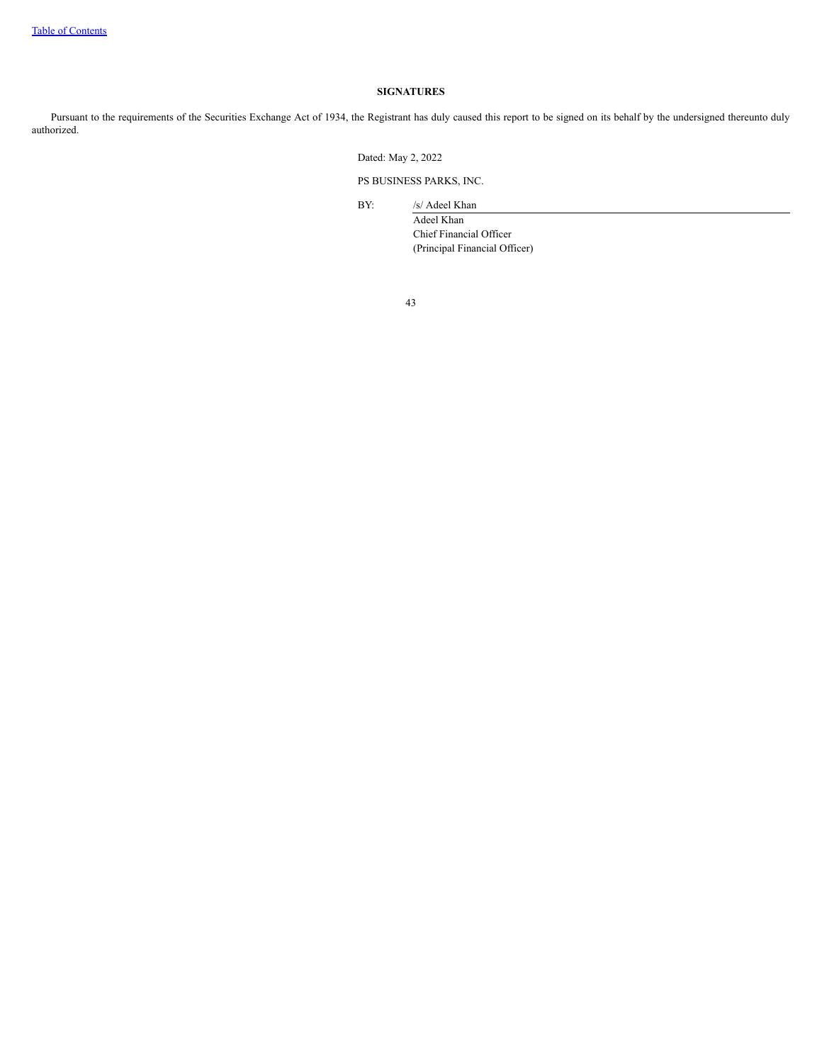**SIGNATURES**

Pursuant to the requirements of the Securities Exchange Act of 1934, the Registrant has duly caused this report to be signed on its behalf by the undersigned thereunto duly authorized.

Dated: May 2, 2022

PS BUSINESS PARKS, INC.

BY: /s/ Adeel Khan

Adeel Khan
Chief Financial Officer
(Principal Financial Officer)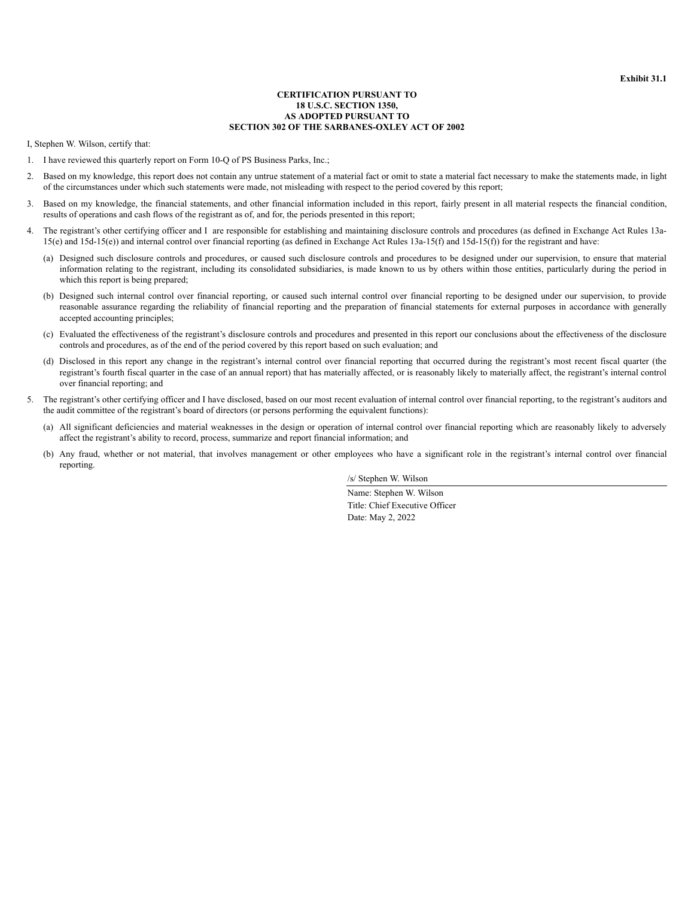**Exhibit 31.1**

**CERTIFICATION PURSUANT TO**
**18 U.S.C. SECTION 1350,**
**AS ADOPTED PURSUANT TO**
**SECTION 302 OF THE SARBANES-OXLEY ACT OF 2002**

I, Stephen W. Wilson, certify that:

1. I have reviewed this quarterly report on Form 10-Q of PS Business Parks, Inc.;
2. Based on my knowledge, this report does not contain any untrue statement of a material fact or omit to state a material fact necessary to make the statements made, in light of the circumstances under which such statements were made, not misleading with respect to the period covered by this report;
3. Based on my knowledge, the financial statements, and other financial information included in this report, fairly present in all material respects the financial condition, results of operations and cash flows of the registrant as of, and for, the periods presented in this report;
4. The registrant's other certifying officer and I are responsible for establishing and maintaining disclosure controls and procedures (as defined in Exchange Act Rules 13a-15(e) and 15d-15(e)) and internal control over financial reporting (as defined in Exchange Act Rules 13a-15(f) and 15d-15(f)) for the registrant and have:
   (a) Designed such disclosure controls and procedures, or caused such disclosure controls and procedures to be designed under our supervision, to ensure that material information relating to the registrant, including its consolidated subsidiaries, is made known to us by others within those entities, particularly during the period in which this report is being prepared;
   (b) Designed such internal control over financial reporting, or caused such internal control over financial reporting to be designed under our supervision, to provide reasonable assurance regarding the reliability of financial reporting and the preparation of financial statements for external purposes in accordance with generally accepted accounting principles;
   (c) Evaluated the effectiveness of the registrant's disclosure controls and procedures and presented in this report our conclusions about the effectiveness of the disclosure controls and procedures, as of the end of the period covered by this report based on such evaluation; and
   (d) Disclosed in this report any change in the registrant's internal control over financial reporting that occurred during the registrant's most recent fiscal quarter (the registrant's fourth fiscal quarter in the case of an annual report) that has materially affected, or is reasonably likely to materially affect, the registrant's internal control over financial reporting; and
5. The registrant's other certifying officer and I have disclosed, based on our most recent evaluation of internal control over financial reporting, to the registrant's auditors and the audit committee of the registrant's board of directors (or persons performing the equivalent functions):
   (a) All significant deficiencies and material weaknesses in the design or operation of internal control over financial reporting which are reasonably likely to adversely affect the registrant's ability to record, process, summarize and report financial information; and
   (b) Any fraud, whether or not material, that involves management or other employees who have a significant role in the registrant's internal control over financial reporting.

/s/ Stephen W. Wilson

Name: Stephen W. Wilson
Title: Chief Executive Officer
Date: May 2, 2022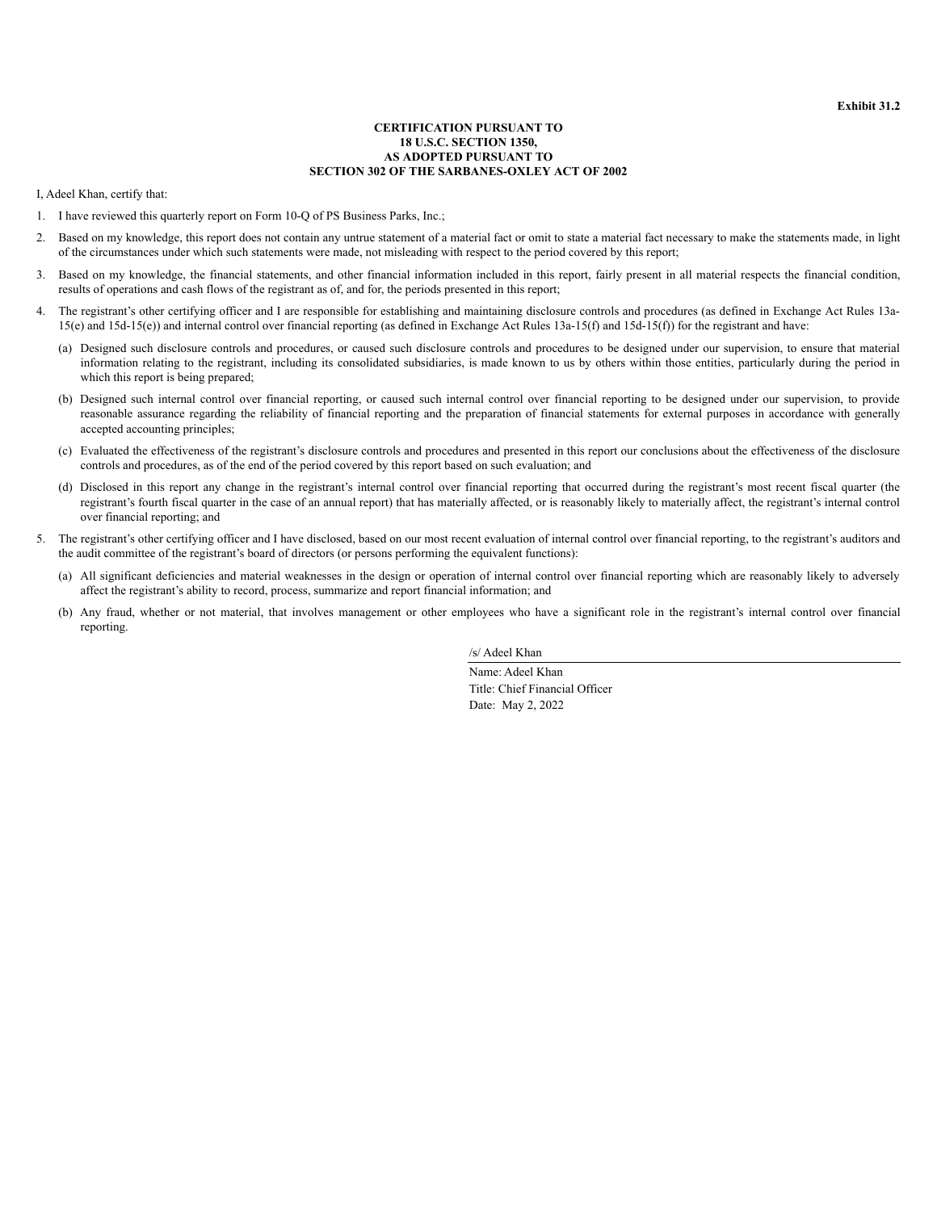**Exhibit 31.2**

**CERTIFICATION PURSUANT TO**
**18 U.S.C. SECTION 1350,**
**AS ADOPTED PURSUANT TO**
**SECTION 302 OF THE SARBANES-OXLEY ACT OF 2002**

I, Adeel Khan, certify that:

1. I have reviewed this quarterly report on Form 10-Q of PS Business Parks, Inc.;
2. Based on my knowledge, this report does not contain any untrue statement of a material fact or omit to state a material fact necessary to make the statements made, in light of the circumstances under which such statements were made, not misleading with respect to the period covered by this report;
3. Based on my knowledge, the financial statements, and other financial information included in this report, fairly present in all material respects the financial condition, results of operations and cash flows of the registrant as of, and for, the periods presented in this report;
4. The registrant's other certifying officer and I are responsible for establishing and maintaining disclosure controls and procedures (as defined in Exchange Act Rules 13a-15(e) and 15d-15(e)) and internal control over financial reporting (as defined in Exchange Act Rules 13a-15(f) and 15d-15(f)) for the registrant and have:
   (a) Designed such disclosure controls and procedures, or caused such disclosure controls and procedures to be designed under our supervision, to ensure that material information relating to the registrant, including its consolidated subsidiaries, is made known to us by others within those entities, particularly during the period in which this report is being prepared;
   (b) Designed such internal control over financial reporting, or caused such internal control over financial reporting to be designed under our supervision, to provide reasonable assurance regarding the reliability of financial reporting and the preparation of financial statements for external purposes in accordance with generally accepted accounting principles;
   (c) Evaluated the effectiveness of the registrant's disclosure controls and procedures and presented in this report our conclusions about the effectiveness of the disclosure controls and procedures, as of the end of the period covered by this report based on such evaluation; and
   (d) Disclosed in this report any change in the registrant's internal control over financial reporting that occurred during the registrant's most recent fiscal quarter (the registrant's fourth fiscal quarter in the case of an annual report) that has materially affected, or is reasonably likely to materially affect, the registrant's internal control over financial reporting; and
5. The registrant's other certifying officer and I have disclosed, based on our most recent evaluation of internal control over financial reporting, to the registrant's auditors and the audit committee of the registrant's board of directors (or persons performing the equivalent functions):
   (a) All significant deficiencies and material weaknesses in the design or operation of internal control over financial reporting which are reasonably likely to adversely affect the registrant's ability to record, process, summarize and report financial information; and
   (b) Any fraud, whether or not material, that involves management or other employees who have a significant role in the registrant's internal control over financial reporting.

/s/ Adeel Khan

Name: Adeel Khan
Title: Chief Financial Officer
Date: May 2, 2022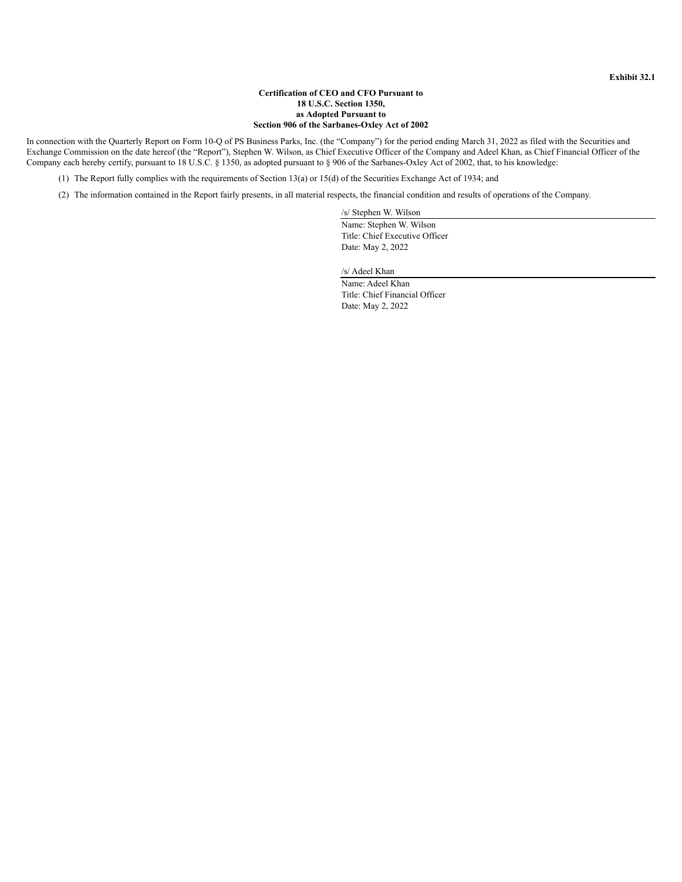**Exhibit 32.1**

**Certification of CEO and CFO Pursuant to 18 U.S.C. Section 1350, as Adopted Pursuant to Section 906 of the Sarbanes-Oxley Act of 2002**

In connection with the Quarterly Report on Form 10-Q of PS Business Parks, Inc. (the "Company") for the period ending March 31, 2022 as filed with the Securities and Exchange Commission on the date hereof (the "Report"), Stephen W. Wilson, as Chief Executive Officer of the Company and Adeel Khan, as Chief Financial Officer of the Company each hereby certify, pursuant to 18 U.S.C. § 1350, as adopted pursuant to § 906 of the Sarbanes-Oxley Act of 2002, that, to his knowledge:

(1) The Report fully complies with the requirements of Section 13(a) or 15(d) of the Securities Exchange Act of 1934; and

(2) The information contained in the Report fairly presents, in all material respects, the financial condition and results of operations of the Company.

/s/ Stephen W. Wilson

Name: Stephen W. Wilson
Title: Chief Executive Officer
Date: May 2, 2022

/s/ Adeel Khan

Name: Adeel Khan
Title: Chief Financial Officer
Date: May 2, 2022